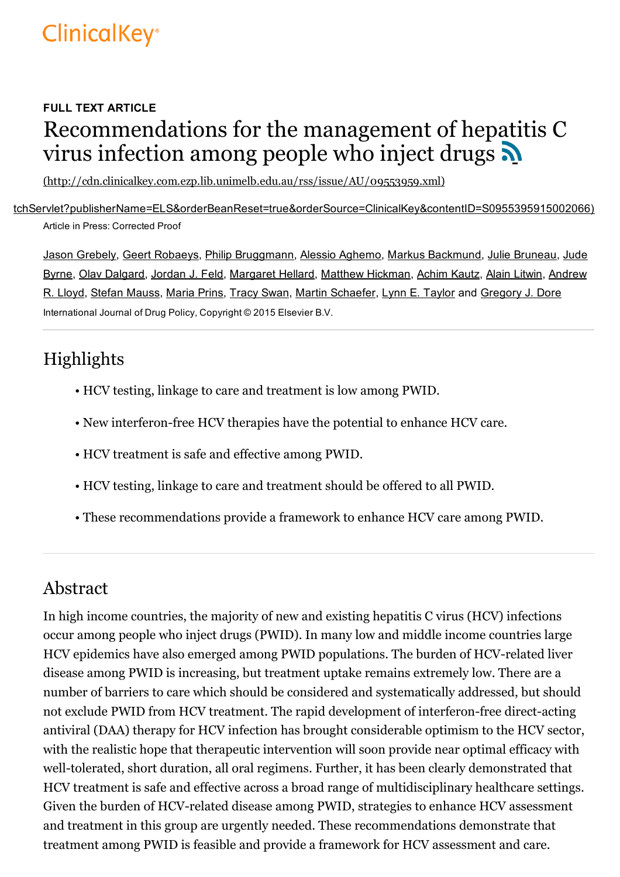FULL TEXT ARTICLE

# Recommendations for the management of hepatitis C virus infection among people who inject drugs

(http://cdn.clinicalkey.com.ezp.lib.unimelb.edu.au/rss/issue/AU/09553959.xml)

tchServlet?publisherName=ELS&orderBeanReset=true&orderSource=ClinicalKey&contentID=S0955395915002066)

Article in Press: Corrected Proof

Jason Grebely, Geert Robaeys, Philip Bruggmann, Alessio Aghemo, Markus Backmund, Julie Bruneau, Jude Byrne, Olav Dalgard, Jordan J. Feld, Margaret Hellard, Matthew Hickman, Achim Kautz, Alain Litwin, Andrew R. Lloyd, Stefan Mauss, Maria Prins, Tracy Swan, Martin Schaefer, Lynn E. Taylor and Gregory J. Dore

International Journal of Drug Policy, Copyright © 2015 Elsevier B.V.

## Highlights

- HCV testing, linkage to care and treatment is low among PWID.
- New interferon-free HCV therapies have the potential to enhance HCV care.
- HCV treatment is safe and effective among PWID.
- HCV testing, linkage to care and treatment should be offered to all PWID.
- These recommendations provide a framework to enhance HCV care among PWID.

## Abstract

In high income countries, the majority of new and existing hepatitis C virus (HCV) infections occur among people who inject drugs (PWID). In many low and middle income countries large HCV epidemics have also emerged among PWID populations. The burden of HCV-related liver disease among PWID is increasing, but treatment uptake remains extremely low. There are a number of barriers to care which should be considered and systematically addressed, but should not exclude PWID from HCV treatment. The rapid development of interferon-free direct-acting antiviral (DAA) therapy for HCV infection has brought considerable optimism to the HCV sector, with the realistic hope that therapeutic intervention will soon provide near optimal efficacy with well-tolerated, short duration, all oral regimens. Further, it has been clearly demonstrated that HCV treatment is safe and effective across a broad range of multidisciplinary healthcare settings. Given the burden of HCV-related disease among PWID, strategies to enhance HCV assessment and treatment in this group are urgently needed. These recommendations demonstrate that treatment among PWID is feasible and provide a framework for HCV assessment and care.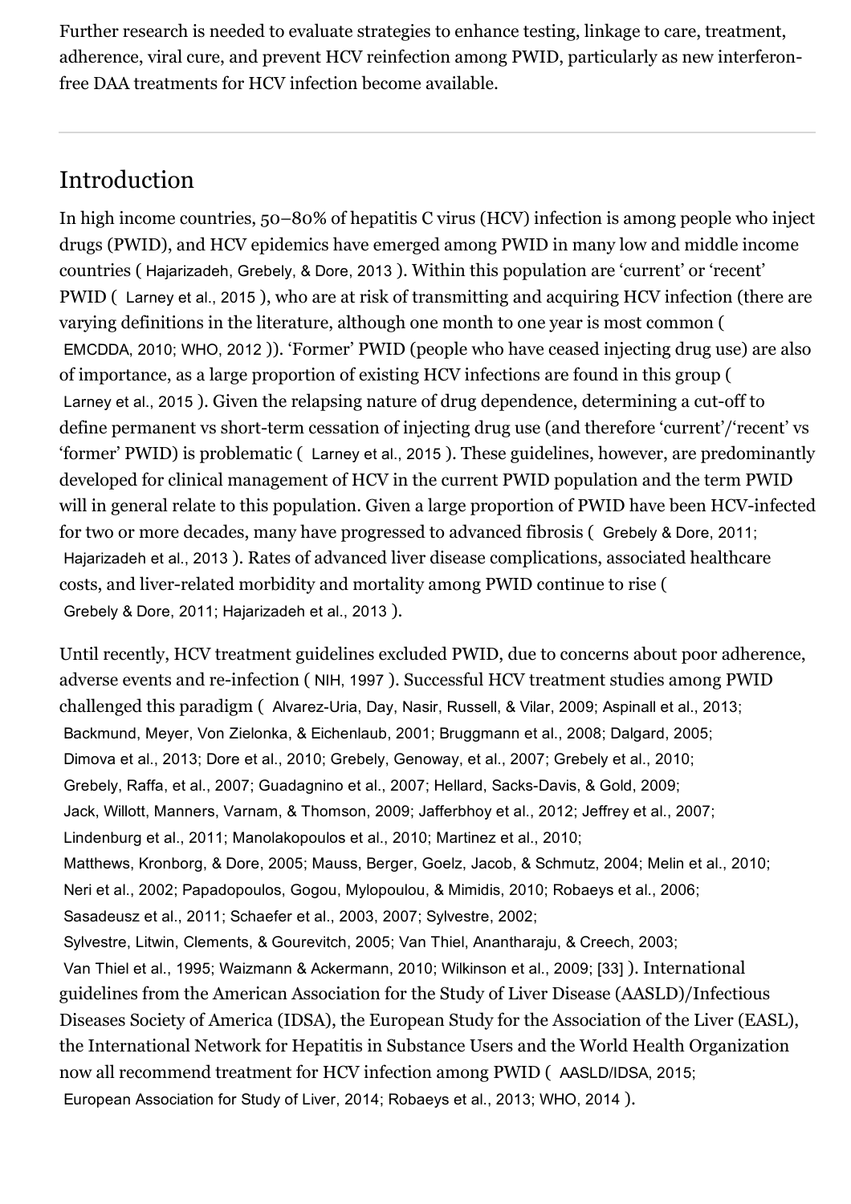Further research is needed to evaluate strategies to enhance testing, linkage to care, treatment, adherence, viral cure, and prevent HCV reinfection among PWID, particularly as new interferon-free DAA treatments for HCV infection become available.

---

## Introduction

In high income countries, 50–80% of hepatitis C virus (HCV) infection is among people who inject drugs (PWID), and HCV epidemics have emerged among PWID in many low and middle income countries ( Hajarizadeh, Grebely, & Dore, 2013 ). Within this population are 'current' or 'recent' PWID ( Larney et al., 2015 ), who are at risk of transmitting and acquiring HCV infection (there are varying definitions in the literature, although one month to one year is most common ( EMCDDA, 2010; WHO, 2012 )). 'Former' PWID (people who have ceased injecting drug use) are also of importance, as a large proportion of existing HCV infections are found in this group ( Larney et al., 2015 ). Given the relapsing nature of drug dependence, determining a cut-off to define permanent vs short-term cessation of injecting drug use (and therefore 'current'/'recent' vs 'former' PWID) is problematic ( Larney et al., 2015 ). These guidelines, however, are predominantly developed for clinical management of HCV in the current PWID population and the term PWID will in general relate to this population. Given a large proportion of PWID have been HCV-infected for two or more decades, many have progressed to advanced fibrosis ( Grebely & Dore, 2011; Hajarizadeh et al., 2013 ). Rates of advanced liver disease complications, associated healthcare costs, and liver-related morbidity and mortality among PWID continue to rise ( Grebely & Dore, 2011; Hajarizadeh et al., 2013 ).

Until recently, HCV treatment guidelines excluded PWID, due to concerns about poor adherence, adverse events and re-infection ( NIH, 1997 ). Successful HCV treatment studies among PWID challenged this paradigm ( Alvarez-Uria, Day, Nasir, Russell, & Vilar, 2009; Aspinall et al., 2013; Backmund, Meyer, Von Zielonka, & Eichenlaub, 2001; Bruggmann et al., 2008; Dalgard, 2005; Dimova et al., 2013; Dore et al., 2010; Grebely, Genoway, et al., 2007; Grebely et al., 2010; Grebely, Raffa, et al., 2007; Guadagnino et al., 2007; Hellard, Sacks-Davis, & Gold, 2009; Jack, Willott, Manners, Varnam, & Thomson, 2009; Jafferbhoy et al., 2012; Jeffrey et al., 2007; Lindenburg et al., 2011; Manolakopoulos et al., 2010; Martinez et al., 2010; Matthews, Kronborg, & Dore, 2005; Mauss, Berger, Goelz, Jacob, & Schmutz, 2004; Melin et al., 2010; Neri et al., 2002; Papadopoulos, Gogou, Mylopoulou, & Mimidis, 2010; Robaeys et al., 2006; Sasadeusz et al., 2011; Schaefer et al., 2003, 2007; Sylvestre, 2002; Sylvestre, Litwin, Clements, & Gourevitch, 2005; Van Thiel, Anantharaju, & Creech, 2003; Van Thiel et al., 1995; Waizmann & Ackermann, 2010; Wilkinson et al., 2009; [33] ). International guidelines from the American Association for the Study of Liver Disease (AASLD)/Infectious Diseases Society of America (IDSA), the European Study for the Association of the Liver (EASL), the International Network for Hepatitis in Substance Users and the World Health Organization now all recommend treatment for HCV infection among PWID ( AASLD/IDSA, 2015; European Association for Study of Liver, 2014; Robaeys et al., 2013; WHO, 2014 ).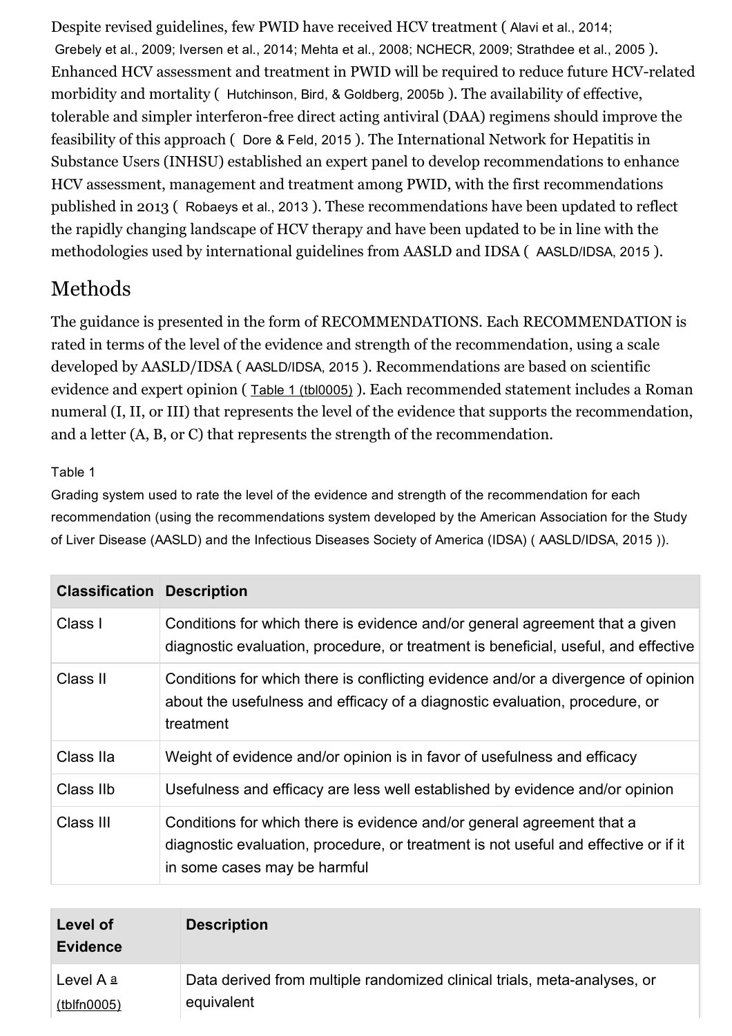Despite revised guidelines, few PWID have received HCV treatment ( Alavi et al., 2014; Grebely et al., 2009; Iversen et al., 2014; Mehta et al., 2008; NCHECR, 2009; Strathdee et al., 2005 ). Enhanced HCV assessment and treatment in PWID will be required to reduce future HCV-related morbidity and mortality ( Hutchinson, Bird, & Goldberg, 2005b ). The availability of effective, tolerable and simpler interferon-free direct acting antiviral (DAA) regimens should improve the feasibility of this approach ( Dore & Feld, 2015 ). The International Network for Hepatitis in Substance Users (INHSU) established an expert panel to develop recommendations to enhance HCV assessment, management and treatment among PWID, with the first recommendations published in 2013 ( Robaeys et al., 2013 ). These recommendations have been updated to reflect the rapidly changing landscape of HCV therapy and have been updated to be in line with the methodologies used by international guidelines from AASLD and IDSA ( AASLD/IDSA, 2015 ).

## Methods

The guidance is presented in the form of RECOMMENDATIONS. Each RECOMMENDATION is rated in terms of the level of the evidence and strength of the recommendation, using a scale developed by AASLD/IDSA ( AASLD/IDSA, 2015 ). Recommendations are based on scientific evidence and expert opinion ( Table 1 (tbl0005) ). Each recommended statement includes a Roman numeral (I, II, or III) that represents the level of the evidence that supports the recommendation, and a letter (A, B, or C) that represents the strength of the recommendation.

Table 1

Grading system used to rate the level of the evidence and strength of the recommendation for each recommendation (using the recommendations system developed by the American Association for the Study of Liver Disease (AASLD) and the Infectious Diseases Society of America (IDSA) ( AASLD/IDSA, 2015 )).

| Classification | Description |
|---|---|
| Class I | Conditions for which there is evidence and/or general agreement that a given diagnostic evaluation, procedure, or treatment is beneficial, useful, and effective |
| Class II | Conditions for which there is conflicting evidence and/or a divergence of opinion about the usefulness and efficacy of a diagnostic evaluation, procedure, or treatment |
| Class IIa | Weight of evidence and/or opinion is in favor of usefulness and efficacy |
| Class IIb | Usefulness and efficacy are less well established by evidence and/or opinion |
| Class III | Conditions for which there is evidence and/or general agreement that a diagnostic evaluation, procedure, or treatment is not useful and effective or if it in some cases may be harmful |

| Level of Evidence | Description |
|---|---|
| Level A a (tblfn0005) | Data derived from multiple randomized clinical trials, meta-analyses, or equivalent |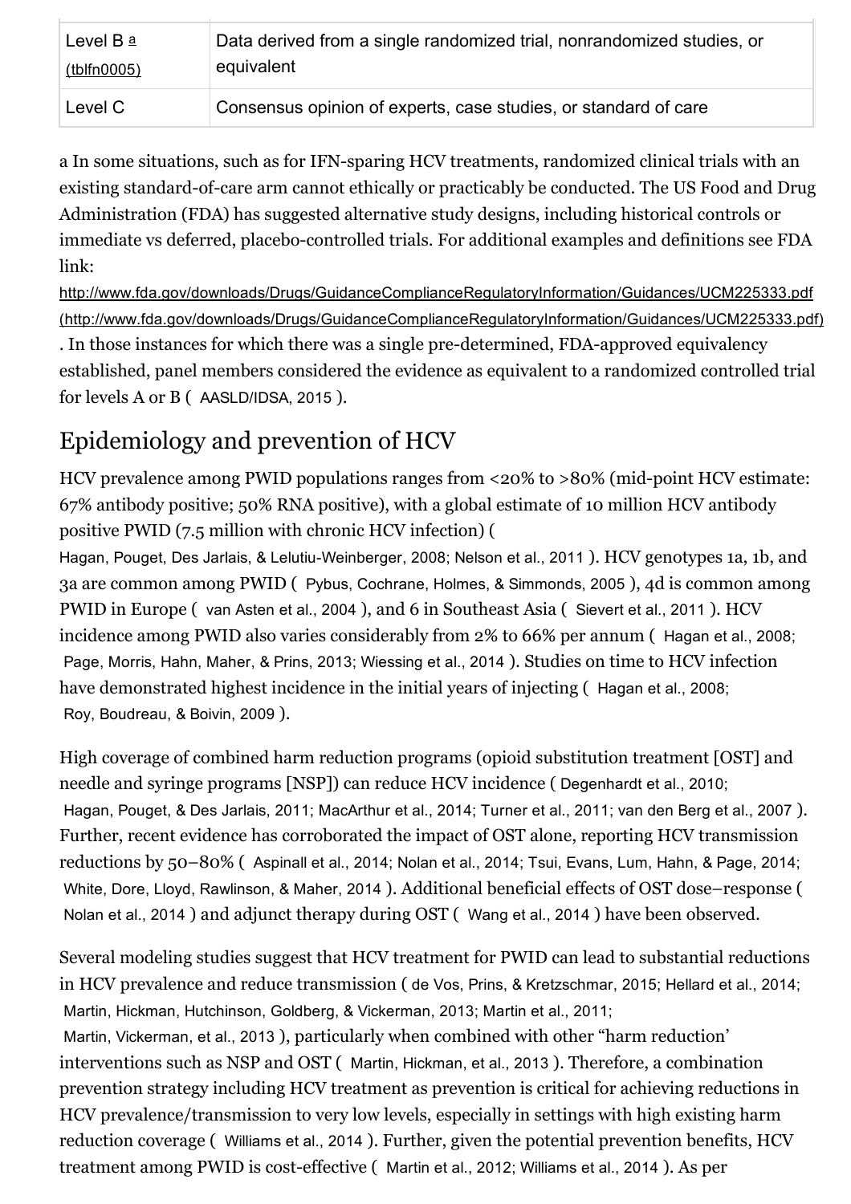| Level B [a] (tblfn0005) | Data derived from a single randomized trial, nonrandomized studies, or equivalent |
| --- | --- |
| Level C | Consensus opinion of experts, case studies, or standard of care |

a In some situations, such as for IFN-sparing HCV treatments, randomized clinical trials with an existing standard-of-care arm cannot ethically or practicably be conducted. The US Food and Drug Administration (FDA) has suggested alternative study designs, including historical controls or immediate vs deferred, placebo-controlled trials. For additional examples and definitions see FDA link: http://www.fda.gov/downloads/Drugs/GuidanceComplianceRegulatoryInformation/Guidances/UCM225333.pdf (http://www.fda.gov/downloads/Drugs/GuidanceComplianceRegulatoryInformation/Guidances/UCM225333.pdf) . In those instances for which there was a single pre-determined, FDA-approved equivalency established, panel members considered the evidence as equivalent to a randomized controlled trial for levels A or B ( AASLD/IDSA, 2015 ).

## Epidemiology and prevention of HCV

HCV prevalence among PWID populations ranges from <20% to >80% (mid-point HCV estimate: 67% antibody positive; 50% RNA positive), with a global estimate of 10 million HCV antibody positive PWID (7.5 million with chronic HCV infection) ( Hagan, Pouget, Des Jarlais, & Lelutiu-Weinberger, 2008; Nelson et al., 2011 ). HCV genotypes 1a, 1b, and 3a are common among PWID ( Pybus, Cochrane, Holmes, & Simmonds, 2005 ), 4d is common among PWID in Europe ( van Asten et al., 2004 ), and 6 in Southeast Asia ( Sievert et al., 2011 ). HCV incidence among PWID also varies considerably from 2% to 66% per annum ( Hagan et al., 2008; Page, Morris, Hahn, Maher, & Prins, 2013; Wiessing et al., 2014 ). Studies on time to HCV infection have demonstrated highest incidence in the initial years of injecting ( Hagan et al., 2008; Roy, Boudreau, & Boivin, 2009 ).

High coverage of combined harm reduction programs (opioid substitution treatment [OST] and needle and syringe programs [NSP]) can reduce HCV incidence ( Degenhardt et al., 2010; Hagan, Pouget, & Des Jarlais, 2011; MacArthur et al., 2014; Turner et al., 2011; van den Berg et al., 2007 ). Further, recent evidence has corroborated the impact of OST alone, reporting HCV transmission reductions by 50–80% ( Aspinall et al., 2014; Nolan et al., 2014; Tsui, Evans, Lum, Hahn, & Page, 2014; White, Dore, Lloyd, Rawlinson, & Maher, 2014 ). Additional beneficial effects of OST dose–response ( Nolan et al., 2014 ) and adjunct therapy during OST ( Wang et al., 2014 ) have been observed.

Several modeling studies suggest that HCV treatment for PWID can lead to substantial reductions in HCV prevalence and reduce transmission ( de Vos, Prins, & Kretzschmar, 2015; Hellard et al., 2014; Martin, Hickman, Hutchinson, Goldberg, & Vickerman, 2013; Martin et al., 2011; Martin, Vickerman, et al., 2013 ), particularly when combined with other "harm reduction' interventions such as NSP and OST ( Martin, Hickman, et al., 2013 ). Therefore, a combination prevention strategy including HCV treatment as prevention is critical for achieving reductions in HCV prevalence/transmission to very low levels, especially in settings with high existing harm reduction coverage ( Williams et al., 2014 ). Further, given the potential prevention benefits, HCV treatment among PWID is cost-effective ( Martin et al., 2012; Williams et al., 2014 ). As per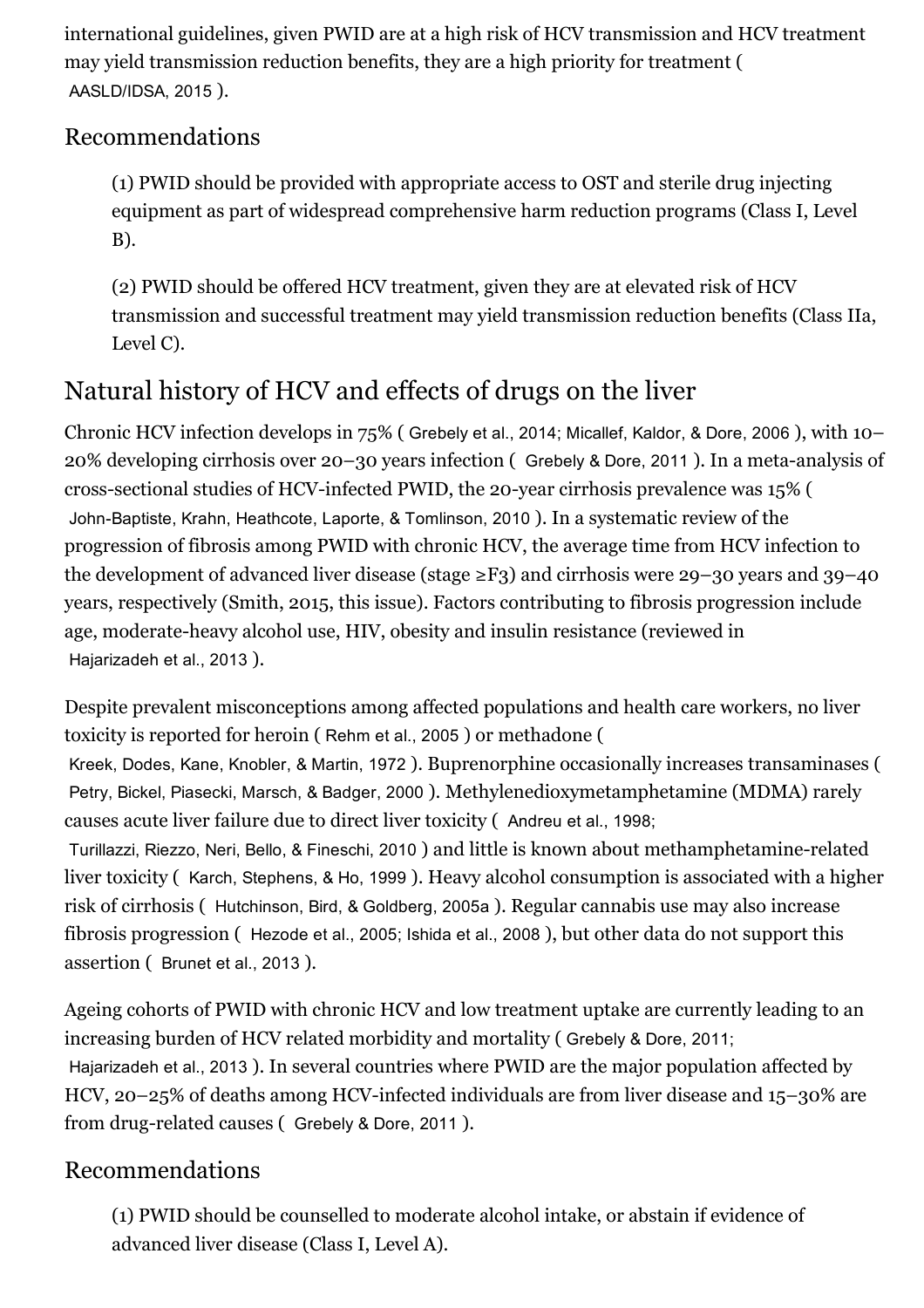international guidelines, given PWID are at a high risk of HCV transmission and HCV treatment may yield transmission reduction benefits, they are a high priority for treatment ( AASLD/IDSA, 2015 ).

## Recommendations

(1) PWID should be provided with appropriate access to OST and sterile drug injecting equipment as part of widespread comprehensive harm reduction programs (Class I, Level B).

(2) PWID should be offered HCV treatment, given they are at elevated risk of HCV transmission and successful treatment may yield transmission reduction benefits (Class IIa, Level C).

# Natural history of HCV and effects of drugs on the liver

Chronic HCV infection develops in 75% ( Grebely et al., 2014; Micallef, Kaldor, & Dore, 2006 ), with 10–20% developing cirrhosis over 20–30 years infection ( Grebely & Dore, 2011 ). In a meta-analysis of cross-sectional studies of HCV-infected PWID, the 20-year cirrhosis prevalence was 15% ( John-Baptiste, Krahn, Heathcote, Laporte, & Tomlinson, 2010 ). In a systematic review of the progression of fibrosis among PWID with chronic HCV, the average time from HCV infection to the development of advanced liver disease (stage ≥F3) and cirrhosis were 29–30 years and 39–40 years, respectively (Smith, 2015, this issue). Factors contributing to fibrosis progression include age, moderate-heavy alcohol use, HIV, obesity and insulin resistance (reviewed in Hajarizadeh et al., 2013 ).

Despite prevalent misconceptions among affected populations and health care workers, no liver toxicity is reported for heroin ( Rehm et al., 2005 ) or methadone ( Kreek, Dodes, Kane, Knobler, & Martin, 1972 ). Buprenorphine occasionally increases transaminases ( Petry, Bickel, Piasecki, Marsch, & Badger, 2000 ). Methylenedioxymetamphetamine (MDMA) rarely causes acute liver failure due to direct liver toxicity ( Andreu et al., 1998; Turillazzi, Riezzo, Neri, Bello, & Fineschi, 2010 ) and little is known about methamphetamine-related liver toxicity ( Karch, Stephens, & Ho, 1999 ). Heavy alcohol consumption is associated with a higher risk of cirrhosis ( Hutchinson, Bird, & Goldberg, 2005a ). Regular cannabis use may also increase fibrosis progression ( Hezode et al., 2005; Ishida et al., 2008 ), but other data do not support this assertion ( Brunet et al., 2013 ).

Ageing cohorts of PWID with chronic HCV and low treatment uptake are currently leading to an increasing burden of HCV related morbidity and mortality ( Grebely & Dore, 2011; Hajarizadeh et al., 2013 ). In several countries where PWID are the major population affected by HCV, 20–25% of deaths among HCV-infected individuals are from liver disease and 15–30% are from drug-related causes ( Grebely & Dore, 2011 ).

## Recommendations

(1) PWID should be counselled to moderate alcohol intake, or abstain if evidence of advanced liver disease (Class I, Level A).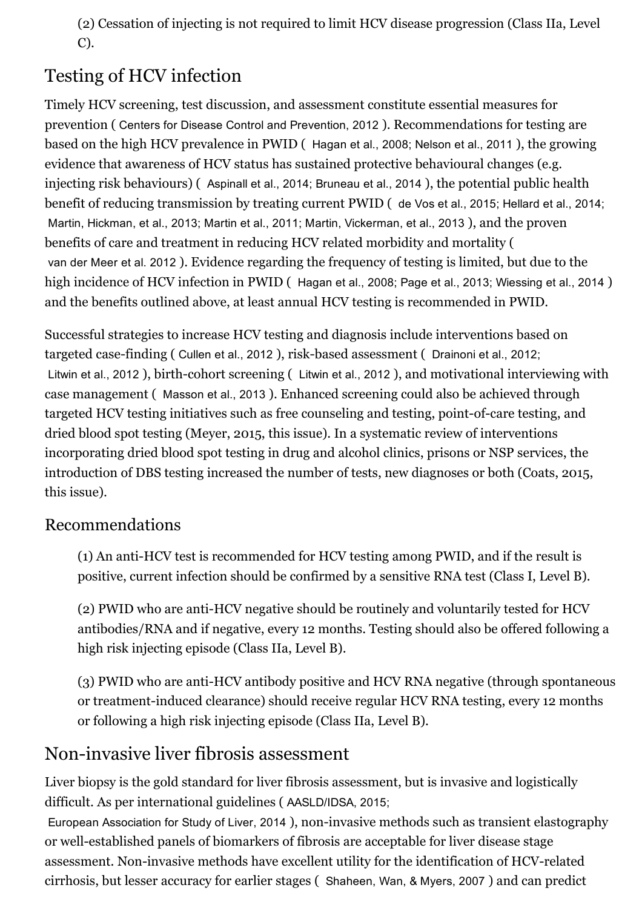(2) Cessation of injecting is not required to limit HCV disease progression (Class IIa, Level C).

## Testing of HCV infection

Timely HCV screening, test discussion, and assessment constitute essential measures for prevention ( Centers for Disease Control and Prevention, 2012 ). Recommendations for testing are based on the high HCV prevalence in PWID ( Hagan et al., 2008; Nelson et al., 2011 ), the growing evidence that awareness of HCV status has sustained protective behavioural changes (e.g. injecting risk behaviours) ( Aspinall et al., 2014; Bruneau et al., 2014 ), the potential public health benefit of reducing transmission by treating current PWID ( de Vos et al., 2015; Hellard et al., 2014; Martin, Hickman, et al., 2013; Martin et al., 2011; Martin, Vickerman, et al., 2013 ), and the proven benefits of care and treatment in reducing HCV related morbidity and mortality ( van der Meer et al. 2012 ). Evidence regarding the frequency of testing is limited, but due to the high incidence of HCV infection in PWID ( Hagan et al., 2008; Page et al., 2013; Wiessing et al., 2014 ) and the benefits outlined above, at least annual HCV testing is recommended in PWID.

Successful strategies to increase HCV testing and diagnosis include interventions based on targeted case-finding ( Cullen et al., 2012 ), risk-based assessment ( Drainoni et al., 2012; Litwin et al., 2012 ), birth-cohort screening ( Litwin et al., 2012 ), and motivational interviewing with case management ( Masson et al., 2013 ). Enhanced screening could also be achieved through targeted HCV testing initiatives such as free counseling and testing, point-of-care testing, and dried blood spot testing (Meyer, 2015, this issue). In a systematic review of interventions incorporating dried blood spot testing in drug and alcohol clinics, prisons or NSP services, the introduction of DBS testing increased the number of tests, new diagnoses or both (Coats, 2015, this issue).

### Recommendations

(1) An anti-HCV test is recommended for HCV testing among PWID, and if the result is positive, current infection should be confirmed by a sensitive RNA test (Class I, Level B).

(2) PWID who are anti-HCV negative should be routinely and voluntarily tested for HCV antibodies/RNA and if negative, every 12 months. Testing should also be offered following a high risk injecting episode (Class IIa, Level B).

(3) PWID who are anti-HCV antibody positive and HCV RNA negative (through spontaneous or treatment-induced clearance) should receive regular HCV RNA testing, every 12 months or following a high risk injecting episode (Class IIa, Level B).

## Non-invasive liver fibrosis assessment

Liver biopsy is the gold standard for liver fibrosis assessment, but is invasive and logistically difficult. As per international guidelines ( AASLD/IDSA, 2015; European Association for Study of Liver, 2014 ), non-invasive methods such as transient elastography or well-established panels of biomarkers of fibrosis are acceptable for liver disease stage assessment. Non-invasive methods have excellent utility for the identification of HCV-related cirrhosis, but lesser accuracy for earlier stages ( Shaheen, Wan, & Myers, 2007 ) and can predict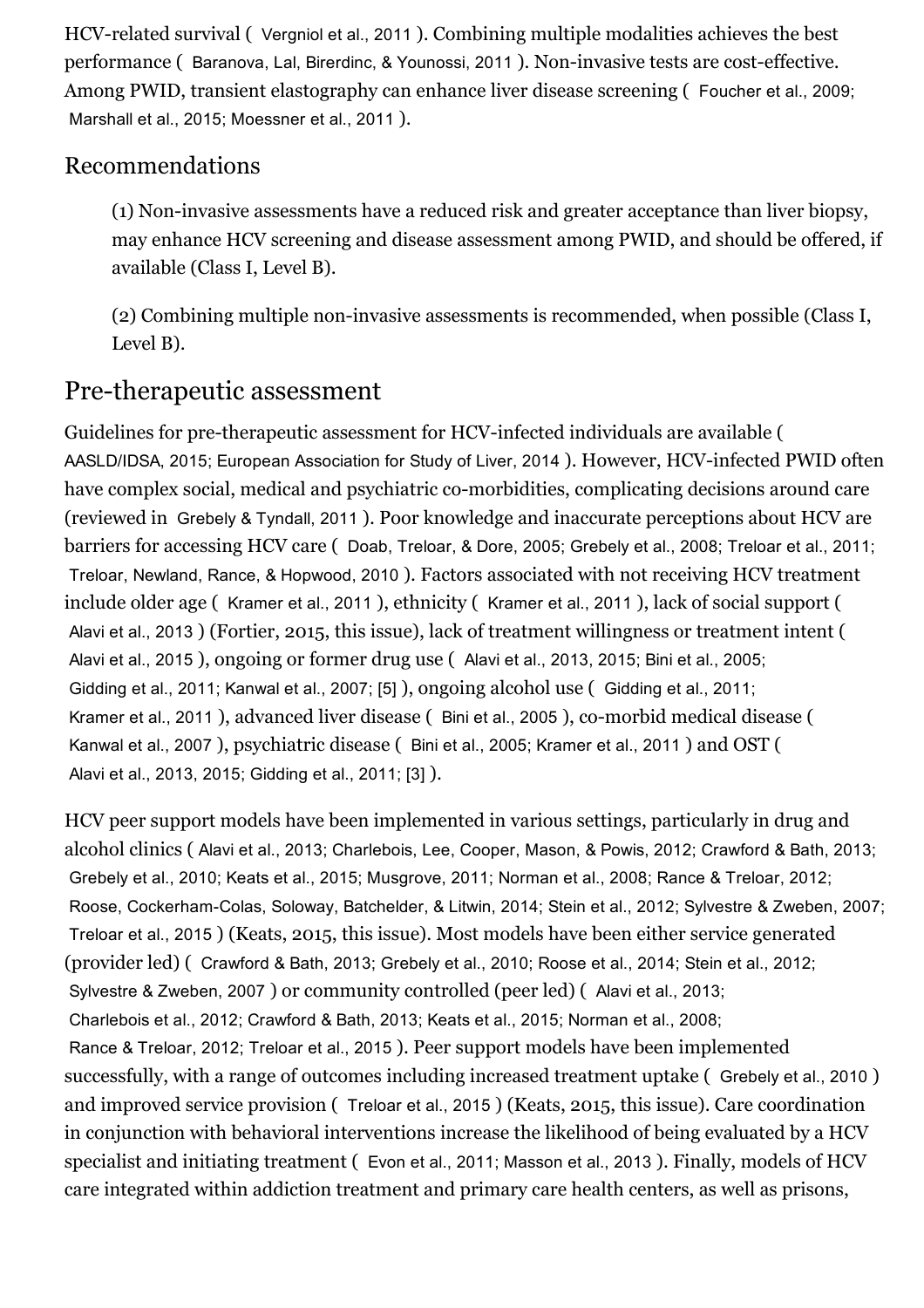HCV-related survival ( Vergniol et al., 2011 ). Combining multiple modalities achieves the best performance ( Baranova, Lal, Birerdinc, & Younossi, 2011 ). Non-invasive tests are cost-effective. Among PWID, transient elastography can enhance liver disease screening ( Foucher et al., 2009; Marshall et al., 2015; Moessner et al., 2011 ).

## Recommendations

> (1) Non-invasive assessments have a reduced risk and greater acceptance than liver biopsy, may enhance HCV screening and disease assessment among PWID, and should be offered, if available (Class I, Level B).
>
> (2) Combining multiple non-invasive assessments is recommended, when possible (Class I, Level B).

# Pre-therapeutic assessment

Guidelines for pre-therapeutic assessment for HCV-infected individuals are available ( AASLD/IDSA, 2015; European Association for Study of Liver, 2014 ). However, HCV-infected PWID often have complex social, medical and psychiatric co-morbidities, complicating decisions around care (reviewed in Grebely & Tyndall, 2011 ). Poor knowledge and inaccurate perceptions about HCV are barriers for accessing HCV care ( Doab, Treloar, & Dore, 2005; Grebely et al., 2008; Treloar et al., 2011; Treloar, Newland, Rance, & Hopwood, 2010 ). Factors associated with not receiving HCV treatment include older age ( Kramer et al., 2011 ), ethnicity ( Kramer et al., 2011 ), lack of social support ( Alavi et al., 2013 ) (Fortier, 2015, this issue), lack of treatment willingness or treatment intent ( Alavi et al., 2015 ), ongoing or former drug use ( Alavi et al., 2013, 2015; Bini et al., 2005; Gidding et al., 2011; Kanwal et al., 2007; [5] ), ongoing alcohol use ( Gidding et al., 2011; Kramer et al., 2011 ), advanced liver disease ( Bini et al., 2005 ), co-morbid medical disease ( Kanwal et al., 2007 ), psychiatric disease ( Bini et al., 2005; Kramer et al., 2011 ) and OST ( Alavi et al., 2013, 2015; Gidding et al., 2011; [3] ).

HCV peer support models have been implemented in various settings, particularly in drug and alcohol clinics ( Alavi et al., 2013; Charlebois, Lee, Cooper, Mason, & Powis, 2012; Crawford & Bath, 2013; Grebely et al., 2010; Keats et al., 2015; Musgrove, 2011; Norman et al., 2008; Rance & Treloar, 2012; Roose, Cockerham-Colas, Soloway, Batchelder, & Litwin, 2014; Stein et al., 2012; Sylvestre & Zweben, 2007; Treloar et al., 2015 ) (Keats, 2015, this issue). Most models have been either service generated (provider led) ( Crawford & Bath, 2013; Grebely et al., 2010; Roose et al., 2014; Stein et al., 2012; Sylvestre & Zweben, 2007 ) or community controlled (peer led) ( Alavi et al., 2013; Charlebois et al., 2012; Crawford & Bath, 2013; Keats et al., 2015; Norman et al., 2008; Rance & Treloar, 2012; Treloar et al., 2015 ). Peer support models have been implemented successfully, with a range of outcomes including increased treatment uptake ( Grebely et al., 2010 ) and improved service provision ( Treloar et al., 2015 ) (Keats, 2015, this issue). Care coordination in conjunction with behavioral interventions increase the likelihood of being evaluated by a HCV specialist and initiating treatment ( Evon et al., 2011; Masson et al., 2013 ). Finally, models of HCV care integrated within addiction treatment and primary care health centers, as well as prisons,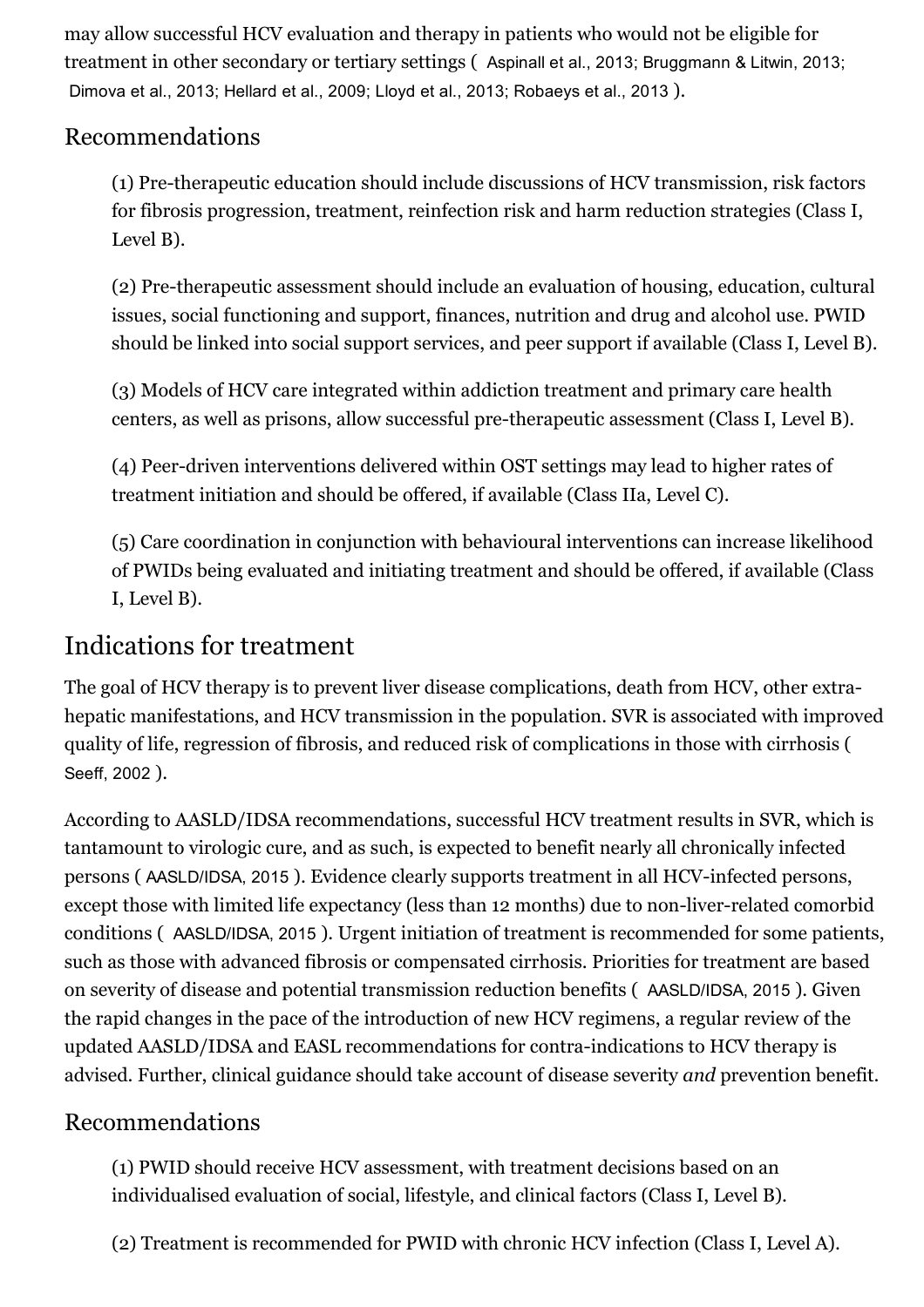may allow successful HCV evaluation and therapy in patients who would not be eligible for treatment in other secondary or tertiary settings ( Aspinall et al., 2013; Bruggmann & Litwin, 2013; Dimova et al., 2013; Hellard et al., 2009; Lloyd et al., 2013; Robaeys et al., 2013 ).

### Recommendations

(1) Pre-therapeutic education should include discussions of HCV transmission, risk factors for fibrosis progression, treatment, reinfection risk and harm reduction strategies (Class I, Level B).

(2) Pre-therapeutic assessment should include an evaluation of housing, education, cultural issues, social functioning and support, finances, nutrition and drug and alcohol use. PWID should be linked into social support services, and peer support if available (Class I, Level B).

(3) Models of HCV care integrated within addiction treatment and primary care health centers, as well as prisons, allow successful pre-therapeutic assessment (Class I, Level B).

(4) Peer-driven interventions delivered within OST settings may lead to higher rates of treatment initiation and should be offered, if available (Class IIa, Level C).

(5) Care coordination in conjunction with behavioural interventions can increase likelihood of PWIDs being evaluated and initiating treatment and should be offered, if available (Class I, Level B).

## Indications for treatment

The goal of HCV therapy is to prevent liver disease complications, death from HCV, other extra-hepatic manifestations, and HCV transmission in the population. SVR is associated with improved quality of life, regression of fibrosis, and reduced risk of complications in those with cirrhosis ( Seeff, 2002 ).

According to AASLD/IDSA recommendations, successful HCV treatment results in SVR, which is tantamount to virologic cure, and as such, is expected to benefit nearly all chronically infected persons ( AASLD/IDSA, 2015 ). Evidence clearly supports treatment in all HCV-infected persons, except those with limited life expectancy (less than 12 months) due to non-liver-related comorbid conditions ( AASLD/IDSA, 2015 ). Urgent initiation of treatment is recommended for some patients, such as those with advanced fibrosis or compensated cirrhosis. Priorities for treatment are based on severity of disease and potential transmission reduction benefits ( AASLD/IDSA, 2015 ). Given the rapid changes in the pace of the introduction of new HCV regimens, a regular review of the updated AASLD/IDSA and EASL recommendations for contra-indications to HCV therapy is advised. Further, clinical guidance should take account of disease severity *and* prevention benefit.

### Recommendations

(1) PWID should receive HCV assessment, with treatment decisions based on an individualised evaluation of social, lifestyle, and clinical factors (Class I, Level B).

(2) Treatment is recommended for PWID with chronic HCV infection (Class I, Level A).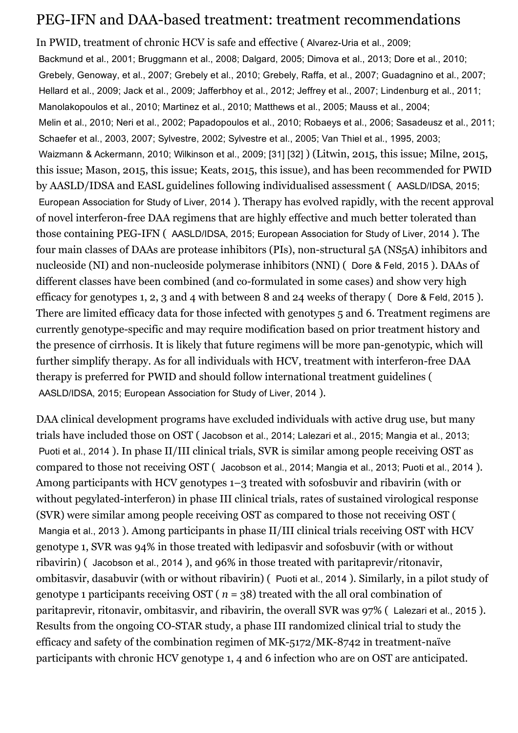## PEG-IFN and DAA-based treatment: treatment recommendations

In PWID, treatment of chronic HCV is safe and effective ( Alvarez-Uria et al., 2009; Backmund et al., 2001; Bruggmann et al., 2008; Dalgard, 2005; Dimova et al., 2013; Dore et al., 2010; Grebely, Genoway, et al., 2007; Grebely et al., 2010; Grebely, Raffa, et al., 2007; Guadagnino et al., 2007; Hellard et al., 2009; Jack et al., 2009; Jafferbhoy et al., 2012; Jeffrey et al., 2007; Lindenburg et al., 2011; Manolakopoulos et al., 2010; Martinez et al., 2010; Matthews et al., 2005; Mauss et al., 2004; Melin et al., 2010; Neri et al., 2002; Papadopoulos et al., 2010; Robaeys et al., 2006; Sasadeusz et al., 2011; Schaefer et al., 2003, 2007; Sylvestre, 2002; Sylvestre et al., 2005; Van Thiel et al., 1995, 2003; Waizmann & Ackermann, 2010; Wilkinson et al., 2009; [31] [32] ) (Litwin, 2015, this issue; Milne, 2015, this issue; Mason, 2015, this issue; Keats, 2015, this issue), and has been recommended for PWID by AASLD/IDSA and EASL guidelines following individualised assessment ( AASLD/IDSA, 2015; European Association for Study of Liver, 2014 ). Therapy has evolved rapidly, with the recent approval of novel interferon-free DAA regimens that are highly effective and much better tolerated than those containing PEG-IFN ( AASLD/IDSA, 2015; European Association for Study of Liver, 2014 ). The four main classes of DAAs are protease inhibitors (PIs), non-structural 5A (NS5A) inhibitors and nucleoside (NI) and non-nucleoside polymerase inhibitors (NNI) ( Dore & Feld, 2015 ). DAAs of different classes have been combined (and co-formulated in some cases) and show very high efficacy for genotypes 1, 2, 3 and 4 with between 8 and 24 weeks of therapy ( Dore & Feld, 2015 ). There are limited efficacy data for those infected with genotypes 5 and 6. Treatment regimens are currently genotype-specific and may require modification based on prior treatment history and the presence of cirrhosis. It is likely that future regimens will be more pan-genotypic, which will further simplify therapy. As for all individuals with HCV, treatment with interferon-free DAA therapy is preferred for PWID and should follow international treatment guidelines ( AASLD/IDSA, 2015; European Association for Study of Liver, 2014 ).

DAA clinical development programs have excluded individuals with active drug use, but many trials have included those on OST ( Jacobson et al., 2014; Lalezari et al., 2015; Mangia et al., 2013; Puoti et al., 2014 ). In phase II/III clinical trials, SVR is similar among people receiving OST as compared to those not receiving OST ( Jacobson et al., 2014; Mangia et al., 2013; Puoti et al., 2014 ). Among participants with HCV genotypes 1–3 treated with sofosbuvir and ribavirin (with or without pegylated-interferon) in phase III clinical trials, rates of sustained virological response (SVR) were similar among people receiving OST as compared to those not receiving OST ( Mangia et al., 2013 ). Among participants in phase II/III clinical trials receiving OST with HCV genotype 1, SVR was 94% in those treated with ledipasvir and sofosbuvir (with or without ribavirin) ( Jacobson et al., 2014 ), and 96% in those treated with paritaprevir/ritonavir, ombitasvir, dasabuvir (with or without ribavirin) ( Puoti et al., 2014 ). Similarly, in a pilot study of genotype 1 participants receiving OST ( $n$ = 38) treated with the all oral combination of paritaprevir, ritonavir, ombitasvir, and ribavirin, the overall SVR was 97% ( Lalezari et al., 2015 ). Results from the ongoing CO-STAR study, a phase III randomized clinical trial to study the efficacy and safety of the combination regimen of MK-5172/MK-8742 in treatment-naïve participants with chronic HCV genotype 1, 4 and 6 infection who are on OST are anticipated.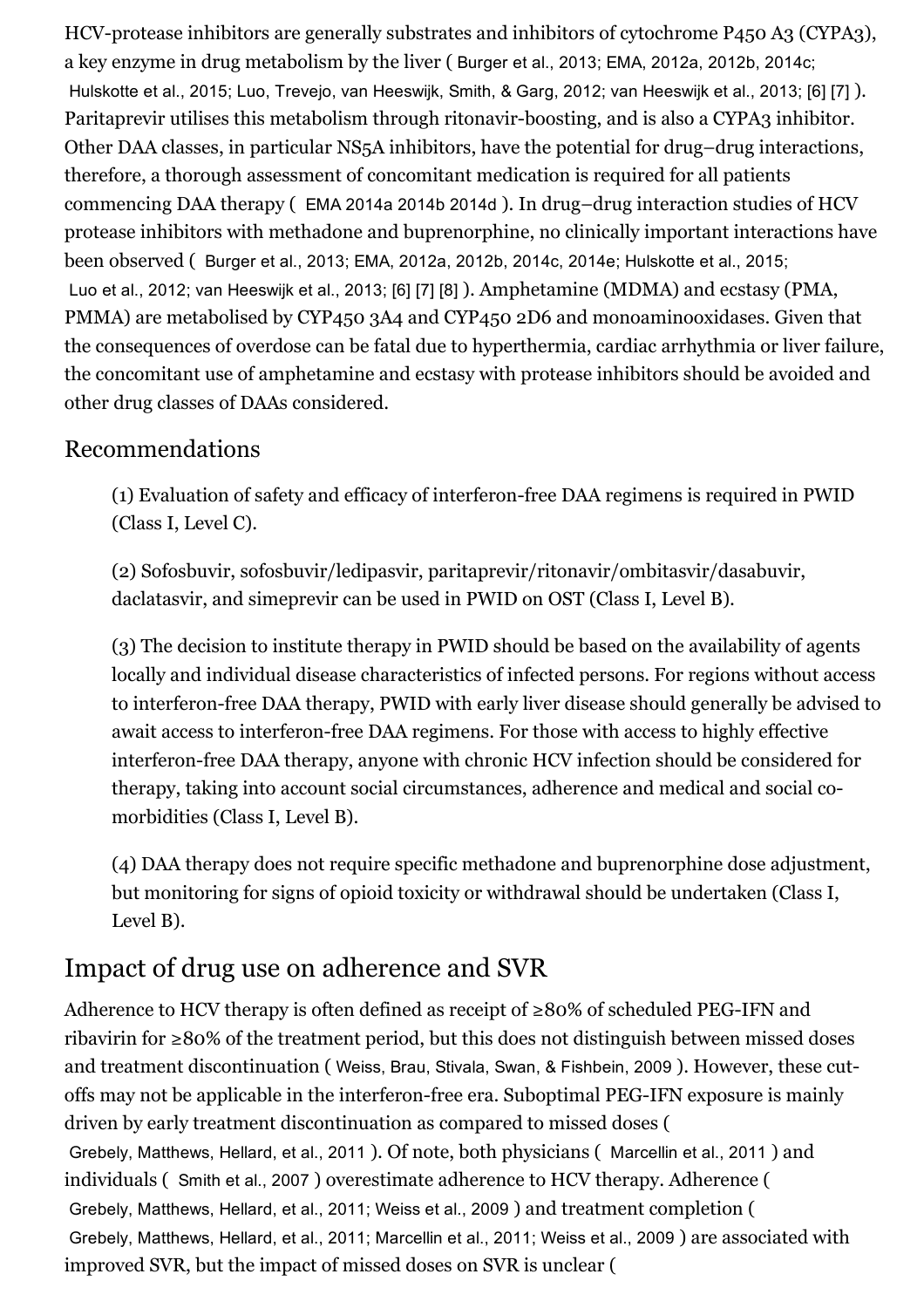HCV-protease inhibitors are generally substrates and inhibitors of cytochrome P450 A3 (CYPA3), a key enzyme in drug metabolism by the liver ( Burger et al., 2013; EMA, 2012a, 2012b, 2014c; Hulskotte et al., 2015; Luo, Trevejo, van Heeswijk, Smith, & Garg, 2012; van Heeswijk et al., 2013; [6] [7] ). Paritaprevir utilises this metabolism through ritonavir-boosting, and is also a CYPA3 inhibitor. Other DAA classes, in particular NS5A inhibitors, have the potential for drug–drug interactions, therefore, a thorough assessment of concomitant medication is required for all patients commencing DAA therapy ( EMA 2014a 2014b 2014d ). In drug–drug interaction studies of HCV protease inhibitors with methadone and buprenorphine, no clinically important interactions have been observed ( Burger et al., 2013; EMA, 2012a, 2012b, 2014c, 2014e; Hulskotte et al., 2015; Luo et al., 2012; van Heeswijk et al., 2013; [6] [7] [8] ). Amphetamine (MDMA) and ecstasy (PMA, PMMA) are metabolised by CYP450 3A4 and CYP450 2D6 and monoaminooxidases. Given that the consequences of overdose can be fatal due to hyperthermia, cardiac arrhythmia or liver failure, the concomitant use of amphetamine and ecstasy with protease inhibitors should be avoided and other drug classes of DAAs considered.

## Recommendations

(1) Evaluation of safety and efficacy of interferon-free DAA regimens is required in PWID (Class I, Level C).

(2) Sofosbuvir, sofosbuvir/ledipasvir, paritaprevir/ritonavir/ombitasvir/dasabuvir, daclatasvir, and simeprevir can be used in PWID on OST (Class I, Level B).

(3) The decision to institute therapy in PWID should be based on the availability of agents locally and individual disease characteristics of infected persons. For regions without access to interferon-free DAA therapy, PWID with early liver disease should generally be advised to await access to interferon-free DAA regimens. For those with access to highly effective interferon-free DAA therapy, anyone with chronic HCV infection should be considered for therapy, taking into account social circumstances, adherence and medical and social co-morbidities (Class I, Level B).

(4) DAA therapy does not require specific methadone and buprenorphine dose adjustment, but monitoring for signs of opioid toxicity or withdrawal should be undertaken (Class I, Level B).

## Impact of drug use on adherence and SVR

Adherence to HCV therapy is often defined as receipt of ≥80% of scheduled PEG-IFN and ribavirin for ≥80% of the treatment period, but this does not distinguish between missed doses and treatment discontinuation ( Weiss, Brau, Stivala, Swan, & Fishbein, 2009 ). However, these cut-offs may not be applicable in the interferon-free era. Suboptimal PEG-IFN exposure is mainly driven by early treatment discontinuation as compared to missed doses ( Grebely, Matthews, Hellard, et al., 2011 ). Of note, both physicians ( Marcellin et al., 2011 ) and individuals ( Smith et al., 2007 ) overestimate adherence to HCV therapy. Adherence ( Grebely, Matthews, Hellard, et al., 2011; Weiss et al., 2009 ) and treatment completion ( Grebely, Matthews, Hellard, et al., 2011; Marcellin et al., 2011; Weiss et al., 2009 ) are associated with improved SVR, but the impact of missed doses on SVR is unclear (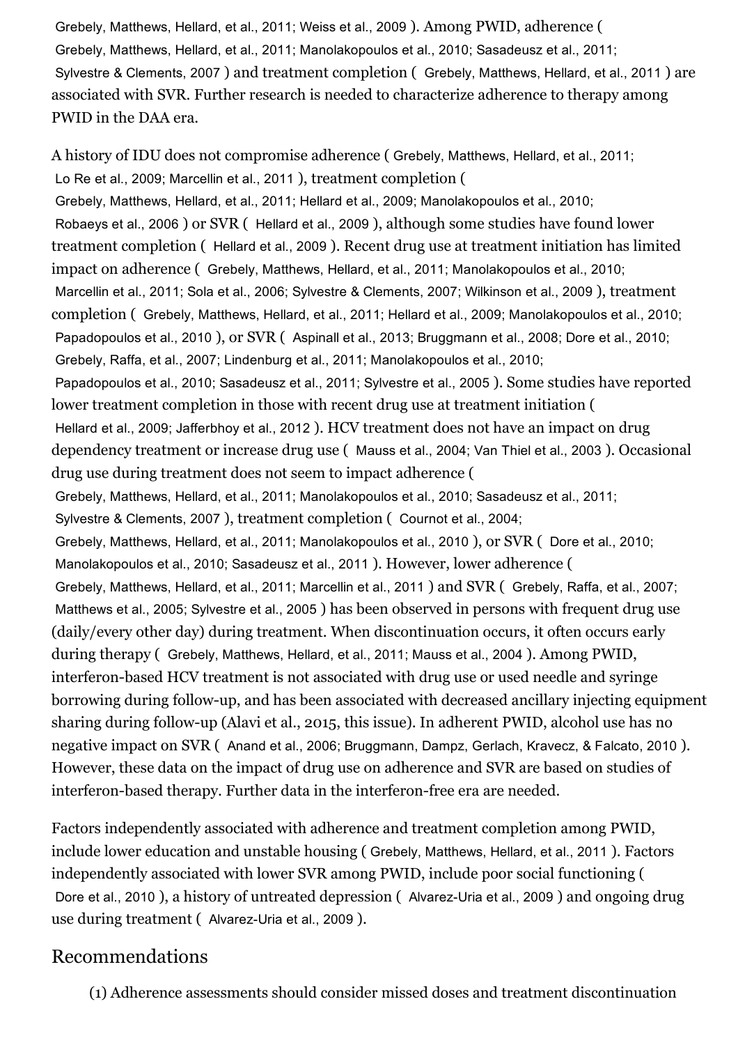Grebely, Matthews, Hellard, et al., 2011; Weiss et al., 2009 ). Among PWID, adherence ( Grebely, Matthews, Hellard, et al., 2011; Manolakopoulos et al., 2010; Sasadeusz et al., 2011; Sylvestre & Clements, 2007 ) and treatment completion ( Grebely, Matthews, Hellard, et al., 2011 ) are associated with SVR. Further research is needed to characterize adherence to therapy among PWID in the DAA era.

A history of IDU does not compromise adherence ( Grebely, Matthews, Hellard, et al., 2011; Lo Re et al., 2009; Marcellin et al., 2011 ), treatment completion ( Grebely, Matthews, Hellard, et al., 2011; Hellard et al., 2009; Manolakopoulos et al., 2010; Robaeys et al., 2006 ) or SVR ( Hellard et al., 2009 ), although some studies have found lower treatment completion ( Hellard et al., 2009 ). Recent drug use at treatment initiation has limited impact on adherence ( Grebely, Matthews, Hellard, et al., 2011; Manolakopoulos et al., 2010; Marcellin et al., 2011; Sola et al., 2006; Sylvestre & Clements, 2007; Wilkinson et al., 2009 ), treatment completion ( Grebely, Matthews, Hellard, et al., 2011; Hellard et al., 2009; Manolakopoulos et al., 2010; Papadopoulos et al., 2010 ), or SVR ( Aspinall et al., 2013; Bruggmann et al., 2008; Dore et al., 2010; Grebely, Raffa, et al., 2007; Lindenburg et al., 2011; Manolakopoulos et al., 2010; Papadopoulos et al., 2010; Sasadeusz et al., 2011; Sylvestre et al., 2005 ). Some studies have reported lower treatment completion in those with recent drug use at treatment initiation ( Hellard et al., 2009; Jafferbhoy et al., 2012 ). HCV treatment does not have an impact on drug dependency treatment or increase drug use ( Mauss et al., 2004; Van Thiel et al., 2003 ). Occasional drug use during treatment does not seem to impact adherence ( Grebely, Matthews, Hellard, et al., 2011; Manolakopoulos et al., 2010; Sasadeusz et al., 2011; Sylvestre & Clements, 2007 ), treatment completion ( Cournot et al., 2004; Grebely, Matthews, Hellard, et al., 2011; Manolakopoulos et al., 2010 ), or SVR ( Dore et al., 2010; Manolakopoulos et al., 2010; Sasadeusz et al., 2011 ). However, lower adherence ( Grebely, Matthews, Hellard, et al., 2011; Marcellin et al., 2011 ) and SVR ( Grebely, Raffa, et al., 2007; Matthews et al., 2005; Sylvestre et al., 2005 ) has been observed in persons with frequent drug use (daily/every other day) during treatment. When discontinuation occurs, it often occurs early during therapy ( Grebely, Matthews, Hellard, et al., 2011; Mauss et al., 2004 ). Among PWID, interferon-based HCV treatment is not associated with drug use or used needle and syringe borrowing during follow-up, and has been associated with decreased ancillary injecting equipment sharing during follow-up (Alavi et al., 2015, this issue). In adherent PWID, alcohol use has no negative impact on SVR ( Anand et al., 2006; Bruggmann, Dampz, Gerlach, Kravecz, & Falcato, 2010 ). However, these data on the impact of drug use on adherence and SVR are based on studies of interferon-based therapy. Further data in the interferon-free era are needed.

Factors independently associated with adherence and treatment completion among PWID, include lower education and unstable housing ( Grebely, Matthews, Hellard, et al., 2011 ). Factors independently associated with lower SVR among PWID, include poor social functioning ( Dore et al., 2010 ), a history of untreated depression ( Alvarez-Uria et al., 2009 ) and ongoing drug use during treatment ( Alvarez-Uria et al., 2009 ).

## Recommendations

(1) Adherence assessments should consider missed doses and treatment discontinuation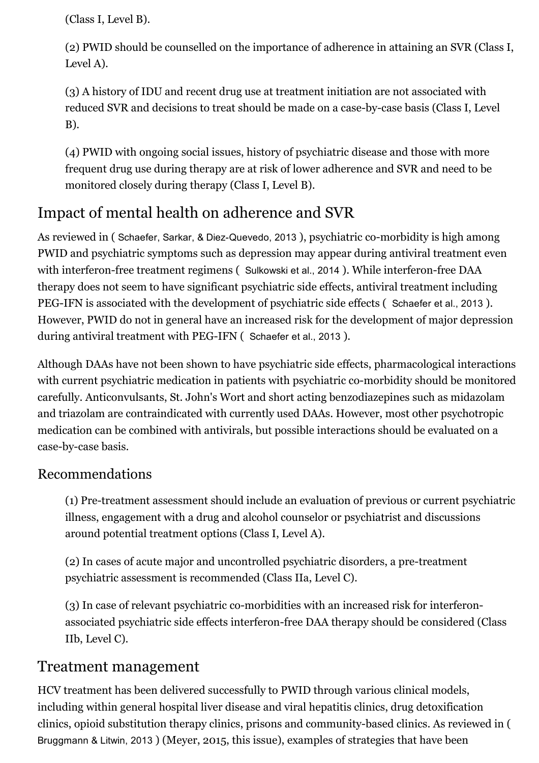(Class I, Level B).

(2) PWID should be counselled on the importance of adherence in attaining an SVR (Class I, Level A).

(3) A history of IDU and recent drug use at treatment initiation are not associated with reduced SVR and decisions to treat should be made on a case-by-case basis (Class I, Level B).

(4) PWID with ongoing social issues, history of psychiatric disease and those with more frequent drug use during therapy are at risk of lower adherence and SVR and need to be monitored closely during therapy (Class I, Level B).

## Impact of mental health on adherence and SVR

As reviewed in ( Schaefer, Sarkar, & Diez-Quevedo, 2013 ), psychiatric co-morbidity is high among PWID and psychiatric symptoms such as depression may appear during antiviral treatment even with interferon-free treatment regimens ( Sulkowski et al., 2014 ). While interferon-free DAA therapy does not seem to have significant psychiatric side effects, antiviral treatment including PEG-IFN is associated with the development of psychiatric side effects ( Schaefer et al., 2013 ). However, PWID do not in general have an increased risk for the development of major depression during antiviral treatment with PEG-IFN ( Schaefer et al., 2013 ).

Although DAAs have not been shown to have psychiatric side effects, pharmacological interactions with current psychiatric medication in patients with psychiatric co-morbidity should be monitored carefully. Anticonvulsants, St. John's Wort and short acting benzodiazepines such as midazolam and triazolam are contraindicated with currently used DAAs. However, most other psychotropic medication can be combined with antivirals, but possible interactions should be evaluated on a case-by-case basis.

### Recommendations

(1) Pre-treatment assessment should include an evaluation of previous or current psychiatric illness, engagement with a drug and alcohol counselor or psychiatrist and discussions around potential treatment options (Class I, Level A).

(2) In cases of acute major and uncontrolled psychiatric disorders, a pre-treatment psychiatric assessment is recommended (Class IIa, Level C).

(3) In case of relevant psychiatric co-morbidities with an increased risk for interferon-associated psychiatric side effects interferon-free DAA therapy should be considered (Class IIb, Level C).

## Treatment management

HCV treatment has been delivered successfully to PWID through various clinical models, including within general hospital liver disease and viral hepatitis clinics, drug detoxification clinics, opioid substitution therapy clinics, prisons and community-based clinics. As reviewed in ( Bruggmann & Litwin, 2013 ) (Meyer, 2015, this issue), examples of strategies that have been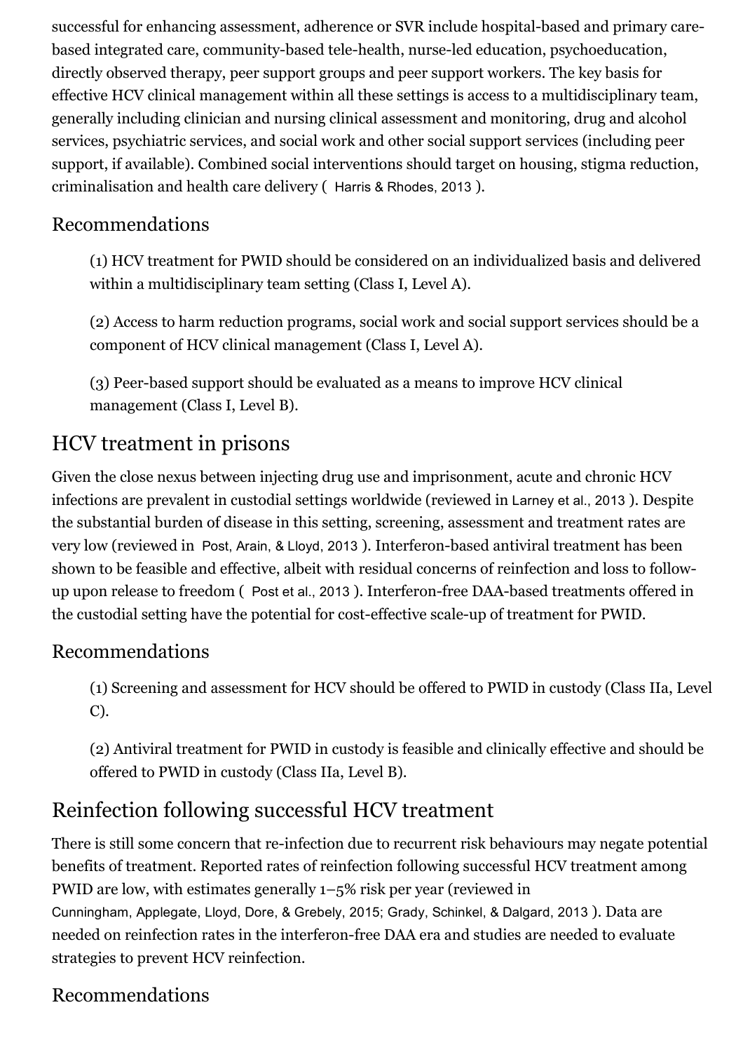successful for enhancing assessment, adherence or SVR include hospital-based and primary care-based integrated care, community-based tele-health, nurse-led education, psychoeducation, directly observed therapy, peer support groups and peer support workers. The key basis for effective HCV clinical management within all these settings is access to a multidisciplinary team, generally including clinician and nursing clinical assessment and monitoring, drug and alcohol services, psychiatric services, and social work and other social support services (including peer support, if available). Combined social interventions should target on housing, stigma reduction, criminalisation and health care delivery ( Harris & Rhodes, 2013 ).

### Recommendations

(1) HCV treatment for PWID should be considered on an individualized basis and delivered within a multidisciplinary team setting (Class I, Level A).

(2) Access to harm reduction programs, social work and social support services should be a component of HCV clinical management (Class I, Level A).

(3) Peer-based support should be evaluated as a means to improve HCV clinical management (Class I, Level B).

## HCV treatment in prisons

Given the close nexus between injecting drug use and imprisonment, acute and chronic HCV infections are prevalent in custodial settings worldwide (reviewed in Larney et al., 2013 ). Despite the substantial burden of disease in this setting, screening, assessment and treatment rates are very low (reviewed in Post, Arain, & Lloyd, 2013 ). Interferon-based antiviral treatment has been shown to be feasible and effective, albeit with residual concerns of reinfection and loss to follow-up upon release to freedom ( Post et al., 2013 ). Interferon-free DAA-based treatments offered in the custodial setting have the potential for cost-effective scale-up of treatment for PWID.

### Recommendations

(1) Screening and assessment for HCV should be offered to PWID in custody (Class IIa, Level C).

(2) Antiviral treatment for PWID in custody is feasible and clinically effective and should be offered to PWID in custody (Class IIa, Level B).

## Reinfection following successful HCV treatment

There is still some concern that re-infection due to recurrent risk behaviours may negate potential benefits of treatment. Reported rates of reinfection following successful HCV treatment among PWID are low, with estimates generally 1–5% risk per year (reviewed in Cunningham, Applegate, Lloyd, Dore, & Grebely, 2015; Grady, Schinkel, & Dalgard, 2013 ). Data are needed on reinfection rates in the interferon-free DAA era and studies are needed to evaluate strategies to prevent HCV reinfection.

### Recommendations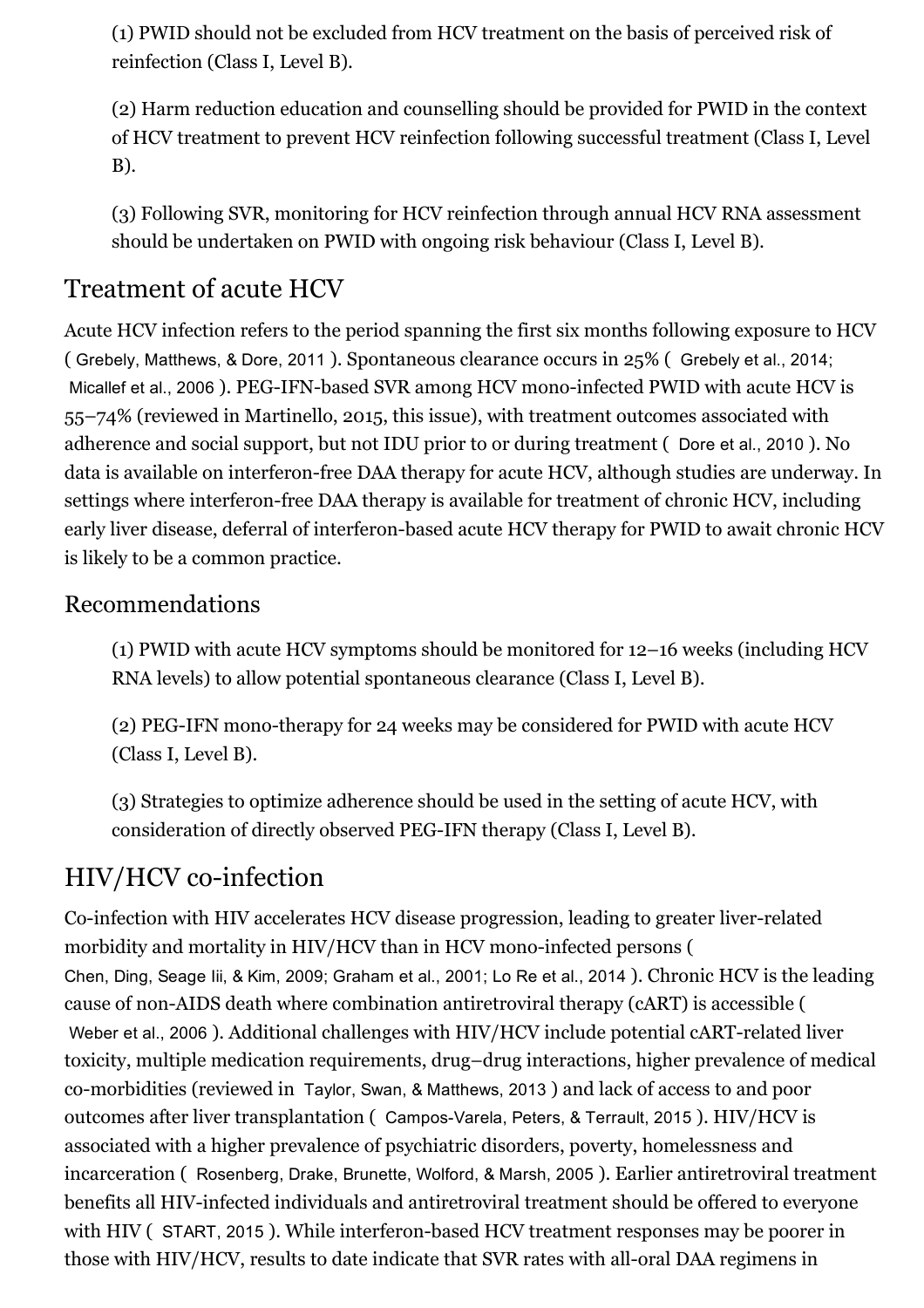(1) PWID should not be excluded from HCV treatment on the basis of perceived risk of reinfection (Class I, Level B).

(2) Harm reduction education and counselling should be provided for PWID in the context of HCV treatment to prevent HCV reinfection following successful treatment (Class I, Level B).

(3) Following SVR, monitoring for HCV reinfection through annual HCV RNA assessment should be undertaken on PWID with ongoing risk behaviour (Class I, Level B).

## Treatment of acute HCV

Acute HCV infection refers to the period spanning the first six months following exposure to HCV ( Grebely, Matthews, & Dore, 2011 ). Spontaneous clearance occurs in 25% ( Grebely et al., 2014; Micallef et al., 2006 ). PEG-IFN-based SVR among HCV mono-infected PWID with acute HCV is 55–74% (reviewed in Martinello, 2015, this issue), with treatment outcomes associated with adherence and social support, but not IDU prior to or during treatment ( Dore et al., 2010 ). No data is available on interferon-free DAA therapy for acute HCV, although studies are underway. In settings where interferon-free DAA therapy is available for treatment of chronic HCV, including early liver disease, deferral of interferon-based acute HCV therapy for PWID to await chronic HCV is likely to be a common practice.

### Recommendations

(1) PWID with acute HCV symptoms should be monitored for 12–16 weeks (including HCV RNA levels) to allow potential spontaneous clearance (Class I, Level B).

(2) PEG-IFN mono-therapy for 24 weeks may be considered for PWID with acute HCV (Class I, Level B).

(3) Strategies to optimize adherence should be used in the setting of acute HCV, with consideration of directly observed PEG-IFN therapy (Class I, Level B).

## HIV/HCV co-infection

Co-infection with HIV accelerates HCV disease progression, leading to greater liver-related morbidity and mortality in HIV/HCV than in HCV mono-infected persons ( Chen, Ding, Seage Iii, & Kim, 2009; Graham et al., 2001; Lo Re et al., 2014 ). Chronic HCV is the leading cause of non-AIDS death where combination antiretroviral therapy (cART) is accessible ( Weber et al., 2006 ). Additional challenges with HIV/HCV include potential cART-related liver toxicity, multiple medication requirements, drug–drug interactions, higher prevalence of medical co-morbidities (reviewed in Taylor, Swan, & Matthews, 2013 ) and lack of access to and poor outcomes after liver transplantation ( Campos-Varela, Peters, & Terrault, 2015 ). HIV/HCV is associated with a higher prevalence of psychiatric disorders, poverty, homelessness and incarceration ( Rosenberg, Drake, Brunette, Wolford, & Marsh, 2005 ). Earlier antiretroviral treatment benefits all HIV-infected individuals and antiretroviral treatment should be offered to everyone with HIV ( START, 2015 ). While interferon-based HCV treatment responses may be poorer in those with HIV/HCV, results to date indicate that SVR rates with all-oral DAA regimens in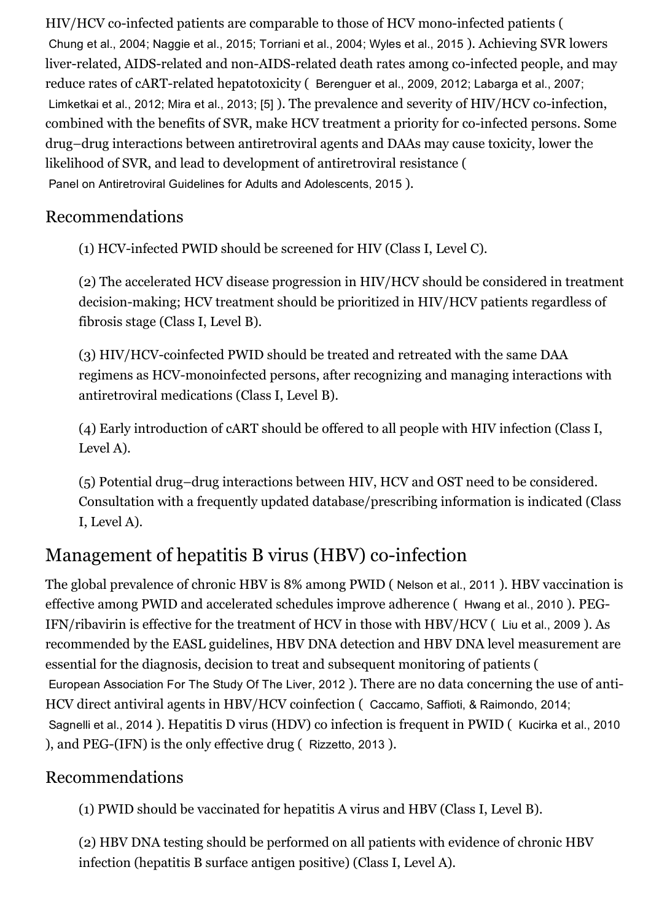HIV/HCV co-infected patients are comparable to those of HCV mono-infected patients ( Chung et al., 2004; Naggie et al., 2015; Torriani et al., 2004; Wyles et al., 2015 ). Achieving SVR lowers liver-related, AIDS-related and non-AIDS-related death rates among co-infected people, and may reduce rates of cART-related hepatotoxicity ( Berenguer et al., 2009, 2012; Labarga et al., 2007; Limketkai et al., 2012; Mira et al., 2013; [5] ). The prevalence and severity of HIV/HCV co-infection, combined with the benefits of SVR, make HCV treatment a priority for co-infected persons. Some drug–drug interactions between antiretroviral agents and DAAs may cause toxicity, lower the likelihood of SVR, and lead to development of antiretroviral resistance ( Panel on Antiretroviral Guidelines for Adults and Adolescents, 2015 ).

## Recommendations

(1) HCV-infected PWID should be screened for HIV (Class I, Level C).

(2) The accelerated HCV disease progression in HIV/HCV should be considered in treatment decision-making; HCV treatment should be prioritized in HIV/HCV patients regardless of fibrosis stage (Class I, Level B).

(3) HIV/HCV-coinfected PWID should be treated and retreated with the same DAA regimens as HCV-monoinfected persons, after recognizing and managing interactions with antiretroviral medications (Class I, Level B).

(4) Early introduction of cART should be offered to all people with HIV infection (Class I, Level A).

(5) Potential drug–drug interactions between HIV, HCV and OST need to be considered. Consultation with a frequently updated database/prescribing information is indicated (Class I, Level A).

# Management of hepatitis B virus (HBV) co-infection

The global prevalence of chronic HBV is 8% among PWID ( Nelson et al., 2011 ). HBV vaccination is effective among PWID and accelerated schedules improve adherence ( Hwang et al., 2010 ). PEG-IFN/ribavirin is effective for the treatment of HCV in those with HBV/HCV ( Liu et al., 2009 ). As recommended by the EASL guidelines, HBV DNA detection and HBV DNA level measurement are essential for the diagnosis, decision to treat and subsequent monitoring of patients ( European Association For The Study Of The Liver, 2012 ). There are no data concerning the use of anti-HCV direct antiviral agents in HBV/HCV coinfection ( Caccamo, Saffioti, & Raimondo, 2014; Sagnelli et al., 2014 ). Hepatitis D virus (HDV) co infection is frequent in PWID ( Kucirka et al., 2010 ), and PEG-(IFN) is the only effective drug ( Rizzetto, 2013 ).

## Recommendations

(1) PWID should be vaccinated for hepatitis A virus and HBV (Class I, Level B).

(2) HBV DNA testing should be performed on all patients with evidence of chronic HBV infection (hepatitis B surface antigen positive) (Class I, Level A).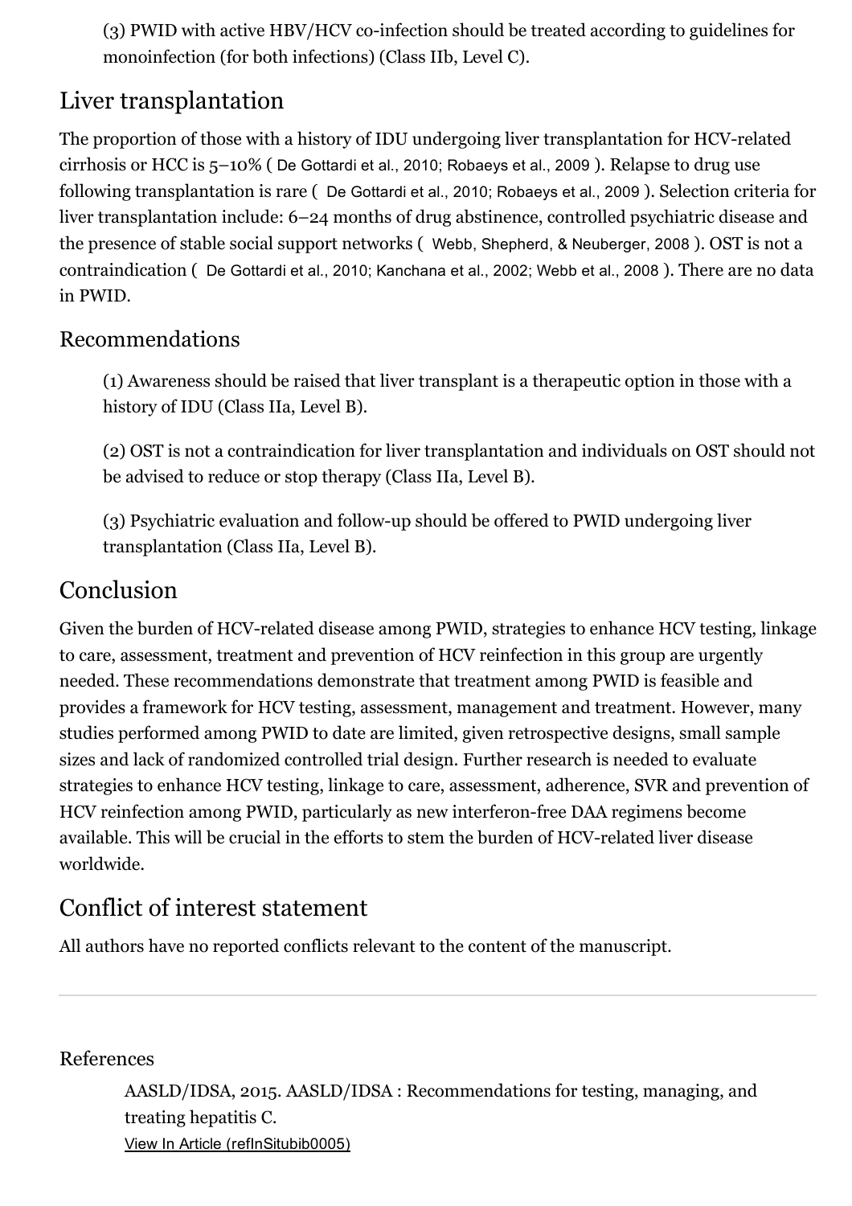(3) PWID with active HBV/HCV co-infection should be treated according to guidelines for monoinfection (for both infections) (Class IIb, Level C).

## Liver transplantation

The proportion of those with a history of IDU undergoing liver transplantation for HCV-related cirrhosis or HCC is 5–10% ( De Gottardi et al., 2010; Robaeys et al., 2009 ). Relapse to drug use following transplantation is rare ( De Gottardi et al., 2010; Robaeys et al., 2009 ). Selection criteria for liver transplantation include: 6–24 months of drug abstinence, controlled psychiatric disease and the presence of stable social support networks ( Webb, Shepherd, & Neuberger, 2008 ). OST is not a contraindication ( De Gottardi et al., 2010; Kanchana et al., 2002; Webb et al., 2008 ). There are no data in PWID.

### Recommendations

(1) Awareness should be raised that liver transplant is a therapeutic option in those with a history of IDU (Class IIa, Level B).

(2) OST is not a contraindication for liver transplantation and individuals on OST should not be advised to reduce or stop therapy (Class IIa, Level B).

(3) Psychiatric evaluation and follow-up should be offered to PWID undergoing liver transplantation (Class IIa, Level B).

## Conclusion

Given the burden of HCV-related disease among PWID, strategies to enhance HCV testing, linkage to care, assessment, treatment and prevention of HCV reinfection in this group are urgently needed. These recommendations demonstrate that treatment among PWID is feasible and provides a framework for HCV testing, assessment, management and treatment. However, many studies performed among PWID to date are limited, given retrospective designs, small sample sizes and lack of randomized controlled trial design. Further research is needed to evaluate strategies to enhance HCV testing, linkage to care, assessment, adherence, SVR and prevention of HCV reinfection among PWID, particularly as new interferon-free DAA regimens become available. This will be crucial in the efforts to stem the burden of HCV-related liver disease worldwide.

## Conflict of interest statement

All authors have no reported conflicts relevant to the content of the manuscript.

---

## References

AASLD/IDSA, 2015. AASLD/IDSA : Recommendations for testing, managing, and treating hepatitis C.
View In Article (refInSitubib0005)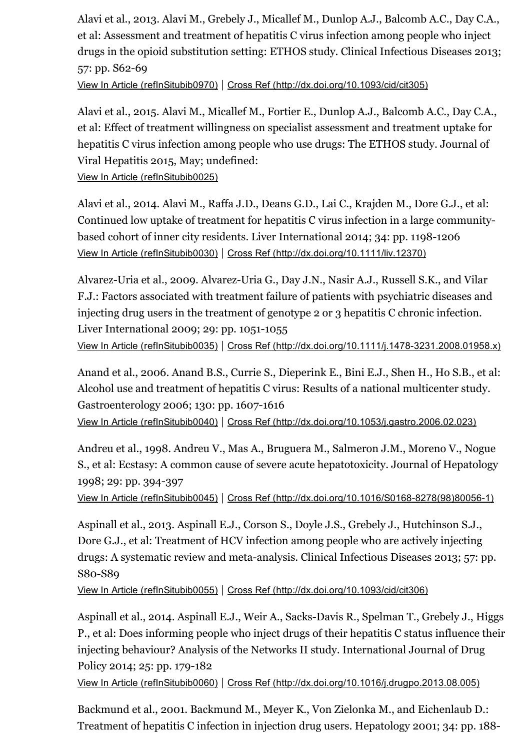Alavi et al., 2013. Alavi M., Grebely J., Micallef M., Dunlop A.J., Balcomb A.C., Day C.A., et al: Assessment and treatment of hepatitis C virus infection among people who inject drugs in the opioid substitution setting: ETHOS study. Clinical Infectious Diseases 2013; 57: pp. S62-69

View In Article (refInSitubib0970) | Cross Ref (http://dx.doi.org/10.1093/cid/cit305)

Alavi et al., 2015. Alavi M., Micallef M., Fortier E., Dunlop A.J., Balcomb A.C., Day C.A., et al: Effect of treatment willingness on specialist assessment and treatment uptake for hepatitis C virus infection among people who use drugs: The ETHOS study. Journal of Viral Hepatitis 2015, May; undefined:

View In Article (refInSitubib0025)

Alavi et al., 2014. Alavi M., Raffa J.D., Deans G.D., Lai C., Krajden M., Dore G.J., et al: Continued low uptake of treatment for hepatitis C virus infection in a large community-based cohort of inner city residents. Liver International 2014; 34: pp. 1198-1206

View In Article (refInSitubib0030) | Cross Ref (http://dx.doi.org/10.1111/liv.12370)

Alvarez-Uria et al., 2009. Alvarez-Uria G., Day J.N., Nasir A.J., Russell S.K., and Vilar F.J.: Factors associated with treatment failure of patients with psychiatric diseases and injecting drug users in the treatment of genotype 2 or 3 hepatitis C chronic infection. Liver International 2009; 29: pp. 1051-1055

View In Article (refInSitubib0035) | Cross Ref (http://dx.doi.org/10.1111/j.1478-3231.2008.01958.x)

Anand et al., 2006. Anand B.S., Currie S., Dieperink E., Bini E.J., Shen H., Ho S.B., et al: Alcohol use and treatment of hepatitis C virus: Results of a national multicenter study. Gastroenterology 2006; 130: pp. 1607-1616

View In Article (refInSitubib0040) | Cross Ref (http://dx.doi.org/10.1053/j.gastro.2006.02.023)

Andreu et al., 1998. Andreu V., Mas A., Bruguera M., Salmeron J.M., Moreno V., Nogue S., et al: Ecstasy: A common cause of severe acute hepatotoxicity. Journal of Hepatology 1998; 29: pp. 394-397

View In Article (refInSitubib0045) | Cross Ref (http://dx.doi.org/10.1016/S0168-8278(98)80056-1)

Aspinall et al., 2013. Aspinall E.J., Corson S., Doyle J.S., Grebely J., Hutchinson S.J., Dore G.J., et al: Treatment of HCV infection among people who are actively injecting drugs: A systematic review and meta-analysis. Clinical Infectious Diseases 2013; 57: pp. S80-S89

View In Article (refInSitubib0055) | Cross Ref (http://dx.doi.org/10.1093/cid/cit306)

Aspinall et al., 2014. Aspinall E.J., Weir A., Sacks-Davis R., Spelman T., Grebely J., Higgs P., et al: Does informing people who inject drugs of their hepatitis C status influence their injecting behaviour? Analysis of the Networks II study. International Journal of Drug Policy 2014; 25: pp. 179-182

View In Article (refInSitubib0060) | Cross Ref (http://dx.doi.org/10.1016/j.drugpo.2013.08.005)

Backmund et al., 2001. Backmund M., Meyer K., Von Zielonka M., and Eichenlaub D.: Treatment of hepatitis C infection in injection drug users. Hepatology 2001; 34: pp. 188-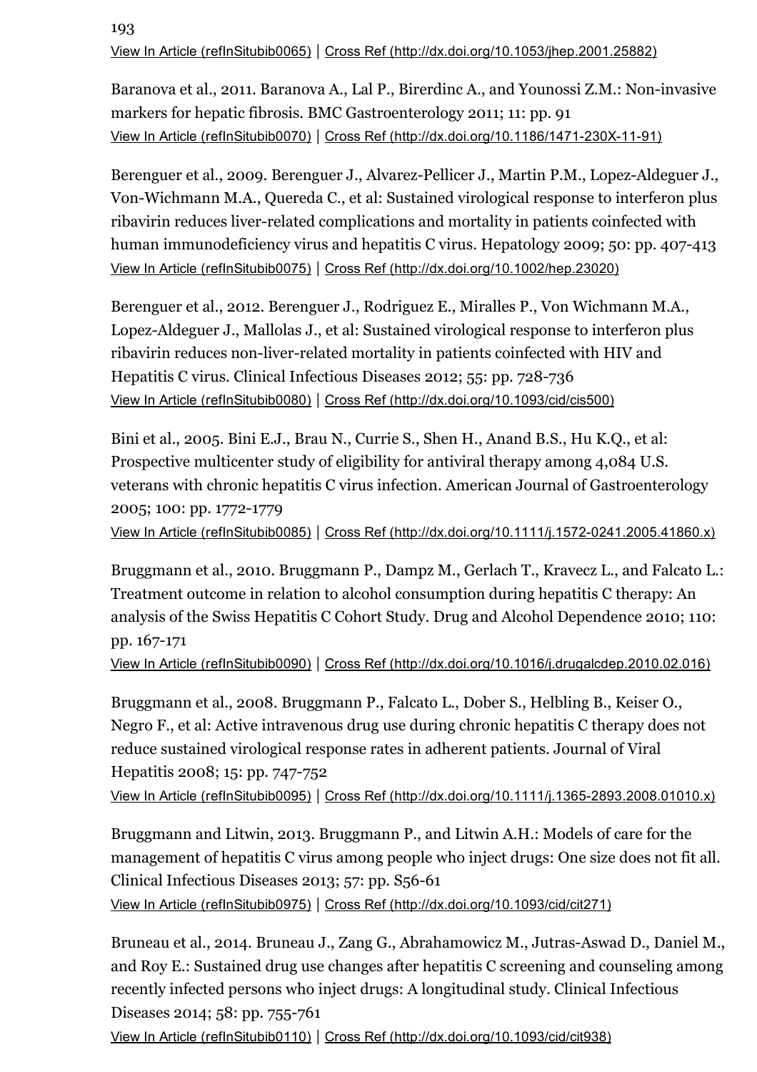193
View In Article (refInSitubib0065) | Cross Ref (http://dx.doi.org/10.1053/jhep.2001.25882)

Baranova et al., 2011. Baranova A., Lal P., Birerdinc A., and Younossi Z.M.: Non-invasive markers for hepatic fibrosis. BMC Gastroenterology 2011; 11: pp. 91
View In Article (refInSitubib0070) | Cross Ref (http://dx.doi.org/10.1186/1471-230X-11-91)

Berenguer et al., 2009. Berenguer J., Alvarez-Pellicer J., Martin P.M., Lopez-Aldeguer J., Von-Wichmann M.A., Quereda C., et al: Sustained virological response to interferon plus ribavirin reduces liver-related complications and mortality in patients coinfected with human immunodeficiency virus and hepatitis C virus. Hepatology 2009; 50: pp. 407-413
View In Article (refInSitubib0075) | Cross Ref (http://dx.doi.org/10.1002/hep.23020)

Berenguer et al., 2012. Berenguer J., Rodriguez E., Miralles P., Von Wichmann M.A., Lopez-Aldeguer J., Mallolas J., et al: Sustained virological response to interferon plus ribavirin reduces non-liver-related mortality in patients coinfected with HIV and Hepatitis C virus. Clinical Infectious Diseases 2012; 55: pp. 728-736
View In Article (refInSitubib0080) | Cross Ref (http://dx.doi.org/10.1093/cid/cis500)

Bini et al., 2005. Bini E.J., Brau N., Currie S., Shen H., Anand B.S., Hu K.Q., et al: Prospective multicenter study of eligibility for antiviral therapy among 4,084 U.S. veterans with chronic hepatitis C virus infection. American Journal of Gastroenterology 2005; 100: pp. 1772-1779
View In Article (refInSitubib0085) | Cross Ref (http://dx.doi.org/10.1111/j.1572-0241.2005.41860.x)

Bruggmann et al., 2010. Bruggmann P., Dampz M., Gerlach T., Kravecz L., and Falcato L.: Treatment outcome in relation to alcohol consumption during hepatitis C therapy: An analysis of the Swiss Hepatitis C Cohort Study. Drug and Alcohol Dependence 2010; 110: pp. 167-171
View In Article (refInSitubib0090) | Cross Ref (http://dx.doi.org/10.1016/j.drugalcdep.2010.02.016)

Bruggmann et al., 2008. Bruggmann P., Falcato L., Dober S., Helbling B., Keiser O., Negro F., et al: Active intravenous drug use during chronic hepatitis C therapy does not reduce sustained virological response rates in adherent patients. Journal of Viral Hepatitis 2008; 15: pp. 747-752
View In Article (refInSitubib0095) | Cross Ref (http://dx.doi.org/10.1111/j.1365-2893.2008.01010.x)

Bruggmann and Litwin, 2013. Bruggmann P., and Litwin A.H.: Models of care for the management of hepatitis C virus among people who inject drugs: One size does not fit all. Clinical Infectious Diseases 2013; 57: pp. S56-61
View In Article (refInSitubib0975) | Cross Ref (http://dx.doi.org/10.1093/cid/cit271)

Bruneau et al., 2014. Bruneau J., Zang G., Abrahamowicz M., Jutras-Aswad D., Daniel M., and Roy E.: Sustained drug use changes after hepatitis C screening and counseling among recently infected persons who inject drugs: A longitudinal study. Clinical Infectious Diseases 2014; 58: pp. 755-761
View In Article (refInSitubib0110) | Cross Ref (http://dx.doi.org/10.1093/cid/cit938)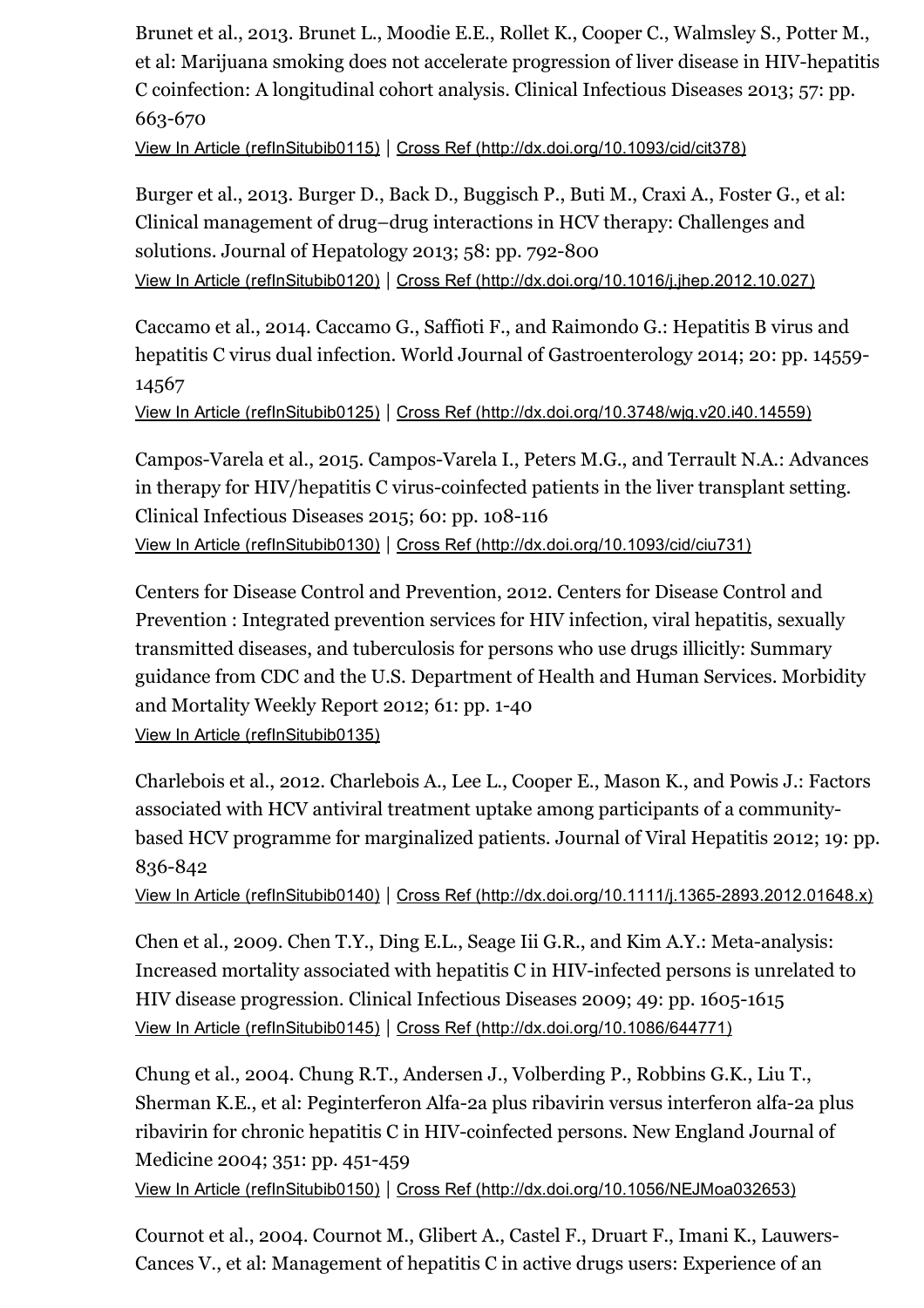Brunet et al., 2013. Brunet L., Moodie E.E., Rollet K., Cooper C., Walmsley S., Potter M., et al: Marijuana smoking does not accelerate progression of liver disease in HIV-hepatitis C coinfection: A longitudinal cohort analysis. Clinical Infectious Diseases 2013; 57: pp. 663-670

View In Article (refInSitubib0115) | Cross Ref (http://dx.doi.org/10.1093/cid/cit378)

Burger et al., 2013. Burger D., Back D., Buggisch P., Buti M., Craxi A., Foster G., et al: Clinical management of drug–drug interactions in HCV therapy: Challenges and solutions. Journal of Hepatology 2013; 58: pp. 792-800

View In Article (refInSitubib0120) | Cross Ref (http://dx.doi.org/10.1016/j.jhep.2012.10.027)

Caccamo et al., 2014. Caccamo G., Saffioti F., and Raimondo G.: Hepatitis B virus and hepatitis C virus dual infection. World Journal of Gastroenterology 2014; 20: pp. 14559-14567

View In Article (refInSitubib0125) | Cross Ref (http://dx.doi.org/10.3748/wjg.v20.i40.14559)

Campos-Varela et al., 2015. Campos-Varela I., Peters M.G., and Terrault N.A.: Advances in therapy for HIV/hepatitis C virus-coinfected patients in the liver transplant setting. Clinical Infectious Diseases 2015; 60: pp. 108-116

View In Article (refInSitubib0130) | Cross Ref (http://dx.doi.org/10.1093/cid/ciu731)

Centers for Disease Control and Prevention, 2012. Centers for Disease Control and Prevention : Integrated prevention services for HIV infection, viral hepatitis, sexually transmitted diseases, and tuberculosis for persons who use drugs illicitly: Summary guidance from CDC and the U.S. Department of Health and Human Services. Morbidity and Mortality Weekly Report 2012; 61: pp. 1-40

View In Article (refInSitubib0135)

Charlebois et al., 2012. Charlebois A., Lee L., Cooper E., Mason K., and Powis J.: Factors associated with HCV antiviral treatment uptake among participants of a community-based HCV programme for marginalized patients. Journal of Viral Hepatitis 2012; 19: pp. 836-842

View In Article (refInSitubib0140) | Cross Ref (http://dx.doi.org/10.1111/j.1365-2893.2012.01648.x)

Chen et al., 2009. Chen T.Y., Ding E.L., Seage Iii G.R., and Kim A.Y.: Meta-analysis: Increased mortality associated with hepatitis C in HIV-infected persons is unrelated to HIV disease progression. Clinical Infectious Diseases 2009; 49: pp. 1605-1615

View In Article (refInSitubib0145) | Cross Ref (http://dx.doi.org/10.1086/644771)

Chung et al., 2004. Chung R.T., Andersen J., Volberding P., Robbins G.K., Liu T., Sherman K.E., et al: Peginterferon Alfa-2a plus ribavirin versus interferon alfa-2a plus ribavirin for chronic hepatitis C in HIV-coinfected persons. New England Journal of Medicine 2004; 351: pp. 451-459

View In Article (refInSitubib0150) | Cross Ref (http://dx.doi.org/10.1056/NEJMoa032653)

Cournot et al., 2004. Cournot M., Glibert A., Castel F., Druart F., Imani K., Lauwers-Cances V., et al: Management of hepatitis C in active drugs users: Experience of an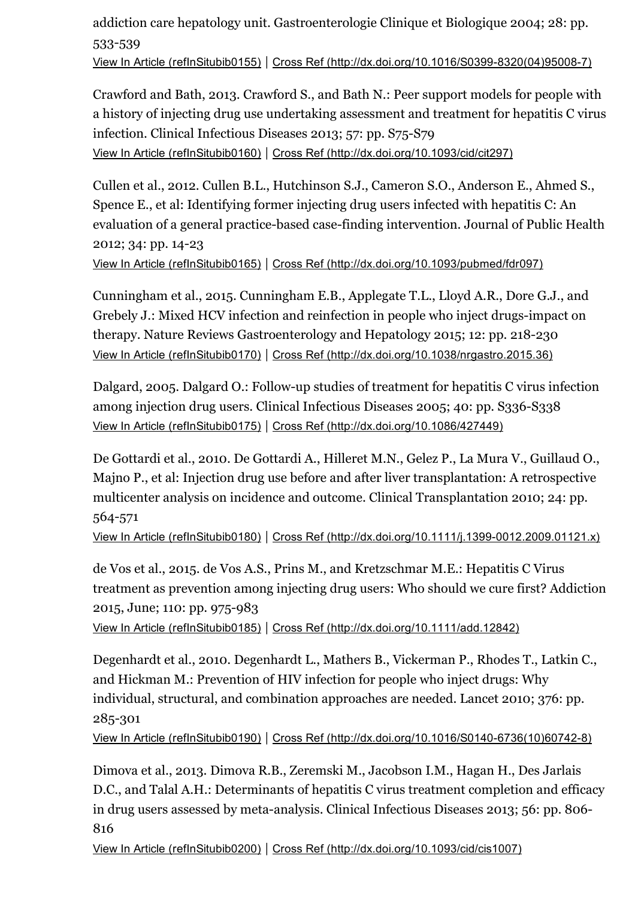addiction care hepatology unit. Gastroenterologie Clinique et Biologique 2004; 28: pp. 533-539
View In Article (refInSitubib0155) | Cross Ref (http://dx.doi.org/10.1016/S0399-8320(04)95008-7)

Crawford and Bath, 2013. Crawford S., and Bath N.: Peer support models for people with a history of injecting drug use undertaking assessment and treatment for hepatitis C virus infection. Clinical Infectious Diseases 2013; 57: pp. S75-S79
View In Article (refInSitubib0160) | Cross Ref (http://dx.doi.org/10.1093/cid/cit297)

Cullen et al., 2012. Cullen B.L., Hutchinson S.J., Cameron S.O., Anderson E., Ahmed S., Spence E., et al: Identifying former injecting drug users infected with hepatitis C: An evaluation of a general practice-based case-finding intervention. Journal of Public Health 2012; 34: pp. 14-23
View In Article (refInSitubib0165) | Cross Ref (http://dx.doi.org/10.1093/pubmed/fdr097)

Cunningham et al., 2015. Cunningham E.B., Applegate T.L., Lloyd A.R., Dore G.J., and Grebely J.: Mixed HCV infection and reinfection in people who inject drugs-impact on therapy. Nature Reviews Gastroenterology and Hepatology 2015; 12: pp. 218-230
View In Article (refInSitubib0170) | Cross Ref (http://dx.doi.org/10.1038/nrgastro.2015.36)

Dalgard, 2005. Dalgard O.: Follow-up studies of treatment for hepatitis C virus infection among injection drug users. Clinical Infectious Diseases 2005; 40: pp. S336-S338
View In Article (refInSitubib0175) | Cross Ref (http://dx.doi.org/10.1086/427449)

De Gottardi et al., 2010. De Gottardi A., Hilleret M.N., Gelez P., La Mura V., Guillaud O., Majno P., et al: Injection drug use before and after liver transplantation: A retrospective multicenter analysis on incidence and outcome. Clinical Transplantation 2010; 24: pp. 564-571
View In Article (refInSitubib0180) | Cross Ref (http://dx.doi.org/10.1111/j.1399-0012.2009.01121.x)

de Vos et al., 2015. de Vos A.S., Prins M., and Kretzschmar M.E.: Hepatitis C Virus treatment as prevention among injecting drug users: Who should we cure first? Addiction 2015, June; 110: pp. 975-983
View In Article (refInSitubib0185) | Cross Ref (http://dx.doi.org/10.1111/add.12842)

Degenhardt et al., 2010. Degenhardt L., Mathers B., Vickerman P., Rhodes T., Latkin C., and Hickman M.: Prevention of HIV infection for people who inject drugs: Why individual, structural, and combination approaches are needed. Lancet 2010; 376: pp. 285-301
View In Article (refInSitubib0190) | Cross Ref (http://dx.doi.org/10.1016/S0140-6736(10)60742-8)

Dimova et al., 2013. Dimova R.B., Zeremski M., Jacobson I.M., Hagan H., Des Jarlais D.C., and Talal A.H.: Determinants of hepatitis C virus treatment completion and efficacy in drug users assessed by meta-analysis. Clinical Infectious Diseases 2013; 56: pp. 806-816
View In Article (refInSitubib0200) | Cross Ref (http://dx.doi.org/10.1093/cid/cis1007)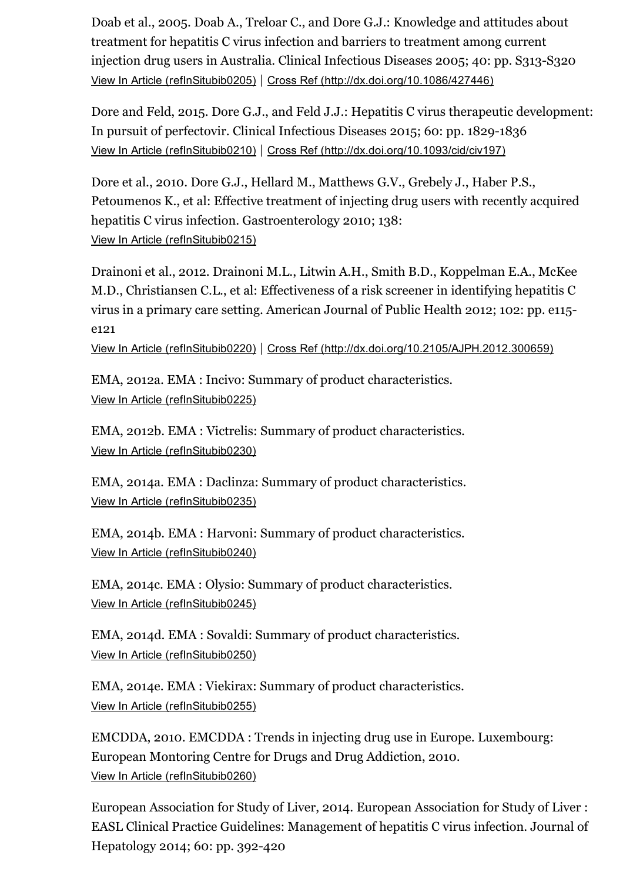Doab et al., 2005. Doab A., Treloar C., and Dore G.J.: Knowledge and attitudes about treatment for hepatitis C virus infection and barriers to treatment among current injection drug users in Australia. Clinical Infectious Diseases 2005; 40: pp. S313-S320
View In Article (refInSitubib0205) | Cross Ref (http://dx.doi.org/10.1086/427446)

Dore and Feld, 2015. Dore G.J., and Feld J.J.: Hepatitis C virus therapeutic development: In pursuit of perfectovir. Clinical Infectious Diseases 2015; 60: pp. 1829-1836
View In Article (refInSitubib0210) | Cross Ref (http://dx.doi.org/10.1093/cid/civ197)

Dore et al., 2010. Dore G.J., Hellard M., Matthews G.V., Grebely J., Haber P.S., Petoumenos K., et al: Effective treatment of injecting drug users with recently acquired hepatitis C virus infection. Gastroenterology 2010; 138:
View In Article (refInSitubib0215)

Drainoni et al., 2012. Drainoni M.L., Litwin A.H., Smith B.D., Koppelman E.A., McKee M.D., Christiansen C.L., et al: Effectiveness of a risk screener in identifying hepatitis C virus in a primary care setting. American Journal of Public Health 2012; 102: pp. e115-e121
View In Article (refInSitubib0220) | Cross Ref (http://dx.doi.org/10.2105/AJPH.2012.300659)

EMA, 2012a. EMA : Incivo: Summary of product characteristics.
View In Article (refInSitubib0225)

EMA, 2012b. EMA : Victrelis: Summary of product characteristics.
View In Article (refInSitubib0230)

EMA, 2014a. EMA : Daclinza: Summary of product characteristics.
View In Article (refInSitubib0235)

EMA, 2014b. EMA : Harvoni: Summary of product characteristics.
View In Article (refInSitubib0240)

EMA, 2014c. EMA : Olysio: Summary of product characteristics.
View In Article (refInSitubib0245)

EMA, 2014d. EMA : Sovaldi: Summary of product characteristics.
View In Article (refInSitubib0250)

EMA, 2014e. EMA : Viekirax: Summary of product characteristics.
View In Article (refInSitubib0255)

EMCDDA, 2010. EMCDDA : Trends in injecting drug use in Europe. Luxembourg: European Montoring Centre for Drugs and Drug Addiction, 2010.
View In Article (refInSitubib0260)

European Association for Study of Liver, 2014. European Association for Study of Liver : EASL Clinical Practice Guidelines: Management of hepatitis C virus infection. Journal of Hepatology 2014; 60: pp. 392-420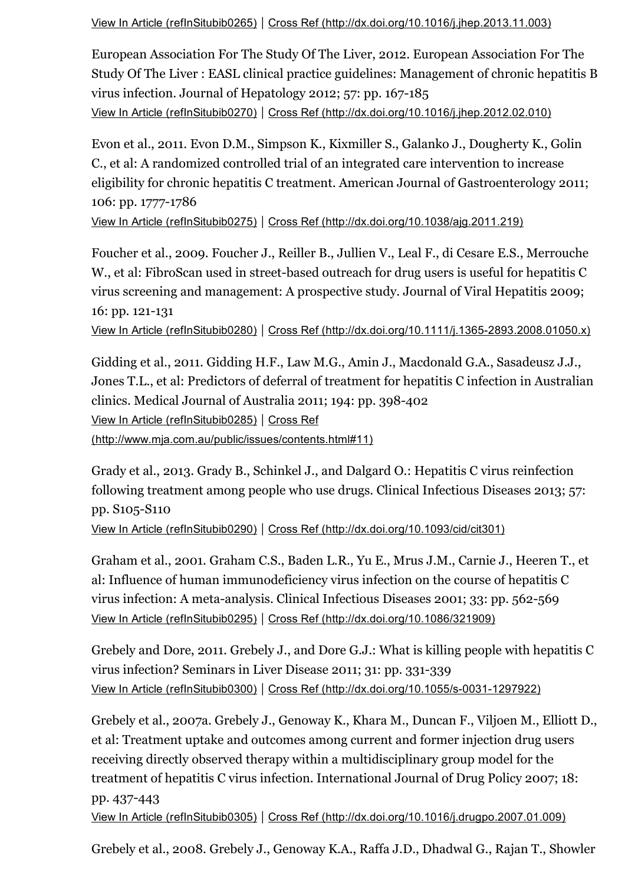View In Article (refInSitubib0265) | Cross Ref (http://dx.doi.org/10.1016/j.jhep.2013.11.003)

European Association For The Study Of The Liver, 2012. European Association For The Study Of The Liver : EASL clinical practice guidelines: Management of chronic hepatitis B virus infection. Journal of Hepatology 2012; 57: pp. 167-185
View In Article (refInSitubib0270) | Cross Ref (http://dx.doi.org/10.1016/j.jhep.2012.02.010)

Evon et al., 2011. Evon D.M., Simpson K., Kixmiller S., Galanko J., Dougherty K., Golin C., et al: A randomized controlled trial of an integrated care intervention to increase eligibility for chronic hepatitis C treatment. American Journal of Gastroenterology 2011; 106: pp. 1777-1786
View In Article (refInSitubib0275) | Cross Ref (http://dx.doi.org/10.1038/ajg.2011.219)

Foucher et al., 2009. Foucher J., Reiller B., Jullien V., Leal F., di Cesare E.S., Merrouche W., et al: FibroScan used in street-based outreach for drug users is useful for hepatitis C virus screening and management: A prospective study. Journal of Viral Hepatitis 2009; 16: pp. 121-131
View In Article (refInSitubib0280) | Cross Ref (http://dx.doi.org/10.1111/j.1365-2893.2008.01050.x)

Gidding et al., 2011. Gidding H.F., Law M.G., Amin J., Macdonald G.A., Sasadeusz J.J., Jones T.L., et al: Predictors of deferral of treatment for hepatitis C infection in Australian clinics. Medical Journal of Australia 2011; 194: pp. 398-402
View In Article (refInSitubib0285) | Cross Ref (http://www.mja.com.au/public/issues/contents.html#11)

Grady et al., 2013. Grady B., Schinkel J., and Dalgard O.: Hepatitis C virus reinfection following treatment among people who use drugs. Clinical Infectious Diseases 2013; 57: pp. S105-S110
View In Article (refInSitubib0290) | Cross Ref (http://dx.doi.org/10.1093/cid/cit301)

Graham et al., 2001. Graham C.S., Baden L.R., Yu E., Mrus J.M., Carnie J., Heeren T., et al: Influence of human immunodeficiency virus infection on the course of hepatitis C virus infection: A meta-analysis. Clinical Infectious Diseases 2001; 33: pp. 562-569
View In Article (refInSitubib0295) | Cross Ref (http://dx.doi.org/10.1086/321909)

Grebely and Dore, 2011. Grebely J., and Dore G.J.: What is killing people with hepatitis C virus infection? Seminars in Liver Disease 2011; 31: pp. 331-339
View In Article (refInSitubib0300) | Cross Ref (http://dx.doi.org/10.1055/s-0031-1297922)

Grebely et al., 2007a. Grebely J., Genoway K., Khara M., Duncan F., Viljoen M., Elliott D., et al: Treatment uptake and outcomes among current and former injection drug users receiving directly observed therapy within a multidisciplinary group model for the treatment of hepatitis C virus infection. International Journal of Drug Policy 2007; 18: pp. 437-443
View In Article (refInSitubib0305) | Cross Ref (http://dx.doi.org/10.1016/j.drugpo.2007.01.009)

Grebely et al., 2008. Grebely J., Genoway K.A., Raffa J.D., Dhadwal G., Rajan T., Showler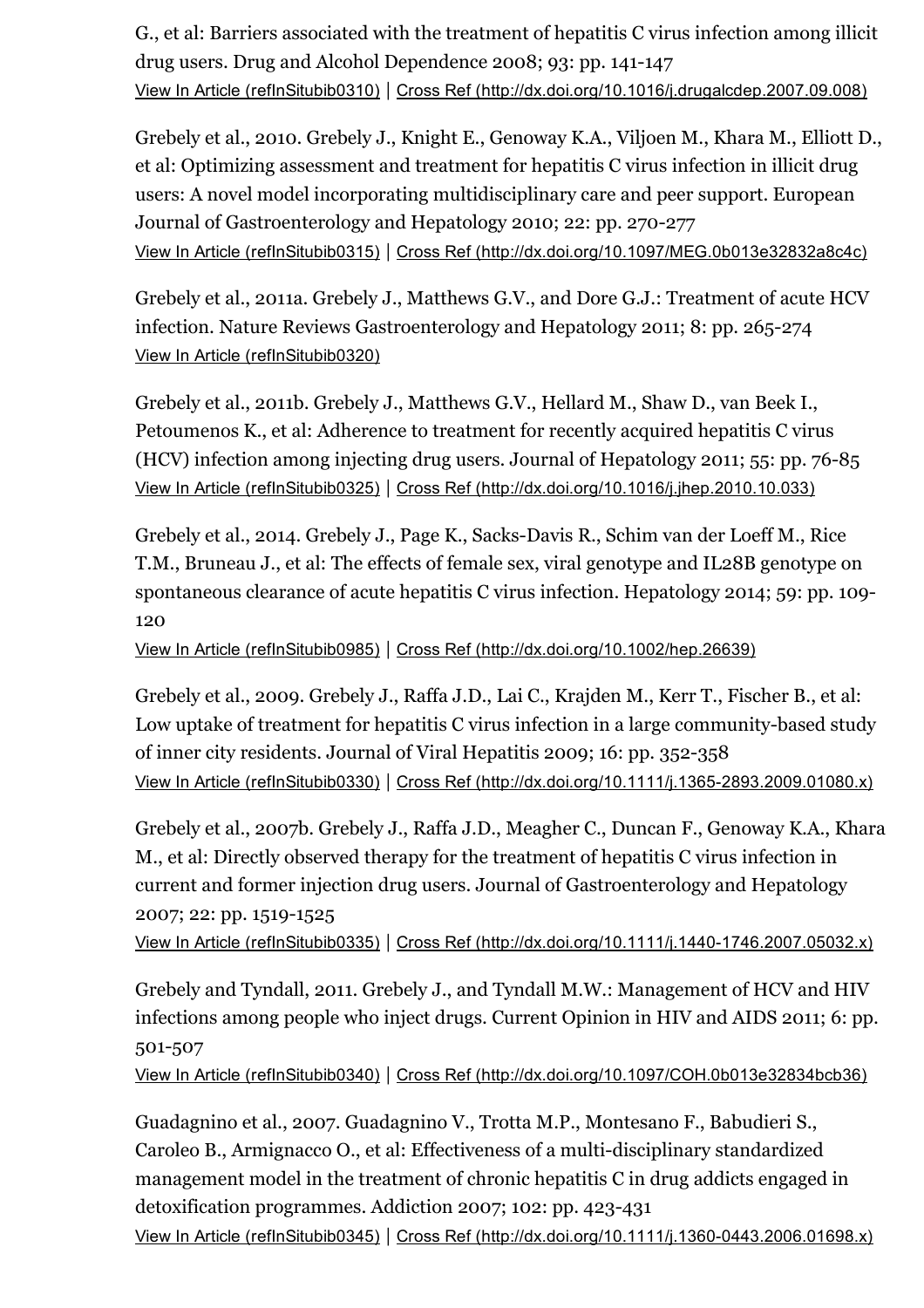G., et al: Barriers associated with the treatment of hepatitis C virus infection among illicit drug users. Drug and Alcohol Dependence 2008; 93: pp. 141-147
View In Article (refInSitubib0310) | Cross Ref (http://dx.doi.org/10.1016/j.drugalcdep.2007.09.008)

Grebely et al., 2010. Grebely J., Knight E., Genoway K.A., Viljoen M., Khara M., Elliott D., et al: Optimizing assessment and treatment for hepatitis C virus infection in illicit drug users: A novel model incorporating multidisciplinary care and peer support. European Journal of Gastroenterology and Hepatology 2010; 22: pp. 270-277
View In Article (refInSitubib0315) | Cross Ref (http://dx.doi.org/10.1097/MEG.0b013e32832a8c4c)

Grebely et al., 2011a. Grebely J., Matthews G.V., and Dore G.J.: Treatment of acute HCV infection. Nature Reviews Gastroenterology and Hepatology 2011; 8: pp. 265-274
View In Article (refInSitubib0320)

Grebely et al., 2011b. Grebely J., Matthews G.V., Hellard M., Shaw D., van Beek I., Petoumenos K., et al: Adherence to treatment for recently acquired hepatitis C virus (HCV) infection among injecting drug users. Journal of Hepatology 2011; 55: pp. 76-85
View In Article (refInSitubib0325) | Cross Ref (http://dx.doi.org/10.1016/j.jhep.2010.10.033)

Grebely et al., 2014. Grebely J., Page K., Sacks-Davis R., Schim van der Loeff M., Rice T.M., Bruneau J., et al: The effects of female sex, viral genotype and IL28B genotype on spontaneous clearance of acute hepatitis C virus infection. Hepatology 2014; 59: pp. 109-120
View In Article (refInSitubib0985) | Cross Ref (http://dx.doi.org/10.1002/hep.26639)

Grebely et al., 2009. Grebely J., Raffa J.D., Lai C., Krajden M., Kerr T., Fischer B., et al: Low uptake of treatment for hepatitis C virus infection in a large community-based study of inner city residents. Journal of Viral Hepatitis 2009; 16: pp. 352-358
View In Article (refInSitubib0330) | Cross Ref (http://dx.doi.org/10.1111/j.1365-2893.2009.01080.x)

Grebely et al., 2007b. Grebely J., Raffa J.D., Meagher C., Duncan F., Genoway K.A., Khara M., et al: Directly observed therapy for the treatment of hepatitis C virus infection in current and former injection drug users. Journal of Gastroenterology and Hepatology 2007; 22: pp. 1519-1525
View In Article (refInSitubib0335) | Cross Ref (http://dx.doi.org/10.1111/j.1440-1746.2007.05032.x)

Grebely and Tyndall, 2011. Grebely J., and Tyndall M.W.: Management of HCV and HIV infections among people who inject drugs. Current Opinion in HIV and AIDS 2011; 6: pp. 501-507
View In Article (refInSitubib0340) | Cross Ref (http://dx.doi.org/10.1097/COH.0b013e32834bcb36)

Guadagnino et al., 2007. Guadagnino V., Trotta M.P., Montesano F., Babudieri S., Caroleo B., Armignacco O., et al: Effectiveness of a multi-disciplinary standardized management model in the treatment of chronic hepatitis C in drug addicts engaged in detoxification programmes. Addiction 2007; 102: pp. 423-431
View In Article (refInSitubib0345) | Cross Ref (http://dx.doi.org/10.1111/j.1360-0443.2006.01698.x)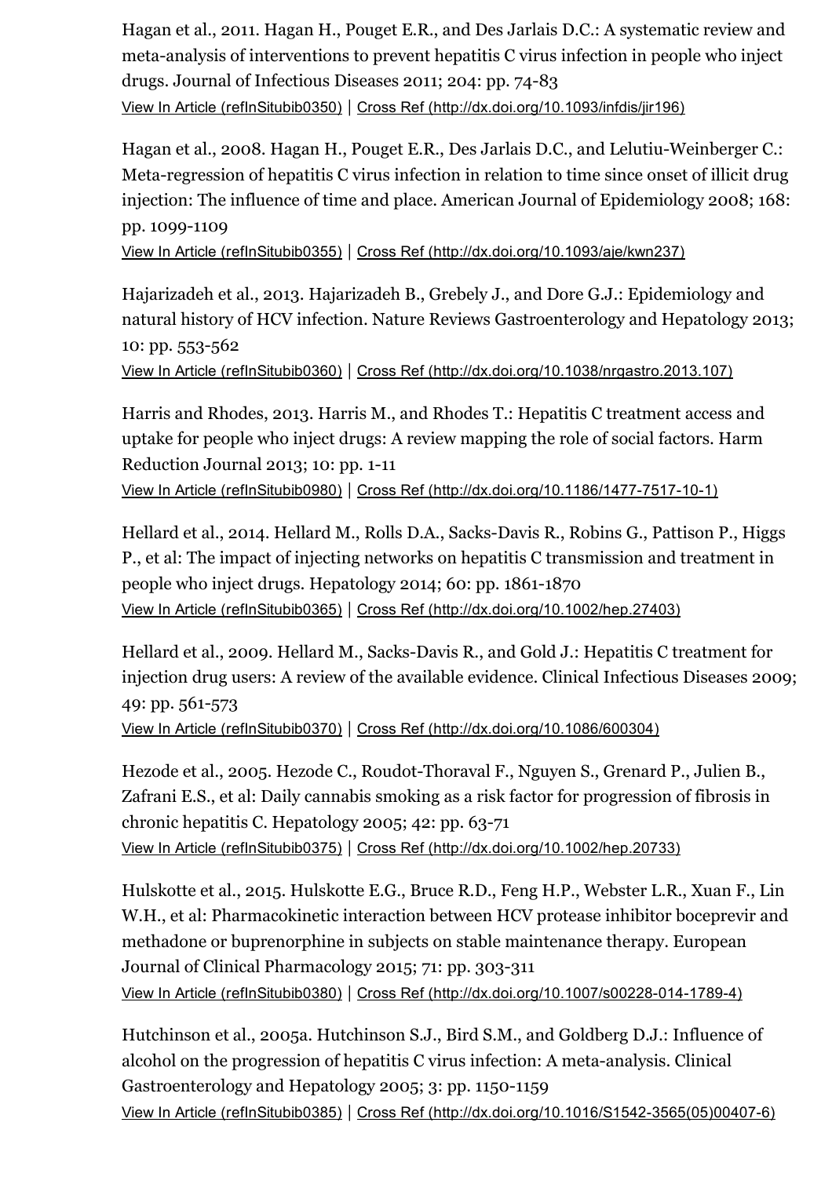Hagan et al., 2011. Hagan H., Pouget E.R., and Des Jarlais D.C.: A systematic review and meta-analysis of interventions to prevent hepatitis C virus infection in people who inject drugs. Journal of Infectious Diseases 2011; 204: pp. 74-83
View In Article (refInSitubib0350) | Cross Ref (http://dx.doi.org/10.1093/infdis/jir196)

Hagan et al., 2008. Hagan H., Pouget E.R., Des Jarlais D.C., and Lelutiu-Weinberger C.: Meta-regression of hepatitis C virus infection in relation to time since onset of illicit drug injection: The influence of time and place. American Journal of Epidemiology 2008; 168: pp. 1099-1109
View In Article (refInSitubib0355) | Cross Ref (http://dx.doi.org/10.1093/aje/kwn237)

Hajarizadeh et al., 2013. Hajarizadeh B., Grebely J., and Dore G.J.: Epidemiology and natural history of HCV infection. Nature Reviews Gastroenterology and Hepatology 2013; 10: pp. 553-562
View In Article (refInSitubib0360) | Cross Ref (http://dx.doi.org/10.1038/nrgastro.2013.107)

Harris and Rhodes, 2013. Harris M., and Rhodes T.: Hepatitis C treatment access and uptake for people who inject drugs: A review mapping the role of social factors. Harm Reduction Journal 2013; 10: pp. 1-11
View In Article (refInSitubib0980) | Cross Ref (http://dx.doi.org/10.1186/1477-7517-10-1)

Hellard et al., 2014. Hellard M., Rolls D.A., Sacks-Davis R., Robins G., Pattison P., Higgs P., et al: The impact of injecting networks on hepatitis C transmission and treatment in people who inject drugs. Hepatology 2014; 60: pp. 1861-1870
View In Article (refInSitubib0365) | Cross Ref (http://dx.doi.org/10.1002/hep.27403)

Hellard et al., 2009. Hellard M., Sacks-Davis R., and Gold J.: Hepatitis C treatment for injection drug users: A review of the available evidence. Clinical Infectious Diseases 2009; 49: pp. 561-573
View In Article (refInSitubib0370) | Cross Ref (http://dx.doi.org/10.1086/600304)

Hezode et al., 2005. Hezode C., Roudot-Thoraval F., Nguyen S., Grenard P., Julien B., Zafrani E.S., et al: Daily cannabis smoking as a risk factor for progression of fibrosis in chronic hepatitis C. Hepatology 2005; 42: pp. 63-71
View In Article (refInSitubib0375) | Cross Ref (http://dx.doi.org/10.1002/hep.20733)

Hulskotte et al., 2015. Hulskotte E.G., Bruce R.D., Feng H.P., Webster L.R., Xuan F., Lin W.H., et al: Pharmacokinetic interaction between HCV protease inhibitor boceprevir and methadone or buprenorphine in subjects on stable maintenance therapy. European Journal of Clinical Pharmacology 2015; 71: pp. 303-311
View In Article (refInSitubib0380) | Cross Ref (http://dx.doi.org/10.1007/s00228-014-1789-4)

Hutchinson et al., 2005a. Hutchinson S.J., Bird S.M., and Goldberg D.J.: Influence of alcohol on the progression of hepatitis C virus infection: A meta-analysis. Clinical Gastroenterology and Hepatology 2005; 3: pp. 1150-1159
View In Article (refInSitubib0385) | Cross Ref (http://dx.doi.org/10.1016/S1542-3565(05)00407-6)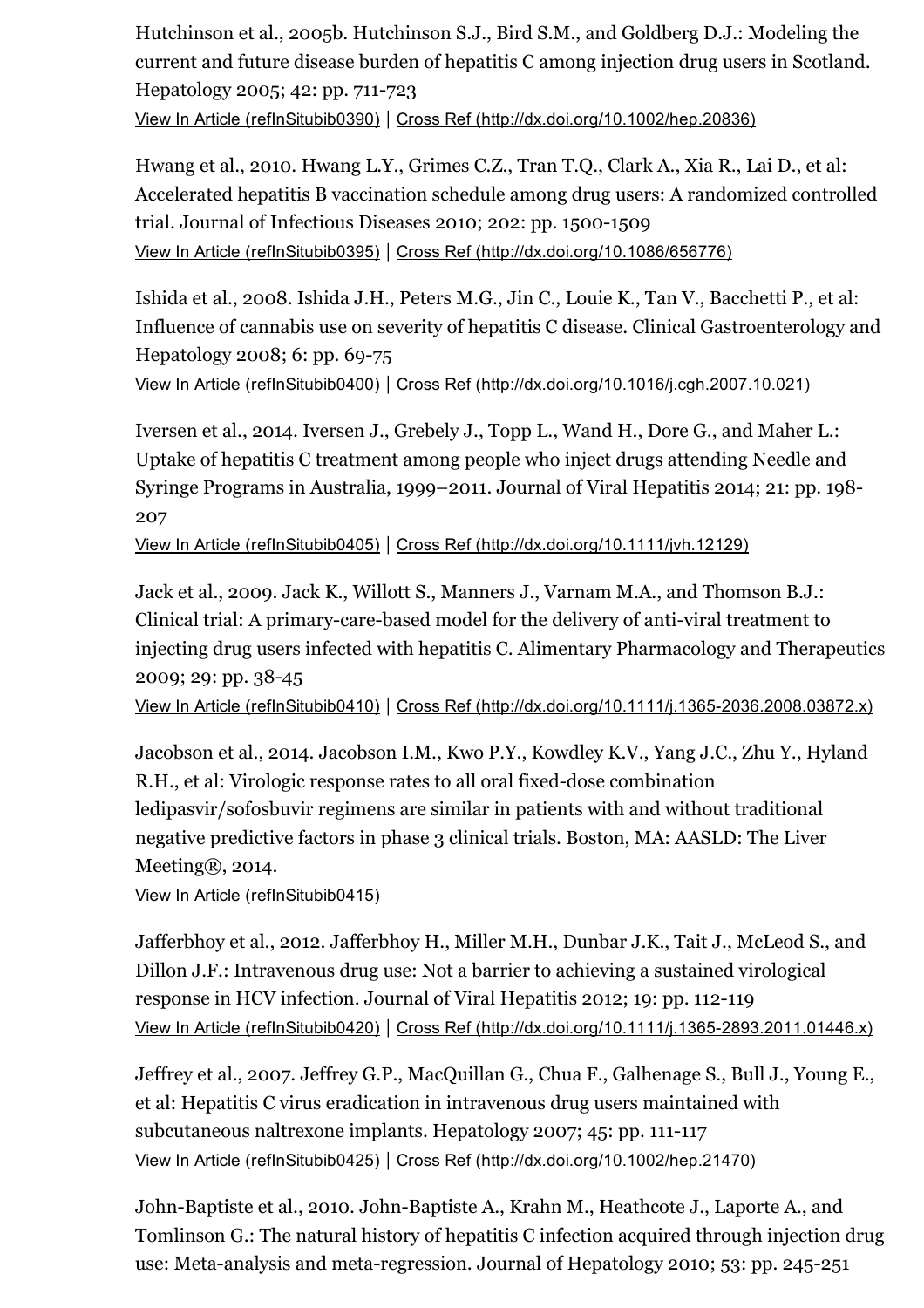Hutchinson et al., 2005b. Hutchinson S.J., Bird S.M., and Goldberg D.J.: Modeling the current and future disease burden of hepatitis C among injection drug users in Scotland. Hepatology 2005; 42: pp. 711-723
View In Article (refInSitubib0390) | Cross Ref (http://dx.doi.org/10.1002/hep.20836)

Hwang et al., 2010. Hwang L.Y., Grimes C.Z., Tran T.Q., Clark A., Xia R., Lai D., et al: Accelerated hepatitis B vaccination schedule among drug users: A randomized controlled trial. Journal of Infectious Diseases 2010; 202: pp. 1500-1509
View In Article (refInSitubib0395) | Cross Ref (http://dx.doi.org/10.1086/656776)

Ishida et al., 2008. Ishida J.H., Peters M.G., Jin C., Louie K., Tan V., Bacchetti P., et al: Influence of cannabis use on severity of hepatitis C disease. Clinical Gastroenterology and Hepatology 2008; 6: pp. 69-75
View In Article (refInSitubib0400) | Cross Ref (http://dx.doi.org/10.1016/j.cgh.2007.10.021)

Iversen et al., 2014. Iversen J., Grebely J., Topp L., Wand H., Dore G., and Maher L.: Uptake of hepatitis C treatment among people who inject drugs attending Needle and Syringe Programs in Australia, 1999–2011. Journal of Viral Hepatitis 2014; 21: pp. 198-207
View In Article (refInSitubib0405) | Cross Ref (http://dx.doi.org/10.1111/jvh.12129)

Jack et al., 2009. Jack K., Willott S., Manners J., Varnam M.A., and Thomson B.J.: Clinical trial: A primary-care-based model for the delivery of anti-viral treatment to injecting drug users infected with hepatitis C. Alimentary Pharmacology and Therapeutics 2009; 29: pp. 38-45
View In Article (refInSitubib0410) | Cross Ref (http://dx.doi.org/10.1111/j.1365-2036.2008.03872.x)

Jacobson et al., 2014. Jacobson I.M., Kwo P.Y., Kowdley K.V., Yang J.C., Zhu Y., Hyland R.H., et al: Virologic response rates to all oral fixed-dose combination ledipasvir/sofosbuvir regimens are similar in patients with and without traditional negative predictive factors in phase 3 clinical trials. Boston, MA: AASLD: The Liver Meeting®, 2014.
View In Article (refInSitubib0415)

Jafferbhoy et al., 2012. Jafferbhoy H., Miller M.H., Dunbar J.K., Tait J., McLeod S., and Dillon J.F.: Intravenous drug use: Not a barrier to achieving a sustained virological response in HCV infection. Journal of Viral Hepatitis 2012; 19: pp. 112-119
View In Article (refInSitubib0420) | Cross Ref (http://dx.doi.org/10.1111/j.1365-2893.2011.01446.x)

Jeffrey et al., 2007. Jeffrey G.P., MacQuillan G., Chua F., Galhenage S., Bull J., Young E., et al: Hepatitis C virus eradication in intravenous drug users maintained with subcutaneous naltrexone implants. Hepatology 2007; 45: pp. 111-117
View In Article (refInSitubib0425) | Cross Ref (http://dx.doi.org/10.1002/hep.21470)

John-Baptiste et al., 2010. John-Baptiste A., Krahn M., Heathcote J., Laporte A., and Tomlinson G.: The natural history of hepatitis C infection acquired through injection drug use: Meta-analysis and meta-regression. Journal of Hepatology 2010; 53: pp. 245-251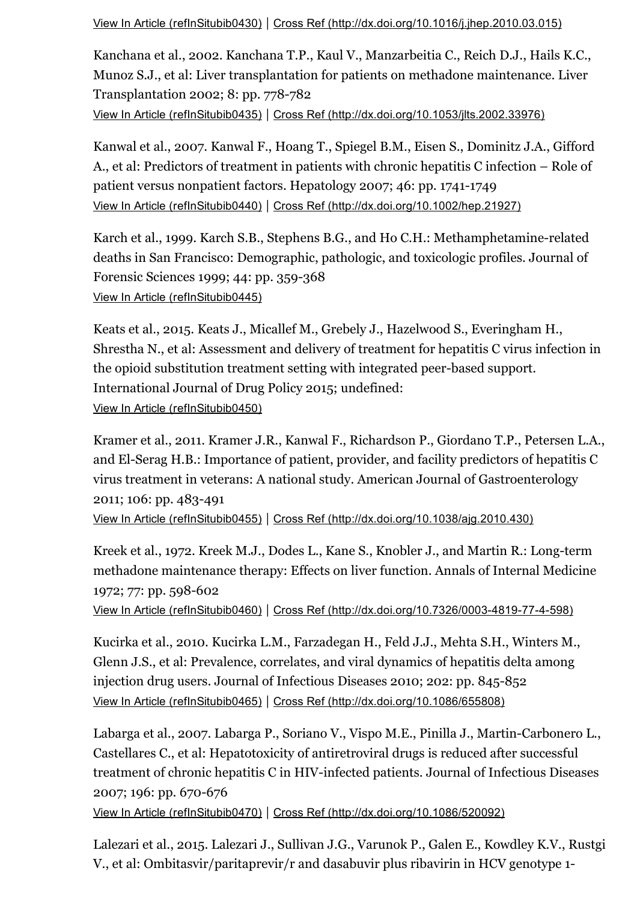View In Article (refInSitubib0430) | Cross Ref (http://dx.doi.org/10.1016/j.jhep.2010.03.015)

Kanchana et al., 2002. Kanchana T.P., Kaul V., Manzarbeitia C., Reich D.J., Hails K.C., Munoz S.J., et al: Liver transplantation for patients on methadone maintenance. Liver Transplantation 2002; 8: pp. 778-782
View In Article (refInSitubib0435) | Cross Ref (http://dx.doi.org/10.1053/jlts.2002.33976)

Kanwal et al., 2007. Kanwal F., Hoang T., Spiegel B.M., Eisen S., Dominitz J.A., Gifford A., et al: Predictors of treatment in patients with chronic hepatitis C infection – Role of patient versus nonpatient factors. Hepatology 2007; 46: pp. 1741-1749
View In Article (refInSitubib0440) | Cross Ref (http://dx.doi.org/10.1002/hep.21927)

Karch et al., 1999. Karch S.B., Stephens B.G., and Ho C.H.: Methamphetamine-related deaths in San Francisco: Demographic, pathologic, and toxicologic profiles. Journal of Forensic Sciences 1999; 44: pp. 359-368
View In Article (refInSitubib0445)

Keats et al., 2015. Keats J., Micallef M., Grebely J., Hazelwood S., Everingham H., Shrestha N., et al: Assessment and delivery of treatment for hepatitis C virus infection in the opioid substitution treatment setting with integrated peer-based support. International Journal of Drug Policy 2015; undefined:
View In Article (refInSitubib0450)

Kramer et al., 2011. Kramer J.R., Kanwal F., Richardson P., Giordano T.P., Petersen L.A., and El-Serag H.B.: Importance of patient, provider, and facility predictors of hepatitis C virus treatment in veterans: A national study. American Journal of Gastroenterology 2011; 106: pp. 483-491
View In Article (refInSitubib0455) | Cross Ref (http://dx.doi.org/10.1038/ajg.2010.430)

Kreek et al., 1972. Kreek M.J., Dodes L., Kane S., Knobler J., and Martin R.: Long-term methadone maintenance therapy: Effects on liver function. Annals of Internal Medicine 1972; 77: pp. 598-602
View In Article (refInSitubib0460) | Cross Ref (http://dx.doi.org/10.7326/0003-4819-77-4-598)

Kucirka et al., 2010. Kucirka L.M., Farzadegan H., Feld J.J., Mehta S.H., Winters M., Glenn J.S., et al: Prevalence, correlates, and viral dynamics of hepatitis delta among injection drug users. Journal of Infectious Diseases 2010; 202: pp. 845-852
View In Article (refInSitubib0465) | Cross Ref (http://dx.doi.org/10.1086/655808)

Labarga et al., 2007. Labarga P., Soriano V., Vispo M.E., Pinilla J., Martin-Carbonero L., Castellares C., et al: Hepatotoxicity of antiretroviral drugs is reduced after successful treatment of chronic hepatitis C in HIV-infected patients. Journal of Infectious Diseases 2007; 196: pp. 670-676
View In Article (refInSitubib0470) | Cross Ref (http://dx.doi.org/10.1086/520092)

Lalezari et al., 2015. Lalezari J., Sullivan J.G., Varunok P., Galen E., Kowdley K.V., Rustgi V., et al: Ombitasvir/paritaprevir/r and dasabuvir plus ribavirin in HCV genotype 1-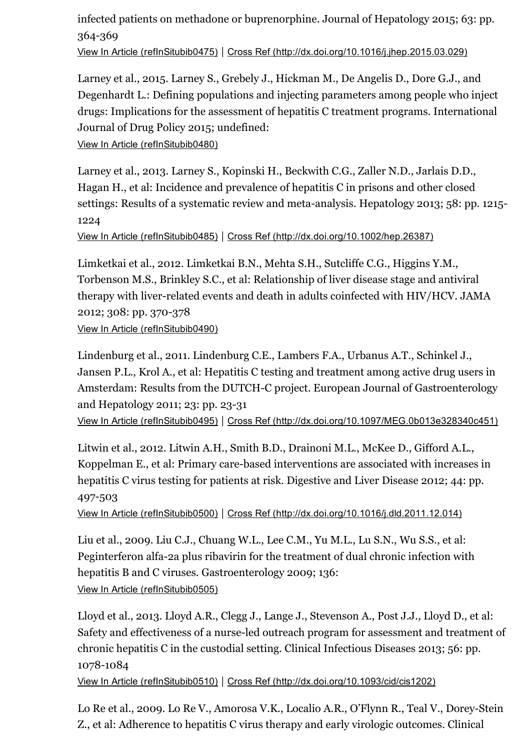infected patients on methadone or buprenorphine. Journal of Hepatology 2015; 63: pp. 364-369

View In Article (refInSitubib0475) | Cross Ref (http://dx.doi.org/10.1016/j.jhep.2015.03.029)

Larney et al., 2015. Larney S., Grebely J., Hickman M., De Angelis D., Dore G.J., and Degenhardt L.: Defining populations and injecting parameters among people who inject drugs: Implications for the assessment of hepatitis C treatment programs. International Journal of Drug Policy 2015; undefined:

View In Article (refInSitubib0480)

Larney et al., 2013. Larney S., Kopinski H., Beckwith C.G., Zaller N.D., Jarlais D.D., Hagan H., et al: Incidence and prevalence of hepatitis C in prisons and other closed settings: Results of a systematic review and meta-analysis. Hepatology 2013; 58: pp. 1215-1224

View In Article (refInSitubib0485) | Cross Ref (http://dx.doi.org/10.1002/hep.26387)

Limketkai et al., 2012. Limketkai B.N., Mehta S.H., Sutcliffe C.G., Higgins Y.M., Torbenson M.S., Brinkley S.C., et al: Relationship of liver disease stage and antiviral therapy with liver-related events and death in adults coinfected with HIV/HCV. JAMA 2012; 308: pp. 370-378

View In Article (refInSitubib0490)

Lindenburg et al., 2011. Lindenburg C.E., Lambers F.A., Urbanus A.T., Schinkel J., Jansen P.L., Krol A., et al: Hepatitis C testing and treatment among active drug users in Amsterdam: Results from the DUTCH-C project. European Journal of Gastroenterology and Hepatology 2011; 23: pp. 23-31

View In Article (refInSitubib0495) | Cross Ref (http://dx.doi.org/10.1097/MEG.0b013e328340c451)

Litwin et al., 2012. Litwin A.H., Smith B.D., Drainoni M.L., McKee D., Gifford A.L., Koppelman E., et al: Primary care-based interventions are associated with increases in hepatitis C virus testing for patients at risk. Digestive and Liver Disease 2012; 44: pp. 497-503

View In Article (refInSitubib0500) | Cross Ref (http://dx.doi.org/10.1016/j.dld.2011.12.014)

Liu et al., 2009. Liu C.J., Chuang W.L., Lee C.M., Yu M.L., Lu S.N., Wu S.S., et al: Peginterferon alfa-2a plus ribavirin for the treatment of dual chronic infection with hepatitis B and C viruses. Gastroenterology 2009; 136:

View In Article (refInSitubib0505)

Lloyd et al., 2013. Lloyd A.R., Clegg J., Lange J., Stevenson A., Post J.J., Lloyd D., et al: Safety and effectiveness of a nurse-led outreach program for assessment and treatment of chronic hepatitis C in the custodial setting. Clinical Infectious Diseases 2013; 56: pp. 1078-1084

View In Article (refInSitubib0510) | Cross Ref (http://dx.doi.org/10.1093/cid/cis1202)

Lo Re et al., 2009. Lo Re V., Amorosa V.K., Localio A.R., O'Flynn R., Teal V., Dorey-Stein Z., et al: Adherence to hepatitis C virus therapy and early virologic outcomes. Clinical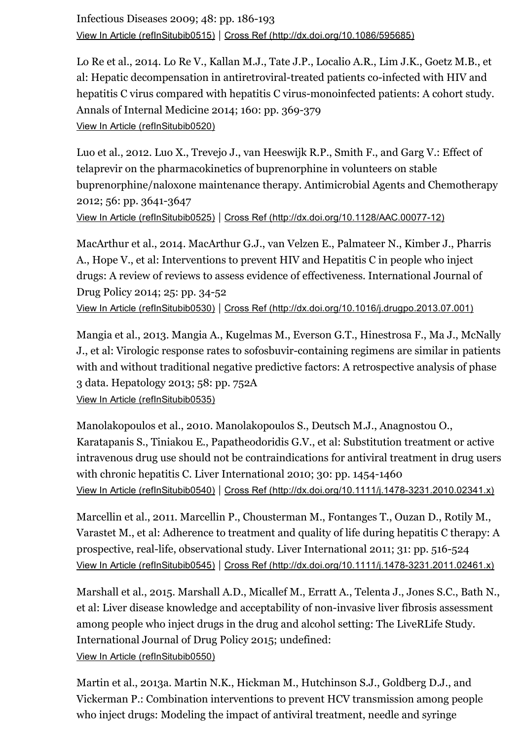Infectious Diseases 2009; 48: pp. 186-193
View In Article (refInSitubib0515) | Cross Ref (http://dx.doi.org/10.1086/595685)

Lo Re et al., 2014. Lo Re V., Kallan M.J., Tate J.P., Localio A.R., Lim J.K., Goetz M.B., et al: Hepatic decompensation in antiretroviral-treated patients co-infected with HIV and hepatitis C virus compared with hepatitis C virus-monoinfected patients: A cohort study. Annals of Internal Medicine 2014; 160: pp. 369-379
View In Article (refInSitubib0520)

Luo et al., 2012. Luo X., Trevejo J., van Heeswijk R.P., Smith F., and Garg V.: Effect of telaprevir on the pharmacokinetics of buprenorphine in volunteers on stable buprenorphine/naloxone maintenance therapy. Antimicrobial Agents and Chemotherapy 2012; 56: pp. 3641-3647
View In Article (refInSitubib0525) | Cross Ref (http://dx.doi.org/10.1128/AAC.00077-12)

MacArthur et al., 2014. MacArthur G.J., van Velzen E., Palmateer N., Kimber J., Pharris A., Hope V., et al: Interventions to prevent HIV and Hepatitis C in people who inject drugs: A review of reviews to assess evidence of effectiveness. International Journal of Drug Policy 2014; 25: pp. 34-52
View In Article (refInSitubib0530) | Cross Ref (http://dx.doi.org/10.1016/j.drugpo.2013.07.001)

Mangia et al., 2013. Mangia A., Kugelmas M., Everson G.T., Hinestrosa F., Ma J., McNally J., et al: Virologic response rates to sofosbuvir-containing regimens are similar in patients with and without traditional negative predictive factors: A retrospective analysis of phase 3 data. Hepatology 2013; 58: pp. 752A
View In Article (refInSitubib0535)

Manolakopoulos et al., 2010. Manolakopoulos S., Deutsch M.J., Anagnostou O., Karatapanis S., Tiniakou E., Papatheodoridis G.V., et al: Substitution treatment or active intravenous drug use should not be contraindications for antiviral treatment in drug users with chronic hepatitis C. Liver International 2010; 30: pp. 1454-1460
View In Article (refInSitubib0540) | Cross Ref (http://dx.doi.org/10.1111/j.1478-3231.2010.02341.x)

Marcellin et al., 2011. Marcellin P., Chousterman M., Fontanges T., Ouzan D., Rotily M., Varastet M., et al: Adherence to treatment and quality of life during hepatitis C therapy: A prospective, real-life, observational study. Liver International 2011; 31: pp. 516-524
View In Article (refInSitubib0545) | Cross Ref (http://dx.doi.org/10.1111/j.1478-3231.2011.02461.x)

Marshall et al., 2015. Marshall A.D., Micallef M., Erratt A., Telenta J., Jones S.C., Bath N., et al: Liver disease knowledge and acceptability of non-invasive liver fibrosis assessment among people who inject drugs in the drug and alcohol setting: The LiveRLife Study. International Journal of Drug Policy 2015; undefined:
View In Article (refInSitubib0550)

Martin et al., 2013a. Martin N.K., Hickman M., Hutchinson S.J., Goldberg D.J., and Vickerman P.: Combination interventions to prevent HCV transmission among people who inject drugs: Modeling the impact of antiviral treatment, needle and syringe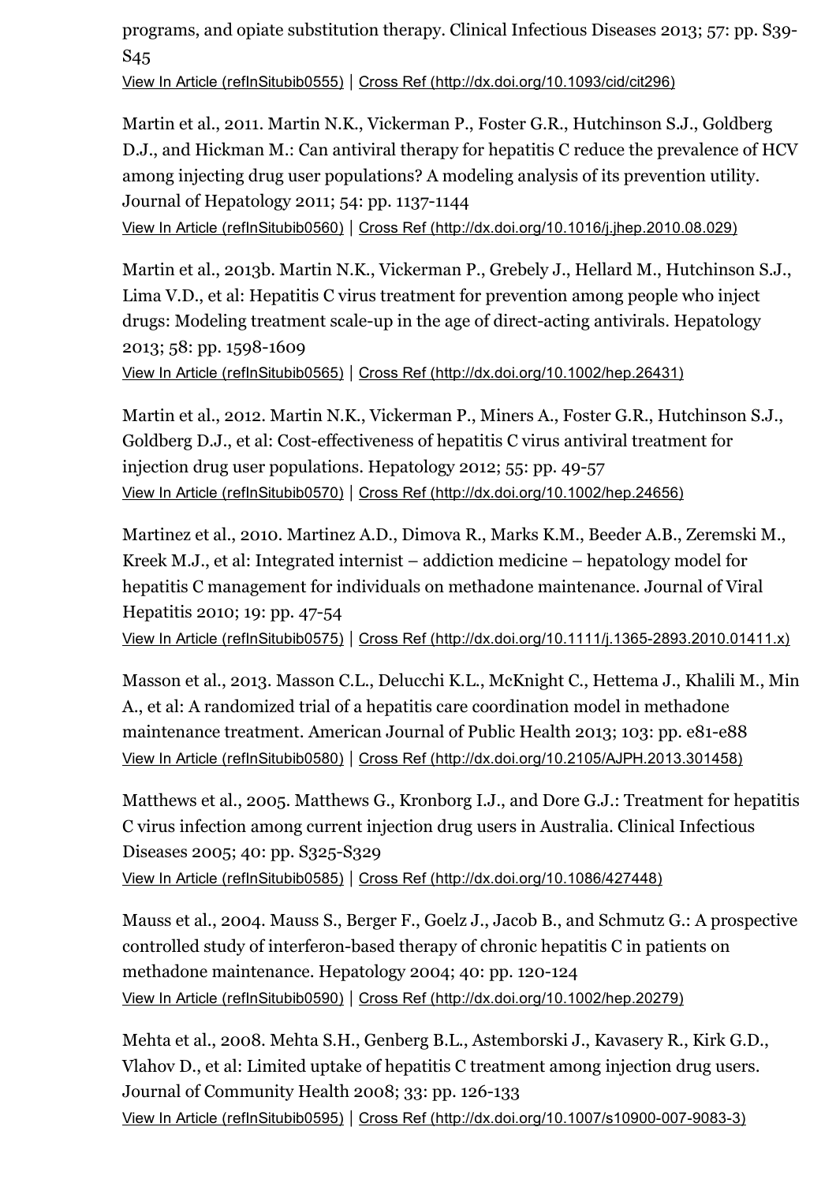programs, and opiate substitution therapy. Clinical Infectious Diseases 2013; 57: pp. S39-S45

View In Article (refInSitubib0555) | Cross Ref (http://dx.doi.org/10.1093/cid/cit296)

Martin et al., 2011. Martin N.K., Vickerman P., Foster G.R., Hutchinson S.J., Goldberg D.J., and Hickman M.: Can antiviral therapy for hepatitis C reduce the prevalence of HCV among injecting drug user populations? A modeling analysis of its prevention utility. Journal of Hepatology 2011; 54: pp. 1137-1144

View In Article (refInSitubib0560) | Cross Ref (http://dx.doi.org/10.1016/j.jhep.2010.08.029)

Martin et al., 2013b. Martin N.K., Vickerman P., Grebely J., Hellard M., Hutchinson S.J., Lima V.D., et al: Hepatitis C virus treatment for prevention among people who inject drugs: Modeling treatment scale-up in the age of direct-acting antivirals. Hepatology 2013; 58: pp. 1598-1609

View In Article (refInSitubib0565) | Cross Ref (http://dx.doi.org/10.1002/hep.26431)

Martin et al., 2012. Martin N.K., Vickerman P., Miners A., Foster G.R., Hutchinson S.J., Goldberg D.J., et al: Cost-effectiveness of hepatitis C virus antiviral treatment for injection drug user populations. Hepatology 2012; 55: pp. 49-57

View In Article (refInSitubib0570) | Cross Ref (http://dx.doi.org/10.1002/hep.24656)

Martinez et al., 2010. Martinez A.D., Dimova R., Marks K.M., Beeder A.B., Zeremski M., Kreek M.J., et al: Integrated internist – addiction medicine – hepatology model for hepatitis C management for individuals on methadone maintenance. Journal of Viral Hepatitis 2010; 19: pp. 47-54

View In Article (refInSitubib0575) | Cross Ref (http://dx.doi.org/10.1111/j.1365-2893.2010.01411.x)

Masson et al., 2013. Masson C.L., Delucchi K.L., McKnight C., Hettema J., Khalili M., Min A., et al: A randomized trial of a hepatitis care coordination model in methadone maintenance treatment. American Journal of Public Health 2013; 103: pp. e81-e88

View In Article (refInSitubib0580) | Cross Ref (http://dx.doi.org/10.2105/AJPH.2013.301458)

Matthews et al., 2005. Matthews G., Kronborg I.J., and Dore G.J.: Treatment for hepatitis C virus infection among current injection drug users in Australia. Clinical Infectious Diseases 2005; 40: pp. S325-S329

View In Article (refInSitubib0585) | Cross Ref (http://dx.doi.org/10.1086/427448)

Mauss et al., 2004. Mauss S., Berger F., Goelz J., Jacob B., and Schmutz G.: A prospective controlled study of interferon-based therapy of chronic hepatitis C in patients on methadone maintenance. Hepatology 2004; 40: pp. 120-124

View In Article (refInSitubib0590) | Cross Ref (http://dx.doi.org/10.1002/hep.20279)

Mehta et al., 2008. Mehta S.H., Genberg B.L., Astemborski J., Kavasery R., Kirk G.D., Vlahov D., et al: Limited uptake of hepatitis C treatment among injection drug users. Journal of Community Health 2008; 33: pp. 126-133

View In Article (refInSitubib0595) | Cross Ref (http://dx.doi.org/10.1007/s10900-007-9083-3)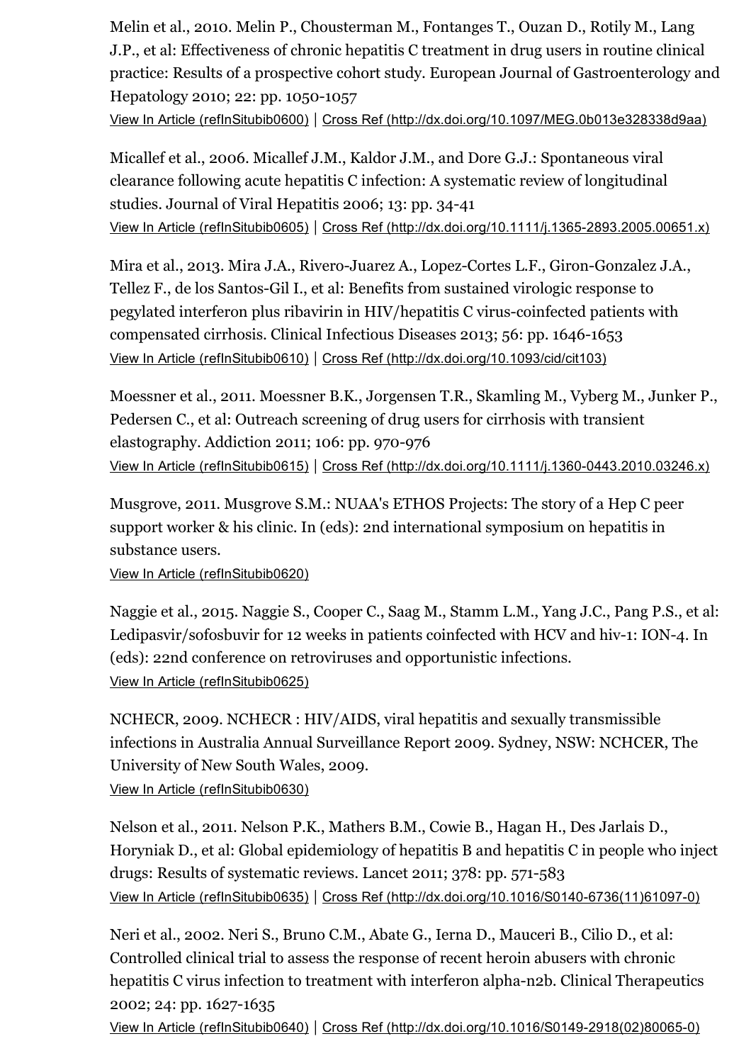Melin et al., 2010. Melin P., Chousterman M., Fontanges T., Ouzan D., Rotily M., Lang J.P., et al: Effectiveness of chronic hepatitis C treatment in drug users in routine clinical practice: Results of a prospective cohort study. European Journal of Gastroenterology and Hepatology 2010; 22: pp. 1050-1057

View In Article (refInSitubib0600) | Cross Ref (http://dx.doi.org/10.1097/MEG.0b013e328338d9aa)

Micallef et al., 2006. Micallef J.M., Kaldor J.M., and Dore G.J.: Spontaneous viral clearance following acute hepatitis C infection: A systematic review of longitudinal studies. Journal of Viral Hepatitis 2006; 13: pp. 34-41

View In Article (refInSitubib0605) | Cross Ref (http://dx.doi.org/10.1111/j.1365-2893.2005.00651.x)

Mira et al., 2013. Mira J.A., Rivero-Juarez A., Lopez-Cortes L.F., Giron-Gonzalez J.A., Tellez F., de los Santos-Gil I., et al: Benefits from sustained virologic response to pegylated interferon plus ribavirin in HIV/hepatitis C virus-coinfected patients with compensated cirrhosis. Clinical Infectious Diseases 2013; 56: pp. 1646-1653

View In Article (refInSitubib0610) | Cross Ref (http://dx.doi.org/10.1093/cid/cit103)

Moessner et al., 2011. Moessner B.K., Jorgensen T.R., Skamling M., Vyberg M., Junker P., Pedersen C., et al: Outreach screening of drug users for cirrhosis with transient elastography. Addiction 2011; 106: pp. 970-976

View In Article (refInSitubib0615) | Cross Ref (http://dx.doi.org/10.1111/j.1360-0443.2010.03246.x)

Musgrove, 2011. Musgrove S.M.: NUAA's ETHOS Projects: The story of a Hep C peer support worker & his clinic. In (eds): 2nd international symposium on hepatitis in substance users.

View In Article (refInSitubib0620)

Naggie et al., 2015. Naggie S., Cooper C., Saag M., Stamm L.M., Yang J.C., Pang P.S., et al: Ledipasvir/sofosbuvir for 12 weeks in patients coinfected with HCV and hiv-1: ION-4. In (eds): 22nd conference on retroviruses and opportunistic infections.

View In Article (refInSitubib0625)

NCHECR, 2009. NCHECR : HIV/AIDS, viral hepatitis and sexually transmissible infections in Australia Annual Surveillance Report 2009. Sydney, NSW: NCHCER, The University of New South Wales, 2009.

View In Article (refInSitubib0630)

Nelson et al., 2011. Nelson P.K., Mathers B.M., Cowie B., Hagan H., Des Jarlais D., Horyniak D., et al: Global epidemiology of hepatitis B and hepatitis C in people who inject drugs: Results of systematic reviews. Lancet 2011; 378: pp. 571-583

View In Article (refInSitubib0635) | Cross Ref (http://dx.doi.org/10.1016/S0140-6736(11)61097-0)

Neri et al., 2002. Neri S., Bruno C.M., Abate G., Ierna D., Mauceri B., Cilio D., et al: Controlled clinical trial to assess the response of recent heroin abusers with chronic hepatitis C virus infection to treatment with interferon alpha-n2b. Clinical Therapeutics 2002; 24: pp. 1627-1635

View In Article (refInSitubib0640) | Cross Ref (http://dx.doi.org/10.1016/S0149-2918(02)80065-0)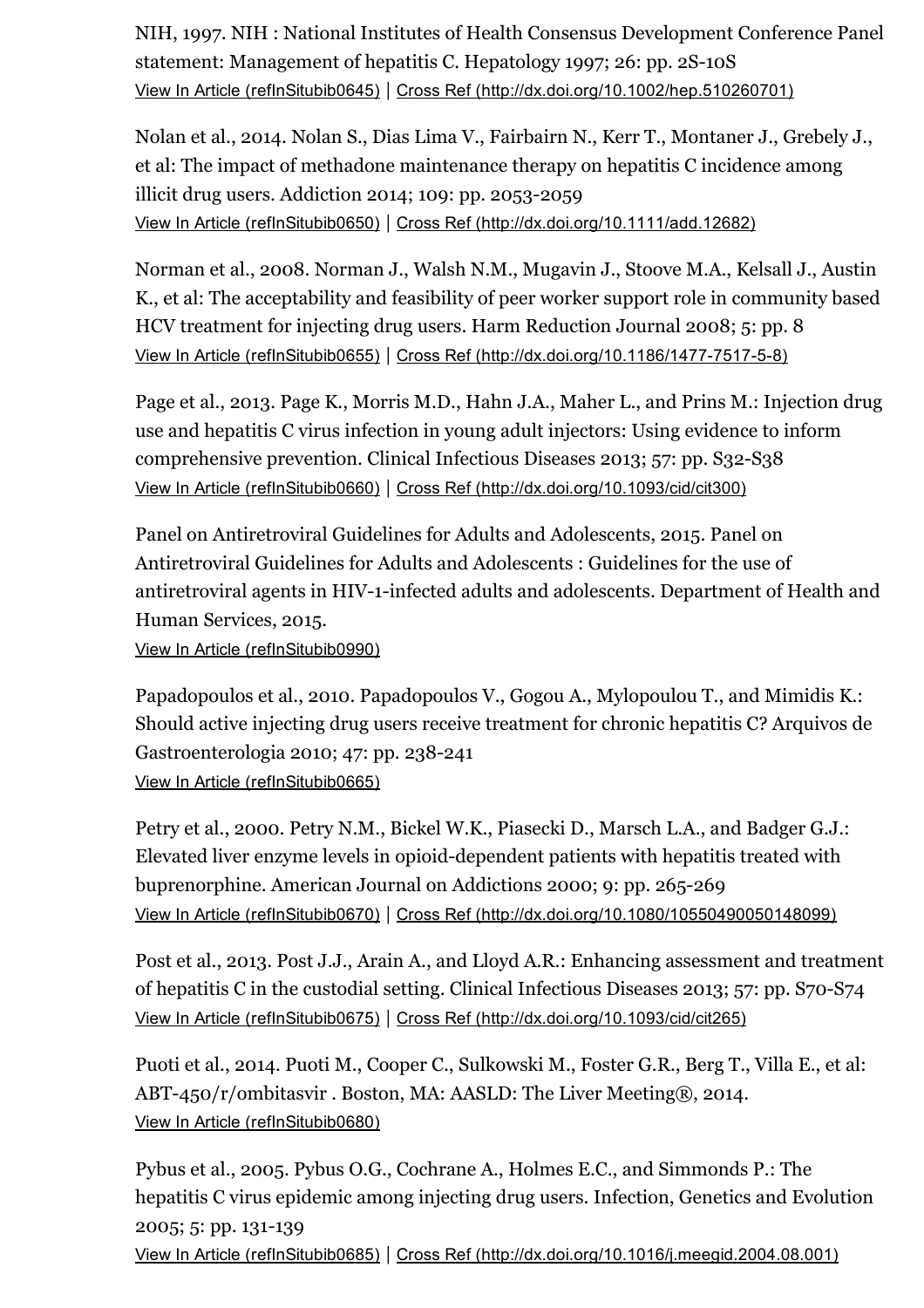NIH, 1997. NIH : National Institutes of Health Consensus Development Conference Panel statement: Management of hepatitis C. Hepatology 1997; 26: pp. 2S-10S
View In Article (refInSitubib0645) | Cross Ref (http://dx.doi.org/10.1002/hep.510260701)

Nolan et al., 2014. Nolan S., Dias Lima V., Fairbairn N., Kerr T., Montaner J., Grebely J., et al: The impact of methadone maintenance therapy on hepatitis C incidence among illicit drug users. Addiction 2014; 109: pp. 2053-2059
View In Article (refInSitubib0650) | Cross Ref (http://dx.doi.org/10.1111/add.12682)

Norman et al., 2008. Norman J., Walsh N.M., Mugavin J., Stoove M.A., Kelsall J., Austin K., et al: The acceptability and feasibility of peer worker support role in community based HCV treatment for injecting drug users. Harm Reduction Journal 2008; 5: pp. 8
View In Article (refInSitubib0655) | Cross Ref (http://dx.doi.org/10.1186/1477-7517-5-8)

Page et al., 2013. Page K., Morris M.D., Hahn J.A., Maher L., and Prins M.: Injection drug use and hepatitis C virus infection in young adult injectors: Using evidence to inform comprehensive prevention. Clinical Infectious Diseases 2013; 57: pp. S32-S38
View In Article (refInSitubib0660) | Cross Ref (http://dx.doi.org/10.1093/cid/cit300)

Panel on Antiretroviral Guidelines for Adults and Adolescents, 2015. Panel on Antiretroviral Guidelines for Adults and Adolescents : Guidelines for the use of antiretroviral agents in HIV-1-infected adults and adolescents. Department of Health and Human Services, 2015.
View In Article (refInSitubib0990)

Papadopoulos et al., 2010. Papadopoulos V., Gogou A., Mylopoulou T., and Mimidis K.: Should active injecting drug users receive treatment for chronic hepatitis C? Arquivos de Gastroenterologia 2010; 47: pp. 238-241
View In Article (refInSitubib0665)

Petry et al., 2000. Petry N.M., Bickel W.K., Piasecki D., Marsch L.A., and Badger G.J.: Elevated liver enzyme levels in opioid-dependent patients with hepatitis treated with buprenorphine. American Journal on Addictions 2000; 9: pp. 265-269
View In Article (refInSitubib0670) | Cross Ref (http://dx.doi.org/10.1080/10550490050148099)

Post et al., 2013. Post J.J., Arain A., and Lloyd A.R.: Enhancing assessment and treatment of hepatitis C in the custodial setting. Clinical Infectious Diseases 2013; 57: pp. S70-S74
View In Article (refInSitubib0675) | Cross Ref (http://dx.doi.org/10.1093/cid/cit265)

Puoti et al., 2014. Puoti M., Cooper C., Sulkowski M., Foster G.R., Berg T., Villa E., et al: ABT-450/r/ombitasvir . Boston, MA: AASLD: The Liver Meeting®, 2014.
View In Article (refInSitubib0680)

Pybus et al., 2005. Pybus O.G., Cochrane A., Holmes E.C., and Simmonds P.: The hepatitis C virus epidemic among injecting drug users. Infection, Genetics and Evolution 2005; 5: pp. 131-139
View In Article (refInSitubib0685) | Cross Ref (http://dx.doi.org/10.1016/j.meegid.2004.08.001)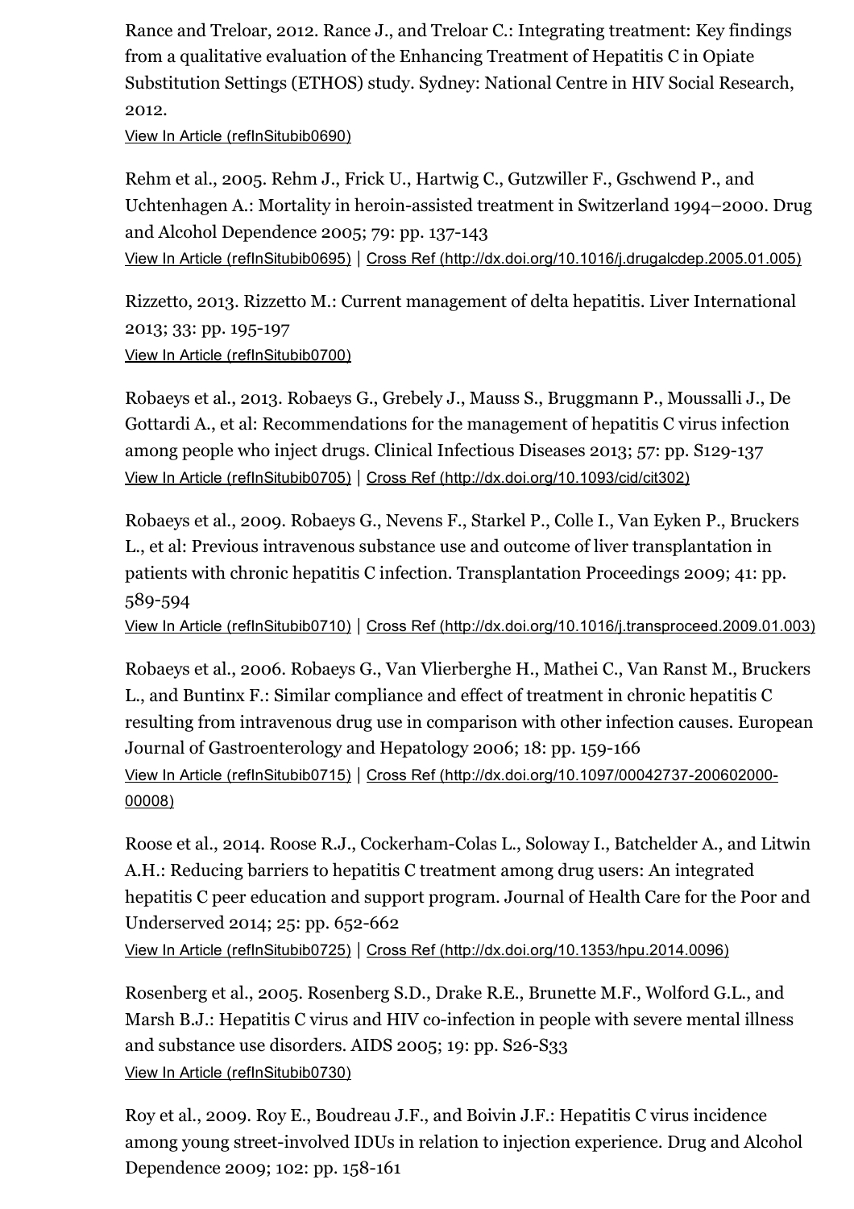Rance and Treloar, 2012. Rance J., and Treloar C.: Integrating treatment: Key findings from a qualitative evaluation of the Enhancing Treatment of Hepatitis C in Opiate Substitution Settings (ETHOS) study. Sydney: National Centre in HIV Social Research, 2012.
View In Article (refInSitubib0690)

Rehm et al., 2005. Rehm J., Frick U., Hartwig C., Gutzwiller F., Gschwend P., and Uchtenhagen A.: Mortality in heroin-assisted treatment in Switzerland 1994–2000. Drug and Alcohol Dependence 2005; 79: pp. 137-143
View In Article (refInSitubib0695) | Cross Ref (http://dx.doi.org/10.1016/j.drugalcdep.2005.01.005)

Rizzetto, 2013. Rizzetto M.: Current management of delta hepatitis. Liver International 2013; 33: pp. 195-197
View In Article (refInSitubib0700)

Robaeys et al., 2013. Robaeys G., Grebely J., Mauss S., Bruggmann P., Moussalli J., De Gottardi A., et al: Recommendations for the management of hepatitis C virus infection among people who inject drugs. Clinical Infectious Diseases 2013; 57: pp. S129-137
View In Article (refInSitubib0705) | Cross Ref (http://dx.doi.org/10.1093/cid/cit302)

Robaeys et al., 2009. Robaeys G., Nevens F., Starkel P., Colle I., Van Eyken P., Bruckers L., et al: Previous intravenous substance use and outcome of liver transplantation in patients with chronic hepatitis C infection. Transplantation Proceedings 2009; 41: pp. 589-594
View In Article (refInSitubib0710) | Cross Ref (http://dx.doi.org/10.1016/j.transproceed.2009.01.003)

Robaeys et al., 2006. Robaeys G., Van Vlierberghe H., Mathei C., Van Ranst M., Bruckers L., and Buntinx F.: Similar compliance and effect of treatment in chronic hepatitis C resulting from intravenous drug use in comparison with other infection causes. European Journal of Gastroenterology and Hepatology 2006; 18: pp. 159-166
View In Article (refInSitubib0715) | Cross Ref (http://dx.doi.org/10.1097/00042737-200602000-00008)

Roose et al., 2014. Roose R.J., Cockerham-Colas L., Soloway I., Batchelder A., and Litwin A.H.: Reducing barriers to hepatitis C treatment among drug users: An integrated hepatitis C peer education and support program. Journal of Health Care for the Poor and Underserved 2014; 25: pp. 652-662
View In Article (refInSitubib0725) | Cross Ref (http://dx.doi.org/10.1353/hpu.2014.0096)

Rosenberg et al., 2005. Rosenberg S.D., Drake R.E., Brunette M.F., Wolford G.L., and Marsh B.J.: Hepatitis C virus and HIV co-infection in people with severe mental illness and substance use disorders. AIDS 2005; 19: pp. S26-S33
View In Article (refInSitubib0730)

Roy et al., 2009. Roy E., Boudreau J.F., and Boivin J.F.: Hepatitis C virus incidence among young street-involved IDUs in relation to injection experience. Drug and Alcohol Dependence 2009; 102: pp. 158-161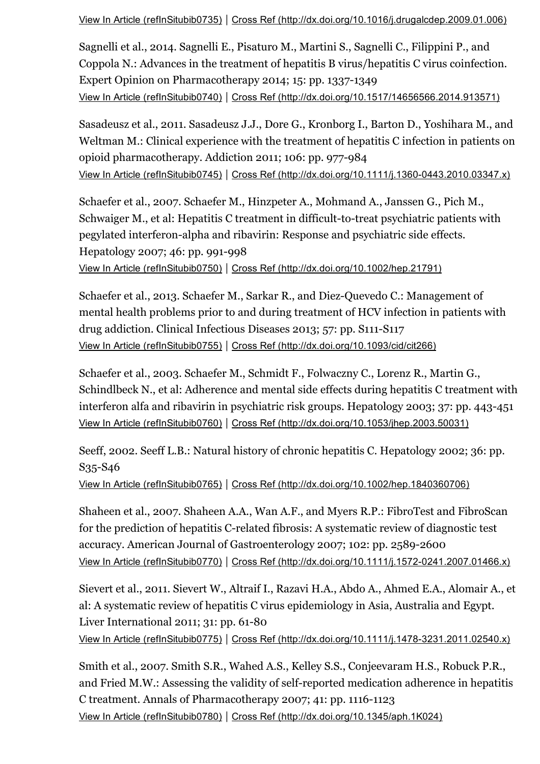View In Article (refInSitubib0735) | Cross Ref (http://dx.doi.org/10.1016/j.drugalcdep.2009.01.006)

Sagnelli et al., 2014. Sagnelli E., Pisaturo M., Martini S., Sagnelli C., Filippini P., and Coppola N.: Advances in the treatment of hepatitis B virus/hepatitis C virus coinfection. Expert Opinion on Pharmacotherapy 2014; 15: pp. 1337-1349
View In Article (refInSitubib0740) | Cross Ref (http://dx.doi.org/10.1517/14656566.2014.913571)

Sasadeusz et al., 2011. Sasadeusz J.J., Dore G., Kronborg I., Barton D., Yoshihara M., and Weltman M.: Clinical experience with the treatment of hepatitis C infection in patients on opioid pharmacotherapy. Addiction 2011; 106: pp. 977-984
View In Article (refInSitubib0745) | Cross Ref (http://dx.doi.org/10.1111/j.1360-0443.2010.03347.x)

Schaefer et al., 2007. Schaefer M., Hinzpeter A., Mohmand A., Janssen G., Pich M., Schwaiger M., et al: Hepatitis C treatment in difficult-to-treat psychiatric patients with pegylated interferon-alpha and ribavirin: Response and psychiatric side effects. Hepatology 2007; 46: pp. 991-998
View In Article (refInSitubib0750) | Cross Ref (http://dx.doi.org/10.1002/hep.21791)

Schaefer et al., 2013. Schaefer M., Sarkar R., and Diez-Quevedo C.: Management of mental health problems prior to and during treatment of HCV infection in patients with drug addiction. Clinical Infectious Diseases 2013; 57: pp. S111-S117
View In Article (refInSitubib0755) | Cross Ref (http://dx.doi.org/10.1093/cid/cit266)

Schaefer et al., 2003. Schaefer M., Schmidt F., Folwaczny C., Lorenz R., Martin G., Schindlbeck N., et al: Adherence and mental side effects during hepatitis C treatment with interferon alfa and ribavirin in psychiatric risk groups. Hepatology 2003; 37: pp. 443-451
View In Article (refInSitubib0760) | Cross Ref (http://dx.doi.org/10.1053/jhep.2003.50031)

Seeff, 2002. Seeff L.B.: Natural history of chronic hepatitis C. Hepatology 2002; 36: pp. S35-S46
View In Article (refInSitubib0765) | Cross Ref (http://dx.doi.org/10.1002/hep.1840360706)

Shaheen et al., 2007. Shaheen A.A., Wan A.F., and Myers R.P.: FibroTest and FibroScan for the prediction of hepatitis C-related fibrosis: A systematic review of diagnostic test accuracy. American Journal of Gastroenterology 2007; 102: pp. 2589-2600
View In Article (refInSitubib0770) | Cross Ref (http://dx.doi.org/10.1111/j.1572-0241.2007.01466.x)

Sievert et al., 2011. Sievert W., Altraif I., Razavi H.A., Abdo A., Ahmed E.A., Alomair A., et al: A systematic review of hepatitis C virus epidemiology in Asia, Australia and Egypt. Liver International 2011; 31: pp. 61-80
View In Article (refInSitubib0775) | Cross Ref (http://dx.doi.org/10.1111/j.1478-3231.2011.02540.x)

Smith et al., 2007. Smith S.R., Wahed A.S., Kelley S.S., Conjeevaram H.S., Robuck P.R., and Fried M.W.: Assessing the validity of self-reported medication adherence in hepatitis C treatment. Annals of Pharmacotherapy 2007; 41: pp. 1116-1123
View In Article (refInSitubib0780) | Cross Ref (http://dx.doi.org/10.1345/aph.1K024)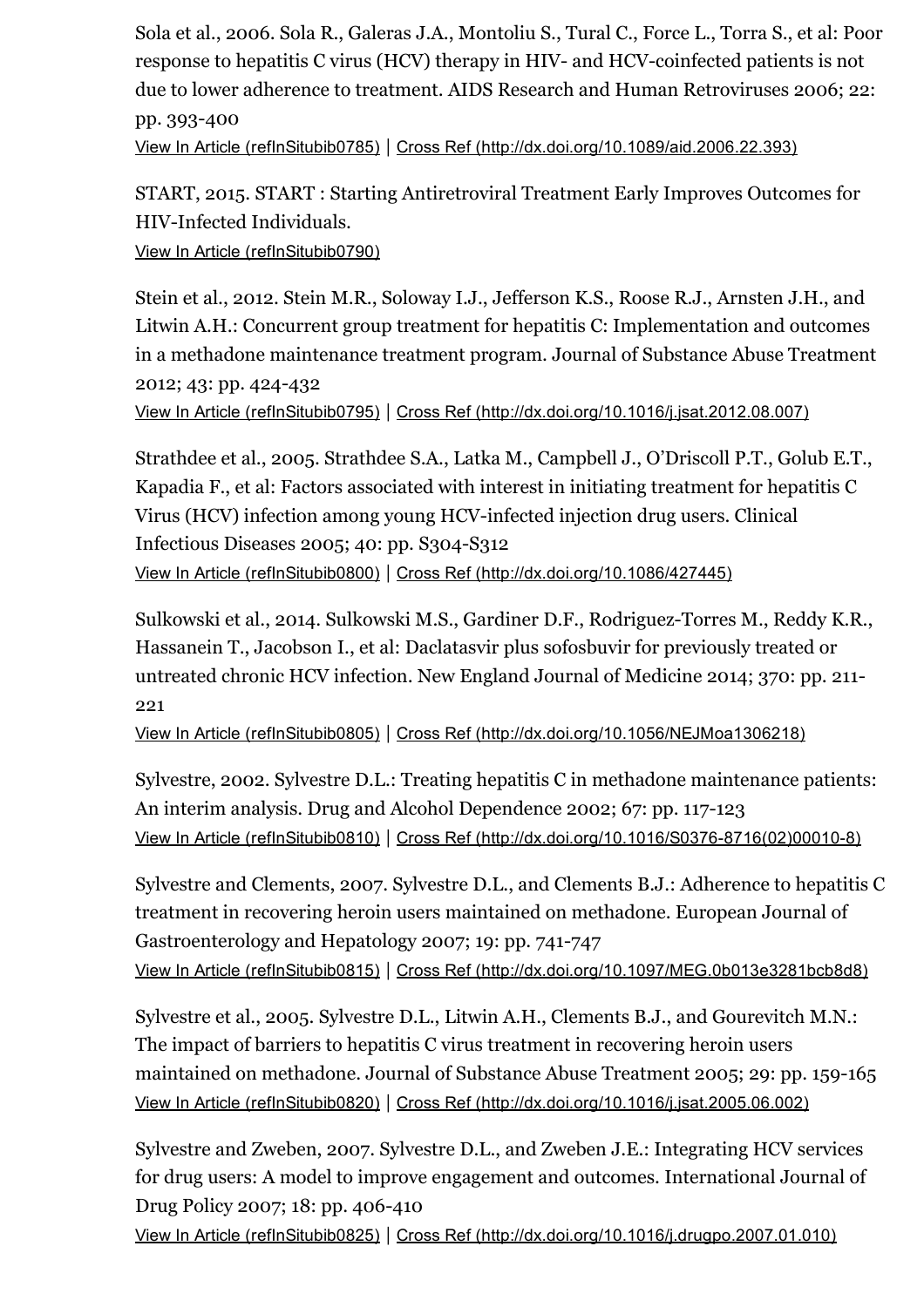Sola et al., 2006. Sola R., Galeras J.A., Montoliu S., Tural C., Force L., Torra S., et al: Poor response to hepatitis C virus (HCV) therapy in HIV- and HCV-coinfected patients is not due to lower adherence to treatment. AIDS Research and Human Retroviruses 2006; 22: pp. 393-400

View In Article (refInSitubib0785) | Cross Ref (http://dx.doi.org/10.1089/aid.2006.22.393)

START, 2015. START : Starting Antiretroviral Treatment Early Improves Outcomes for HIV-Infected Individuals.

View In Article (refInSitubib0790)

Stein et al., 2012. Stein M.R., Soloway I.J., Jefferson K.S., Roose R.J., Arnsten J.H., and Litwin A.H.: Concurrent group treatment for hepatitis C: Implementation and outcomes in a methadone maintenance treatment program. Journal of Substance Abuse Treatment 2012; 43: pp. 424-432

View In Article (refInSitubib0795) | Cross Ref (http://dx.doi.org/10.1016/j.jsat.2012.08.007)

Strathdee et al., 2005. Strathdee S.A., Latka M., Campbell J., O'Driscoll P.T., Golub E.T., Kapadia F., et al: Factors associated with interest in initiating treatment for hepatitis C Virus (HCV) infection among young HCV-infected injection drug users. Clinical Infectious Diseases 2005; 40: pp. S304-S312

View In Article (refInSitubib0800) | Cross Ref (http://dx.doi.org/10.1086/427445)

Sulkowski et al., 2014. Sulkowski M.S., Gardiner D.F., Rodriguez-Torres M., Reddy K.R., Hassanein T., Jacobson I., et al: Daclatasvir plus sofosbuvir for previously treated or untreated chronic HCV infection. New England Journal of Medicine 2014; 370: pp. 211-221

View In Article (refInSitubib0805) | Cross Ref (http://dx.doi.org/10.1056/NEJMoa1306218)

Sylvestre, 2002. Sylvestre D.L.: Treating hepatitis C in methadone maintenance patients: An interim analysis. Drug and Alcohol Dependence 2002; 67: pp. 117-123

View In Article (refInSitubib0810) | Cross Ref (http://dx.doi.org/10.1016/S0376-8716(02)00010-8)

Sylvestre and Clements, 2007. Sylvestre D.L., and Clements B.J.: Adherence to hepatitis C treatment in recovering heroin users maintained on methadone. European Journal of Gastroenterology and Hepatology 2007; 19: pp. 741-747

View In Article (refInSitubib0815) | Cross Ref (http://dx.doi.org/10.1097/MEG.0b013e3281bcb8d8)

Sylvestre et al., 2005. Sylvestre D.L., Litwin A.H., Clements B.J., and Gourevitch M.N.: The impact of barriers to hepatitis C virus treatment in recovering heroin users maintained on methadone. Journal of Substance Abuse Treatment 2005; 29: pp. 159-165

View In Article (refInSitubib0820) | Cross Ref (http://dx.doi.org/10.1016/j.jsat.2005.06.002)

Sylvestre and Zweben, 2007. Sylvestre D.L., and Zweben J.E.: Integrating HCV services for drug users: A model to improve engagement and outcomes. International Journal of Drug Policy 2007; 18: pp. 406-410

View In Article (refInSitubib0825) | Cross Ref (http://dx.doi.org/10.1016/j.drugpo.2007.01.010)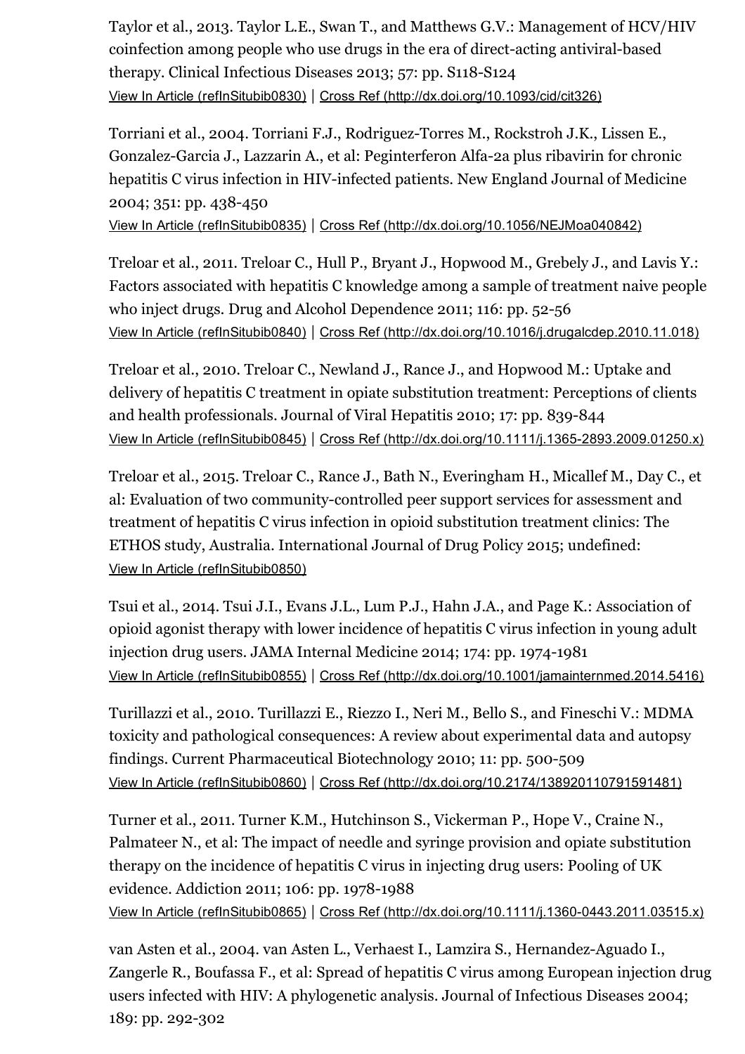Taylor et al., 2013. Taylor L.E., Swan T., and Matthews G.V.: Management of HCV/HIV coinfection among people who use drugs in the era of direct-acting antiviral-based therapy. Clinical Infectious Diseases 2013; 57: pp. S118-S124
View In Article (refInSitubib0830) | Cross Ref (http://dx.doi.org/10.1093/cid/cit326)

Torriani et al., 2004. Torriani F.J., Rodriguez-Torres M., Rockstroh J.K., Lissen E., Gonzalez-Garcia J., Lazzarin A., et al: Peginterferon Alfa-2a plus ribavirin for chronic hepatitis C virus infection in HIV-infected patients. New England Journal of Medicine 2004; 351: pp. 438-450
View In Article (refInSitubib0835) | Cross Ref (http://dx.doi.org/10.1056/NEJMoa040842)

Treloar et al., 2011. Treloar C., Hull P., Bryant J., Hopwood M., Grebely J., and Lavis Y.: Factors associated with hepatitis C knowledge among a sample of treatment naive people who inject drugs. Drug and Alcohol Dependence 2011; 116: pp. 52-56
View In Article (refInSitubib0840) | Cross Ref (http://dx.doi.org/10.1016/j.drugalcdep.2010.11.018)

Treloar et al., 2010. Treloar C., Newland J., Rance J., and Hopwood M.: Uptake and delivery of hepatitis C treatment in opiate substitution treatment: Perceptions of clients and health professionals. Journal of Viral Hepatitis 2010; 17: pp. 839-844
View In Article (refInSitubib0845) | Cross Ref (http://dx.doi.org/10.1111/j.1365-2893.2009.01250.x)

Treloar et al., 2015. Treloar C., Rance J., Bath N., Everingham H., Micallef M., Day C., et al: Evaluation of two community-controlled peer support services for assessment and treatment of hepatitis C virus infection in opioid substitution treatment clinics: The ETHOS study, Australia. International Journal of Drug Policy 2015; undefined:
View In Article (refInSitubib0850)

Tsui et al., 2014. Tsui J.I., Evans J.L., Lum P.J., Hahn J.A., and Page K.: Association of opioid agonist therapy with lower incidence of hepatitis C virus infection in young adult injection drug users. JAMA Internal Medicine 2014; 174: pp. 1974-1981
View In Article (refInSitubib0855) | Cross Ref (http://dx.doi.org/10.1001/jamainternmed.2014.5416)

Turillazzi et al., 2010. Turillazzi E., Riezzo I., Neri M., Bello S., and Fineschi V.: MDMA toxicity and pathological consequences: A review about experimental data and autopsy findings. Current Pharmaceutical Biotechnology 2010; 11: pp. 500-509
View In Article (refInSitubib0860) | Cross Ref (http://dx.doi.org/10.2174/138920110791591481)

Turner et al., 2011. Turner K.M., Hutchinson S., Vickerman P., Hope V., Craine N., Palmateer N., et al: The impact of needle and syringe provision and opiate substitution therapy on the incidence of hepatitis C virus in injecting drug users: Pooling of UK evidence. Addiction 2011; 106: pp. 1978-1988
View In Article (refInSitubib0865) | Cross Ref (http://dx.doi.org/10.1111/j.1360-0443.2011.03515.x)

van Asten et al., 2004. van Asten L., Verhaest I., Lamzira S., Hernandez-Aguado I., Zangerle R., Boufassa F., et al: Spread of hepatitis C virus among European injection drug users infected with HIV: A phylogenetic analysis. Journal of Infectious Diseases 2004; 189: pp. 292-302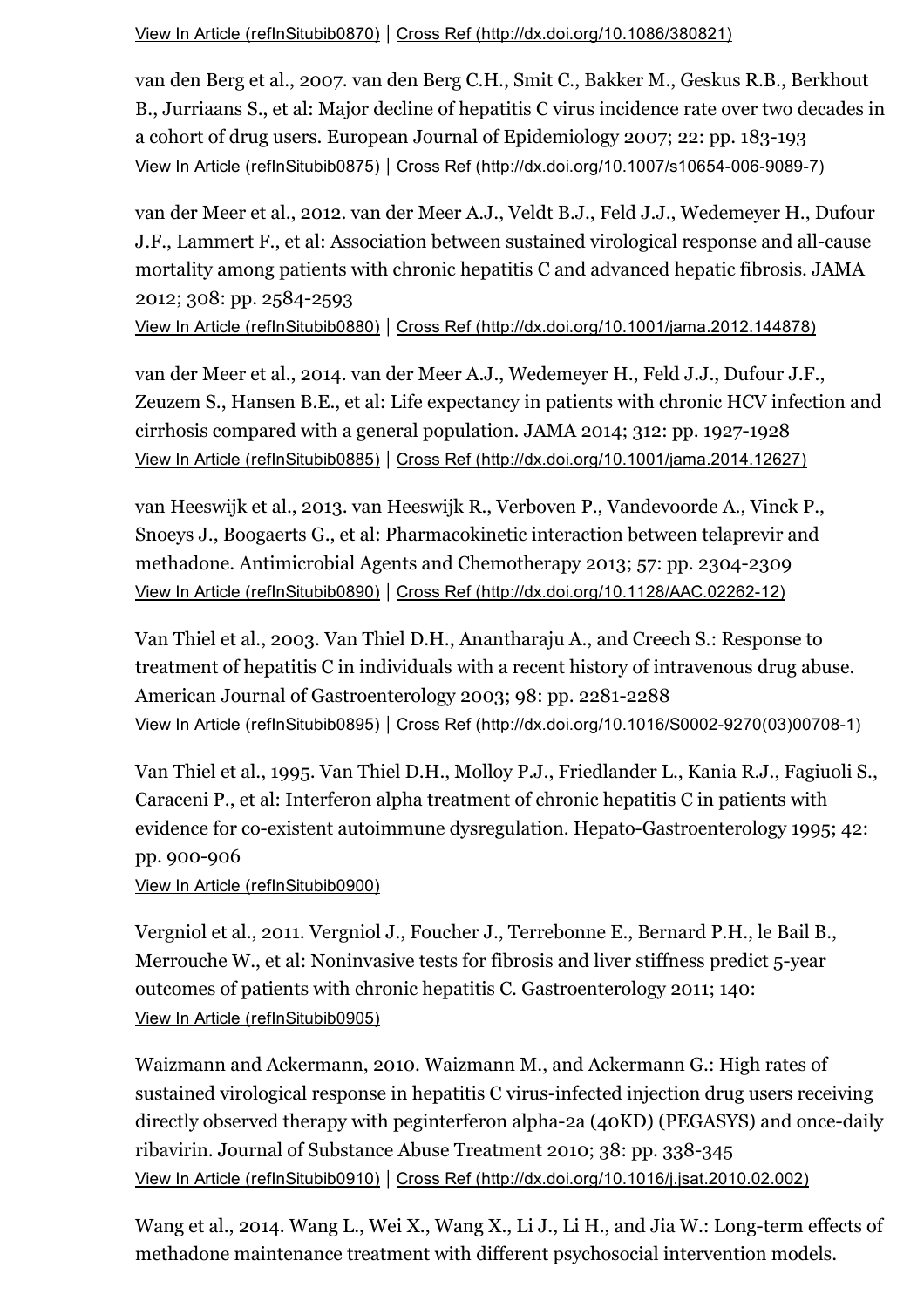View In Article (refInSitubib0870) | Cross Ref (http://dx.doi.org/10.1086/380821)

van den Berg et al., 2007. van den Berg C.H., Smit C., Bakker M., Geskus R.B., Berkhout B., Jurriaans S., et al: Major decline of hepatitis C virus incidence rate over two decades in a cohort of drug users. European Journal of Epidemiology 2007; 22: pp. 183-193
View In Article (refInSitubib0875) | Cross Ref (http://dx.doi.org/10.1007/s10654-006-9089-7)

van der Meer et al., 2012. van der Meer A.J., Veldt B.J., Feld J.J., Wedemeyer H., Dufour J.F., Lammert F., et al: Association between sustained virological response and all-cause mortality among patients with chronic hepatitis C and advanced hepatic fibrosis. JAMA 2012; 308: pp. 2584-2593
View In Article (refInSitubib0880) | Cross Ref (http://dx.doi.org/10.1001/jama.2012.144878)

van der Meer et al., 2014. van der Meer A.J., Wedemeyer H., Feld J.J., Dufour J.F., Zeuzem S., Hansen B.E., et al: Life expectancy in patients with chronic HCV infection and cirrhosis compared with a general population. JAMA 2014; 312: pp. 1927-1928
View In Article (refInSitubib0885) | Cross Ref (http://dx.doi.org/10.1001/jama.2014.12627)

van Heeswijk et al., 2013. van Heeswijk R., Verboven P., Vandevoorde A., Vinck P., Snoeys J., Boogaerts G., et al: Pharmacokinetic interaction between telaprevir and methadone. Antimicrobial Agents and Chemotherapy 2013; 57: pp. 2304-2309
View In Article (refInSitubib0890) | Cross Ref (http://dx.doi.org/10.1128/AAC.02262-12)

Van Thiel et al., 2003. Van Thiel D.H., Anantharaju A., and Creech S.: Response to treatment of hepatitis C in individuals with a recent history of intravenous drug abuse. American Journal of Gastroenterology 2003; 98: pp. 2281-2288
View In Article (refInSitubib0895) | Cross Ref (http://dx.doi.org/10.1016/S0002-9270(03)00708-1)

Van Thiel et al., 1995. Van Thiel D.H., Molloy P.J., Friedlander L., Kania R.J., Fagiuoli S., Caraceni P., et al: Interferon alpha treatment of chronic hepatitis C in patients with evidence for co-existent autoimmune dysregulation. Hepato-Gastroenterology 1995; 42: pp. 900-906
View In Article (refInSitubib0900)

Vergniol et al., 2011. Vergniol J., Foucher J., Terrebonne E., Bernard P.H., le Bail B., Merrouche W., et al: Noninvasive tests for fibrosis and liver stiffness predict 5-year outcomes of patients with chronic hepatitis C. Gastroenterology 2011; 140:
View In Article (refInSitubib0905)

Waizmann and Ackermann, 2010. Waizmann M., and Ackermann G.: High rates of sustained virological response in hepatitis C virus-infected injection drug users receiving directly observed therapy with peginterferon alpha-2a (40KD) (PEGASYS) and once-daily ribavirin. Journal of Substance Abuse Treatment 2010; 38: pp. 338-345
View In Article (refInSitubib0910) | Cross Ref (http://dx.doi.org/10.1016/j.jsat.2010.02.002)

Wang et al., 2014. Wang L., Wei X., Wang X., Li J., Li H., and Jia W.: Long-term effects of methadone maintenance treatment with different psychosocial intervention models.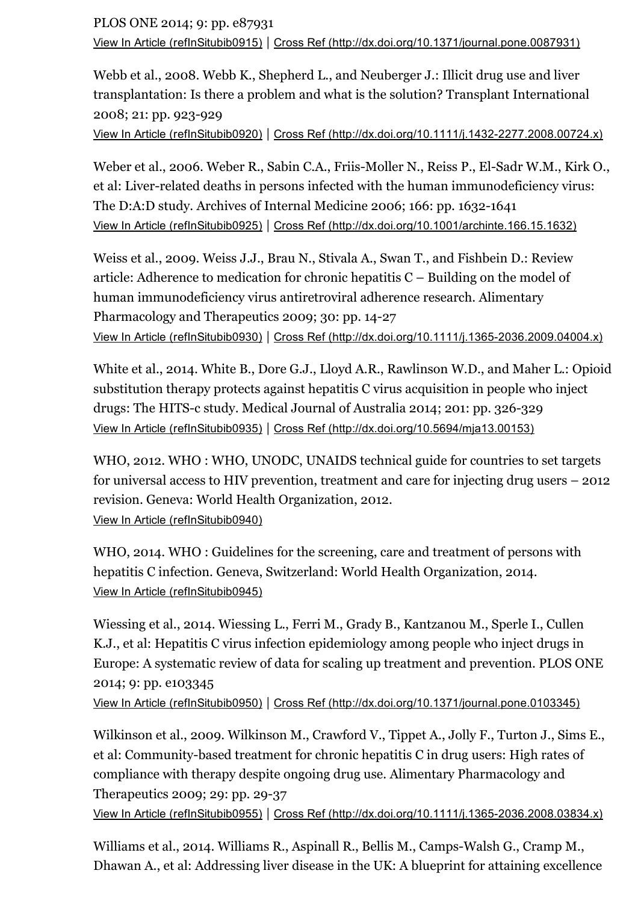PLOS ONE 2014; 9: pp. e87931
View In Article (refInSitubib0915) | Cross Ref (http://dx.doi.org/10.1371/journal.pone.0087931)

Webb et al., 2008. Webb K., Shepherd L., and Neuberger J.: Illicit drug use and liver transplantation: Is there a problem and what is the solution? Transplant International 2008; 21: pp. 923-929
View In Article (refInSitubib0920) | Cross Ref (http://dx.doi.org/10.1111/j.1432-2277.2008.00724.x)

Weber et al., 2006. Weber R., Sabin C.A., Friis-Moller N., Reiss P., El-Sadr W.M., Kirk O., et al: Liver-related deaths in persons infected with the human immunodeficiency virus: The D:A:D study. Archives of Internal Medicine 2006; 166: pp. 1632-1641
View In Article (refInSitubib0925) | Cross Ref (http://dx.doi.org/10.1001/archinte.166.15.1632)

Weiss et al., 2009. Weiss J.J., Brau N., Stivala A., Swan T., and Fishbein D.: Review article: Adherence to medication for chronic hepatitis C – Building on the model of human immunodeficiency virus antiretroviral adherence research. Alimentary Pharmacology and Therapeutics 2009; 30: pp. 14-27
View In Article (refInSitubib0930) | Cross Ref (http://dx.doi.org/10.1111/j.1365-2036.2009.04004.x)

White et al., 2014. White B., Dore G.J., Lloyd A.R., Rawlinson W.D., and Maher L.: Opioid substitution therapy protects against hepatitis C virus acquisition in people who inject drugs: The HITS-c study. Medical Journal of Australia 2014; 201: pp. 326-329
View In Article (refInSitubib0935) | Cross Ref (http://dx.doi.org/10.5694/mja13.00153)

WHO, 2012. WHO : WHO, UNODC, UNAIDS technical guide for countries to set targets for universal access to HIV prevention, treatment and care for injecting drug users – 2012 revision. Geneva: World Health Organization, 2012.
View In Article (refInSitubib0940)

WHO, 2014. WHO : Guidelines for the screening, care and treatment of persons with hepatitis C infection. Geneva, Switzerland: World Health Organization, 2014.
View In Article (refInSitubib0945)

Wiessing et al., 2014. Wiessing L., Ferri M., Grady B., Kantzanou M., Sperle I., Cullen K.J., et al: Hepatitis C virus infection epidemiology among people who inject drugs in Europe: A systematic review of data for scaling up treatment and prevention. PLOS ONE 2014; 9: pp. e103345
View In Article (refInSitubib0950) | Cross Ref (http://dx.doi.org/10.1371/journal.pone.0103345)

Wilkinson et al., 2009. Wilkinson M., Crawford V., Tippet A., Jolly F., Turton J., Sims E., et al: Community-based treatment for chronic hepatitis C in drug users: High rates of compliance with therapy despite ongoing drug use. Alimentary Pharmacology and Therapeutics 2009; 29: pp. 29-37
View In Article (refInSitubib0955) | Cross Ref (http://dx.doi.org/10.1111/j.1365-2036.2008.03834.x)

Williams et al., 2014. Williams R., Aspinall R., Bellis M., Camps-Walsh G., Cramp M., Dhawan A., et al: Addressing liver disease in the UK: A blueprint for attaining excellence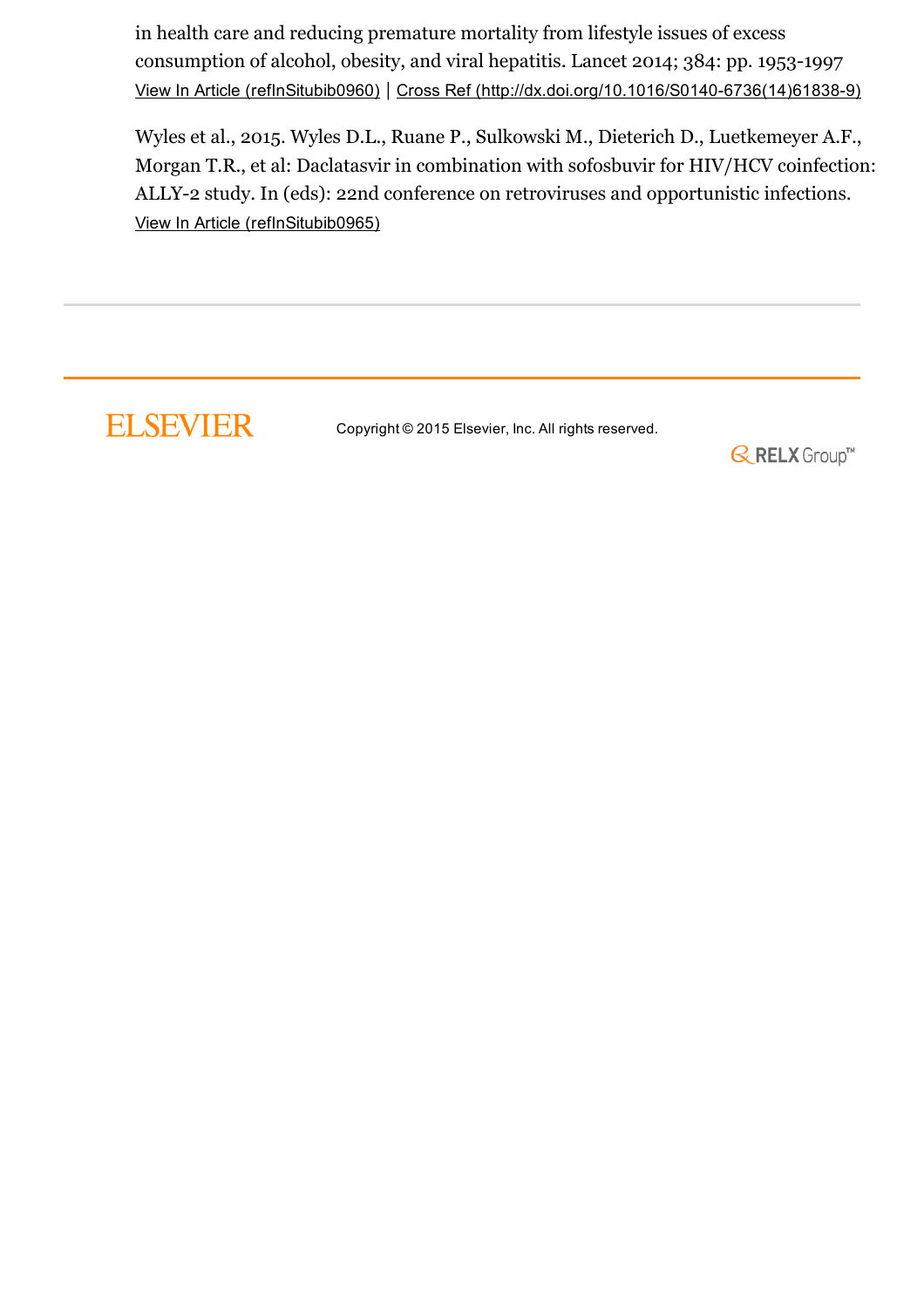in health care and reducing premature mortality from lifestyle issues of excess consumption of alcohol, obesity, and viral hepatitis. Lancet 2014; 384: pp. 1953-1997
View In Article (refInSitubib0960) | Cross Ref (http://dx.doi.org/10.1016/S0140-6736(14)61838-9)

Wyles et al., 2015. Wyles D.L., Ruane P., Sulkowski M., Dieterich D., Luetkemeyer A.F., Morgan T.R., et al: Daclatasvir in combination with sofosbuvir for HIV/HCV coinfection: ALLY-2 study. In (eds): 22nd conference on retroviruses and opportunistic infections.
View In Article (refInSitubib0965)

ELSEVIER

Copyright © 2015 Elsevier, Inc. All rights reserved.

RELX Group™